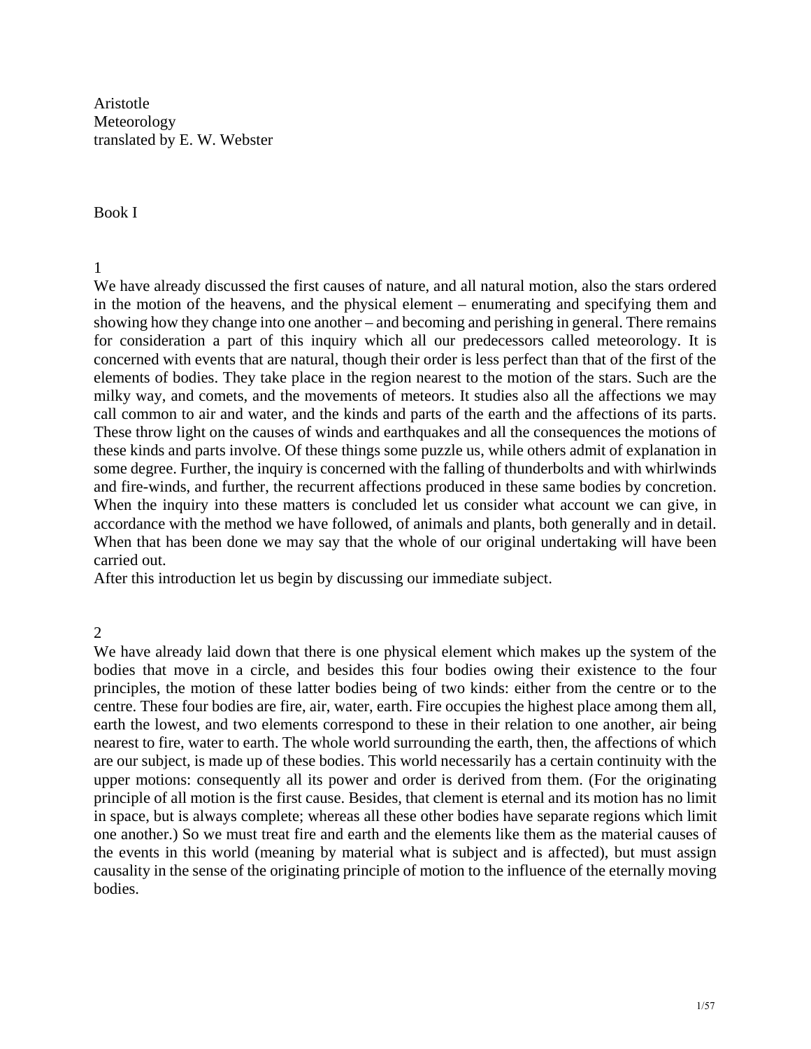Aristotle
Meteorology
translated by E. W. Webster

# Book I

## 1

We have already discussed the first causes of nature, and all natural motion, also the stars ordered in the motion of the heavens, and the physical element – enumerating and specifying them and showing how they change into one another – and becoming and perishing in general. There remains for consideration a part of this inquiry which all our predecessors called meteorology. It is concerned with events that are natural, though their order is less perfect than that of the first of the elements of bodies. They take place in the region nearest to the motion of the stars. Such are the milky way, and comets, and the movements of meteors. It studies also all the affections we may call common to air and water, and the kinds and parts of the earth and the affections of its parts. These throw light on the causes of winds and earthquakes and all the consequences the motions of these kinds and parts involve. Of these things some puzzle us, while others admit of explanation in some degree. Further, the inquiry is concerned with the falling of thunderbolts and with whirlwinds and fire-winds, and further, the recurrent affections produced in these same bodies by concretion. When the inquiry into these matters is concluded let us consider what account we can give, in accordance with the method we have followed, of animals and plants, both generally and in detail. When that has been done we may say that the whole of our original undertaking will have been carried out.

After this introduction let us begin by discussing our immediate subject.

## 2

We have already laid down that there is one physical element which makes up the system of the bodies that move in a circle, and besides this four bodies owing their existence to the four principles, the motion of these latter bodies being of two kinds: either from the centre or to the centre. These four bodies are fire, air, water, earth. Fire occupies the highest place among them all, earth the lowest, and two elements correspond to these in their relation to one another, air being nearest to fire, water to earth. The whole world surrounding the earth, then, the affections of which are our subject, is made up of these bodies. This world necessarily has a certain continuity with the upper motions: consequently all its power and order is derived from them. (For the originating principle of all motion is the first cause. Besides, that clement is eternal and its motion has no limit in space, but is always complete; whereas all these other bodies have separate regions which limit one another.) So we must treat fire and earth and the elements like them as the material causes of the events in this world (meaning by material what is subject and is affected), but must assign causality in the sense of the originating principle of motion to the influence of the eternally moving bodies.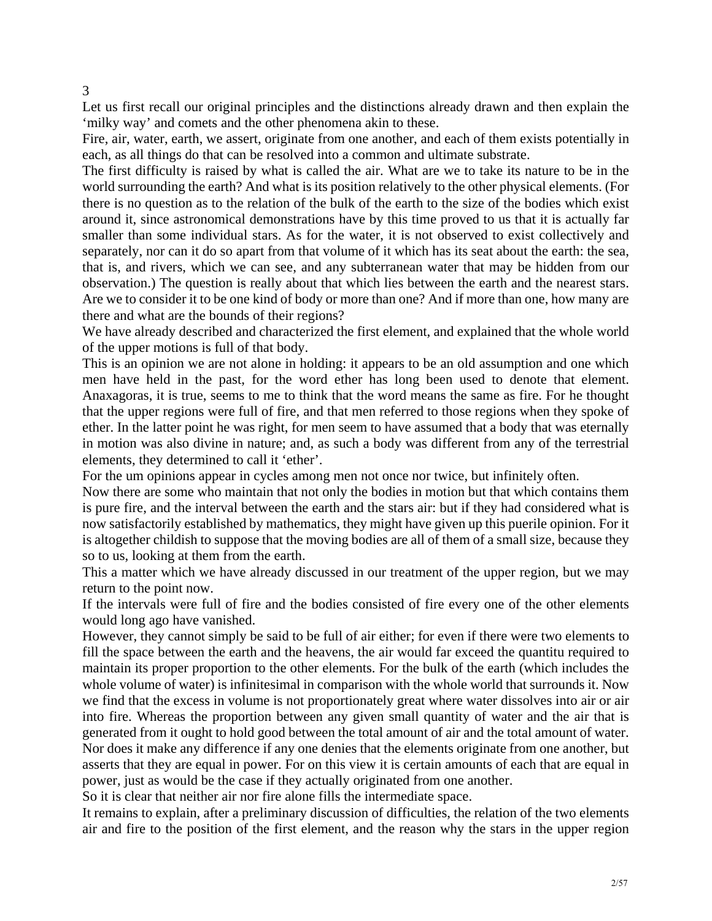3

Let us first recall our original principles and the distinctions already drawn and then explain the 'milky way' and comets and the other phenomena akin to these.

Fire, air, water, earth, we assert, originate from one another, and each of them exists potentially in each, as all things do that can be resolved into a common and ultimate substrate.

The first difficulty is raised by what is called the air. What are we to take its nature to be in the world surrounding the earth? And what is its position relatively to the other physical elements. (For there is no question as to the relation of the bulk of the earth to the size of the bodies which exist around it, since astronomical demonstrations have by this time proved to us that it is actually far smaller than some individual stars. As for the water, it is not observed to exist collectively and separately, nor can it do so apart from that volume of it which has its seat about the earth: the sea, that is, and rivers, which we can see, and any subterranean water that may be hidden from our observation.) The question is really about that which lies between the earth and the nearest stars. Are we to consider it to be one kind of body or more than one? And if more than one, how many are there and what are the bounds of their regions?

We have already described and characterized the first element, and explained that the whole world of the upper motions is full of that body.

This is an opinion we are not alone in holding: it appears to be an old assumption and one which men have held in the past, for the word ether has long been used to denote that element. Anaxagoras, it is true, seems to me to think that the word means the same as fire. For he thought that the upper regions were full of fire, and that men referred to those regions when they spoke of ether. In the latter point he was right, for men seem to have assumed that a body that was eternally in motion was also divine in nature; and, as such a body was different from any of the terrestrial elements, they determined to call it 'ether'.

For the um opinions appear in cycles among men not once nor twice, but infinitely often.

Now there are some who maintain that not only the bodies in motion but that which contains them is pure fire, and the interval between the earth and the stars air: but if they had considered what is now satisfactorily established by mathematics, they might have given up this puerile opinion. For it is altogether childish to suppose that the moving bodies are all of them of a small size, because they so to us, looking at them from the earth.

This a matter which we have already discussed in our treatment of the upper region, but we may return to the point now.

If the intervals were full of fire and the bodies consisted of fire every one of the other elements would long ago have vanished.

However, they cannot simply be said to be full of air either; for even if there were two elements to fill the space between the earth and the heavens, the air would far exceed the quantitu required to maintain its proper proportion to the other elements. For the bulk of the earth (which includes the whole volume of water) is infinitesimal in comparison with the whole world that surrounds it. Now we find that the excess in volume is not proportionately great where water dissolves into air or air into fire. Whereas the proportion between any given small quantity of water and the air that is generated from it ought to hold good between the total amount of air and the total amount of water. Nor does it make any difference if any one denies that the elements originate from one another, but asserts that they are equal in power. For on this view it is certain amounts of each that are equal in power, just as would be the case if they actually originated from one another.

So it is clear that neither air nor fire alone fills the intermediate space.

It remains to explain, after a preliminary discussion of difficulties, the relation of the two elements air and fire to the position of the first element, and the reason why the stars in the upper region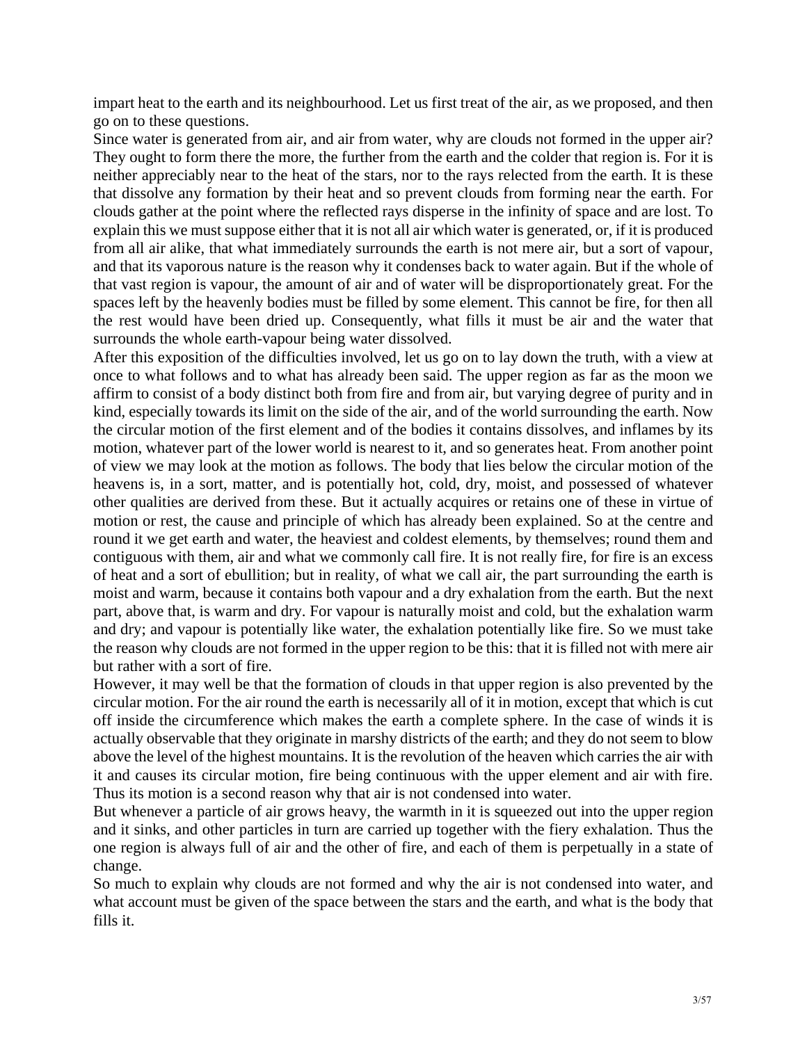impart heat to the earth and its neighbourhood. Let us first treat of the air, as we proposed, and then go on to these questions.

Since water is generated from air, and air from water, why are clouds not formed in the upper air? They ought to form there the more, the further from the earth and the colder that region is. For it is neither appreciably near to the heat of the stars, nor to the rays relected from the earth. It is these that dissolve any formation by their heat and so prevent clouds from forming near the earth. For clouds gather at the point where the reflected rays disperse in the infinity of space and are lost. To explain this we must suppose either that it is not all air which water is generated, or, if it is produced from all air alike, that what immediately surrounds the earth is not mere air, but a sort of vapour, and that its vaporous nature is the reason why it condenses back to water again. But if the whole of that vast region is vapour, the amount of air and of water will be disproportionately great. For the spaces left by the heavenly bodies must be filled by some element. This cannot be fire, for then all the rest would have been dried up. Consequently, what fills it must be air and the water that surrounds the whole earth-vapour being water dissolved.

After this exposition of the difficulties involved, let us go on to lay down the truth, with a view at once to what follows and to what has already been said. The upper region as far as the moon we affirm to consist of a body distinct both from fire and from air, but varying degree of purity and in kind, especially towards its limit on the side of the air, and of the world surrounding the earth. Now the circular motion of the first element and of the bodies it contains dissolves, and inflames by its motion, whatever part of the lower world is nearest to it, and so generates heat. From another point of view we may look at the motion as follows. The body that lies below the circular motion of the heavens is, in a sort, matter, and is potentially hot, cold, dry, moist, and possessed of whatever other qualities are derived from these. But it actually acquires or retains one of these in virtue of motion or rest, the cause and principle of which has already been explained. So at the centre and round it we get earth and water, the heaviest and coldest elements, by themselves; round them and contiguous with them, air and what we commonly call fire. It is not really fire, for fire is an excess of heat and a sort of ebullition; but in reality, of what we call air, the part surrounding the earth is moist and warm, because it contains both vapour and a dry exhalation from the earth. But the next part, above that, is warm and dry. For vapour is naturally moist and cold, but the exhalation warm and dry; and vapour is potentially like water, the exhalation potentially like fire. So we must take the reason why clouds are not formed in the upper region to be this: that it is filled not with mere air but rather with a sort of fire.

However, it may well be that the formation of clouds in that upper region is also prevented by the circular motion. For the air round the earth is necessarily all of it in motion, except that which is cut off inside the circumference which makes the earth a complete sphere. In the case of winds it is actually observable that they originate in marshy districts of the earth; and they do not seem to blow above the level of the highest mountains. It is the revolution of the heaven which carries the air with it and causes its circular motion, fire being continuous with the upper element and air with fire. Thus its motion is a second reason why that air is not condensed into water.

But whenever a particle of air grows heavy, the warmth in it is squeezed out into the upper region and it sinks, and other particles in turn are carried up together with the fiery exhalation. Thus the one region is always full of air and the other of fire, and each of them is perpetually in a state of change.

So much to explain why clouds are not formed and why the air is not condensed into water, and what account must be given of the space between the stars and the earth, and what is the body that fills it.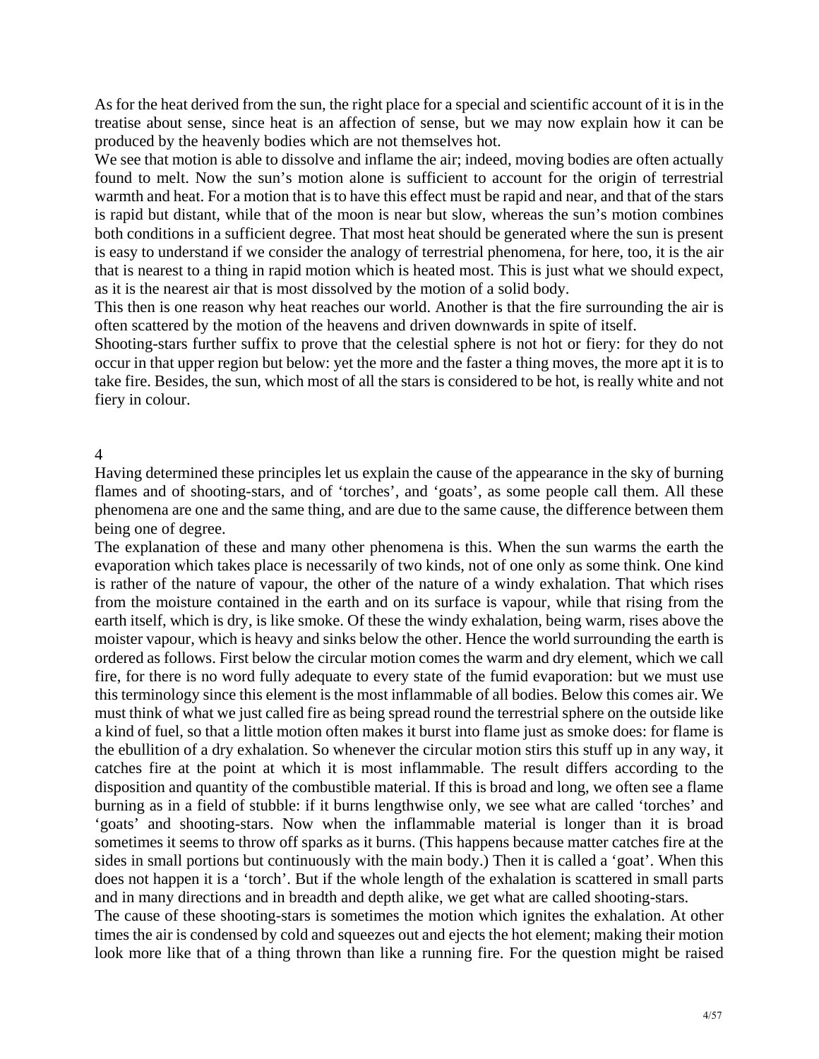As for the heat derived from the sun, the right place for a special and scientific account of it is in the treatise about sense, since heat is an affection of sense, but we may now explain how it can be produced by the heavenly bodies which are not themselves hot.

We see that motion is able to dissolve and inflame the air; indeed, moving bodies are often actually found to melt. Now the sun's motion alone is sufficient to account for the origin of terrestrial warmth and heat. For a motion that is to have this effect must be rapid and near, and that of the stars is rapid but distant, while that of the moon is near but slow, whereas the sun's motion combines both conditions in a sufficient degree. That most heat should be generated where the sun is present is easy to understand if we consider the analogy of terrestrial phenomena, for here, too, it is the air that is nearest to a thing in rapid motion which is heated most. This is just what we should expect, as it is the nearest air that is most dissolved by the motion of a solid body.

This then is one reason why heat reaches our world. Another is that the fire surrounding the air is often scattered by the motion of the heavens and driven downwards in spite of itself.

Shooting-stars further suffix to prove that the celestial sphere is not hot or fiery: for they do not occur in that upper region but below: yet the more and the faster a thing moves, the more apt it is to take fire. Besides, the sun, which most of all the stars is considered to be hot, is really white and not fiery in colour.

## 4

Having determined these principles let us explain the cause of the appearance in the sky of burning flames and of shooting-stars, and of 'torches', and 'goats', as some people call them. All these phenomena are one and the same thing, and are due to the same cause, the difference between them being one of degree.

The explanation of these and many other phenomena is this. When the sun warms the earth the evaporation which takes place is necessarily of two kinds, not of one only as some think. One kind is rather of the nature of vapour, the other of the nature of a windy exhalation. That which rises from the moisture contained in the earth and on its surface is vapour, while that rising from the earth itself, which is dry, is like smoke. Of these the windy exhalation, being warm, rises above the moister vapour, which is heavy and sinks below the other. Hence the world surrounding the earth is ordered as follows. First below the circular motion comes the warm and dry element, which we call fire, for there is no word fully adequate to every state of the fumid evaporation: but we must use this terminology since this element is the most inflammable of all bodies. Below this comes air. We must think of what we just called fire as being spread round the terrestrial sphere on the outside like a kind of fuel, so that a little motion often makes it burst into flame just as smoke does: for flame is the ebullition of a dry exhalation. So whenever the circular motion stirs this stuff up in any way, it catches fire at the point at which it is most inflammable. The result differs according to the disposition and quantity of the combustible material. If this is broad and long, we often see a flame burning as in a field of stubble: if it burns lengthwise only, we see what are called 'torches' and 'goats' and shooting-stars. Now when the inflammable material is longer than it is broad sometimes it seems to throw off sparks as it burns. (This happens because matter catches fire at the sides in small portions but continuously with the main body.) Then it is called a 'goat'. When this does not happen it is a 'torch'. But if the whole length of the exhalation is scattered in small parts and in many directions and in breadth and depth alike, we get what are called shooting-stars.

The cause of these shooting-stars is sometimes the motion which ignites the exhalation. At other times the air is condensed by cold and squeezes out and ejects the hot element; making their motion look more like that of a thing thrown than like a running fire. For the question might be raised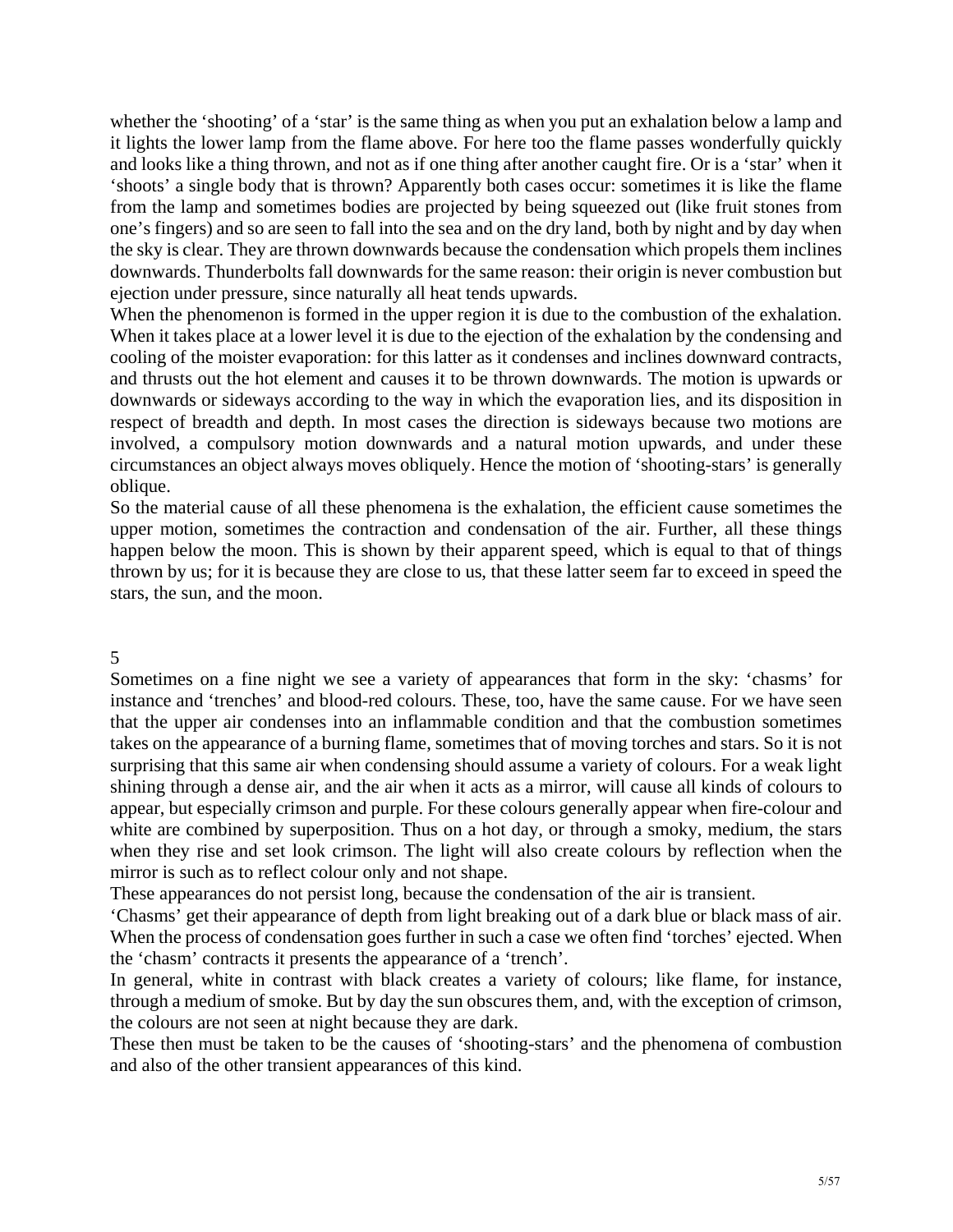whether the 'shooting' of a 'star' is the same thing as when you put an exhalation below a lamp and it lights the lower lamp from the flame above. For here too the flame passes wonderfully quickly and looks like a thing thrown, and not as if one thing after another caught fire. Or is a 'star' when it 'shoots' a single body that is thrown? Apparently both cases occur: sometimes it is like the flame from the lamp and sometimes bodies are projected by being squeezed out (like fruit stones from one's fingers) and so are seen to fall into the sea and on the dry land, both by night and by day when the sky is clear. They are thrown downwards because the condensation which propels them inclines downwards. Thunderbolts fall downwards for the same reason: their origin is never combustion but ejection under pressure, since naturally all heat tends upwards.

When the phenomenon is formed in the upper region it is due to the combustion of the exhalation. When it takes place at a lower level it is due to the ejection of the exhalation by the condensing and cooling of the moister evaporation: for this latter as it condenses and inclines downward contracts, and thrusts out the hot element and causes it to be thrown downwards. The motion is upwards or downwards or sideways according to the way in which the evaporation lies, and its disposition in respect of breadth and depth. In most cases the direction is sideways because two motions are involved, a compulsory motion downwards and a natural motion upwards, and under these circumstances an object always moves obliquely. Hence the motion of 'shooting-stars' is generally oblique.

So the material cause of all these phenomena is the exhalation, the efficient cause sometimes the upper motion, sometimes the contraction and condensation of the air. Further, all these things happen below the moon. This is shown by their apparent speed, which is equal to that of things thrown by us; for it is because they are close to us, that these latter seem far to exceed in speed the stars, the sun, and the moon.

## 5

Sometimes on a fine night we see a variety of appearances that form in the sky: 'chasms' for instance and 'trenches' and blood-red colours. These, too, have the same cause. For we have seen that the upper air condenses into an inflammable condition and that the combustion sometimes takes on the appearance of a burning flame, sometimes that of moving torches and stars. So it is not surprising that this same air when condensing should assume a variety of colours. For a weak light shining through a dense air, and the air when it acts as a mirror, will cause all kinds of colours to appear, but especially crimson and purple. For these colours generally appear when fire-colour and white are combined by superposition. Thus on a hot day, or through a smoky, medium, the stars when they rise and set look crimson. The light will also create colours by reflection when the mirror is such as to reflect colour only and not shape.

These appearances do not persist long, because the condensation of the air is transient.

'Chasms' get their appearance of depth from light breaking out of a dark blue or black mass of air. When the process of condensation goes further in such a case we often find 'torches' ejected. When the 'chasm' contracts it presents the appearance of a 'trench'.

In general, white in contrast with black creates a variety of colours; like flame, for instance, through a medium of smoke. But by day the sun obscures them, and, with the exception of crimson, the colours are not seen at night because they are dark.

These then must be taken to be the causes of 'shooting-stars' and the phenomena of combustion and also of the other transient appearances of this kind.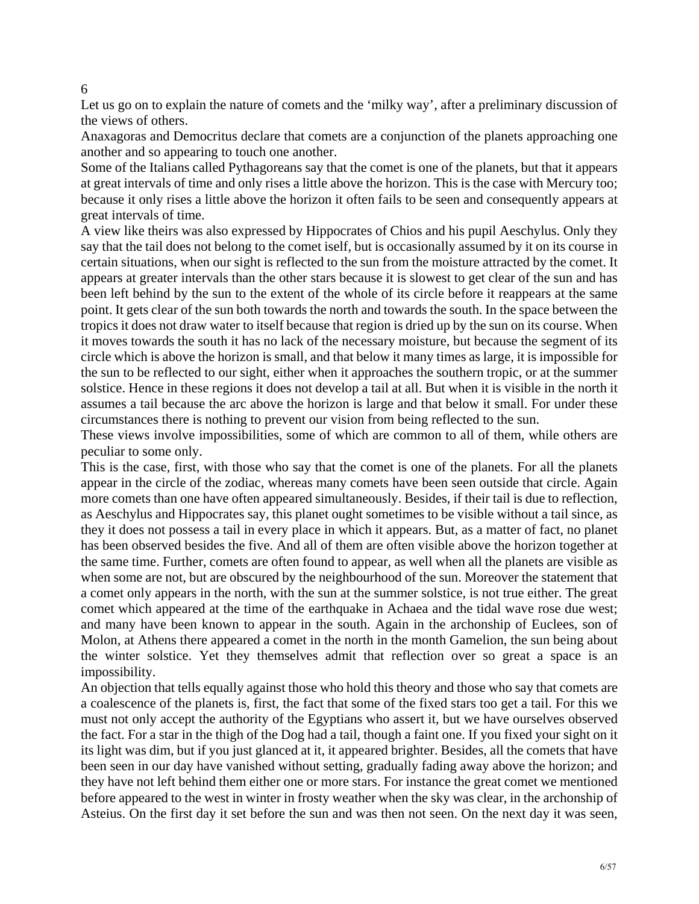6

Let us go on to explain the nature of comets and the 'milky way', after a preliminary discussion of the views of others.

Anaxagoras and Democritus declare that comets are a conjunction of the planets approaching one another and so appearing to touch one another.

Some of the Italians called Pythagoreans say that the comet is one of the planets, but that it appears at great intervals of time and only rises a little above the horizon. This is the case with Mercury too; because it only rises a little above the horizon it often fails to be seen and consequently appears at great intervals of time.

A view like theirs was also expressed by Hippocrates of Chios and his pupil Aeschylus. Only they say that the tail does not belong to the comet iself, but is occasionally assumed by it on its course in certain situations, when our sight is reflected to the sun from the moisture attracted by the comet. It appears at greater intervals than the other stars because it is slowest to get clear of the sun and has been left behind by the sun to the extent of the whole of its circle before it reappears at the same point. It gets clear of the sun both towards the north and towards the south. In the space between the tropics it does not draw water to itself because that region is dried up by the sun on its course. When it moves towards the south it has no lack of the necessary moisture, but because the segment of its circle which is above the horizon is small, and that below it many times as large, it is impossible for the sun to be reflected to our sight, either when it approaches the southern tropic, or at the summer solstice. Hence in these regions it does not develop a tail at all. But when it is visible in the north it assumes a tail because the arc above the horizon is large and that below it small. For under these circumstances there is nothing to prevent our vision from being reflected to the sun.

These views involve impossibilities, some of which are common to all of them, while others are peculiar to some only.

This is the case, first, with those who say that the comet is one of the planets. For all the planets appear in the circle of the zodiac, whereas many comets have been seen outside that circle. Again more comets than one have often appeared simultaneously. Besides, if their tail is due to reflection, as Aeschylus and Hippocrates say, this planet ought sometimes to be visible without a tail since, as they it does not possess a tail in every place in which it appears. But, as a matter of fact, no planet has been observed besides the five. And all of them are often visible above the horizon together at the same time. Further, comets are often found to appear, as well when all the planets are visible as when some are not, but are obscured by the neighbourhood of the sun. Moreover the statement that a comet only appears in the north, with the sun at the summer solstice, is not true either. The great comet which appeared at the time of the earthquake in Achaea and the tidal wave rose due west; and many have been known to appear in the south. Again in the archonship of Euclees, son of Molon, at Athens there appeared a comet in the north in the month Gamelion, the sun being about the winter solstice. Yet they themselves admit that reflection over so great a space is an impossibility.

An objection that tells equally against those who hold this theory and those who say that comets are a coalescence of the planets is, first, the fact that some of the fixed stars too get a tail. For this we must not only accept the authority of the Egyptians who assert it, but we have ourselves observed the fact. For a star in the thigh of the Dog had a tail, though a faint one. If you fixed your sight on it its light was dim, but if you just glanced at it, it appeared brighter. Besides, all the comets that have been seen in our day have vanished without setting, gradually fading away above the horizon; and they have not left behind them either one or more stars. For instance the great comet we mentioned before appeared to the west in winter in frosty weather when the sky was clear, in the archonship of Asteius. On the first day it set before the sun and was then not seen. On the next day it was seen,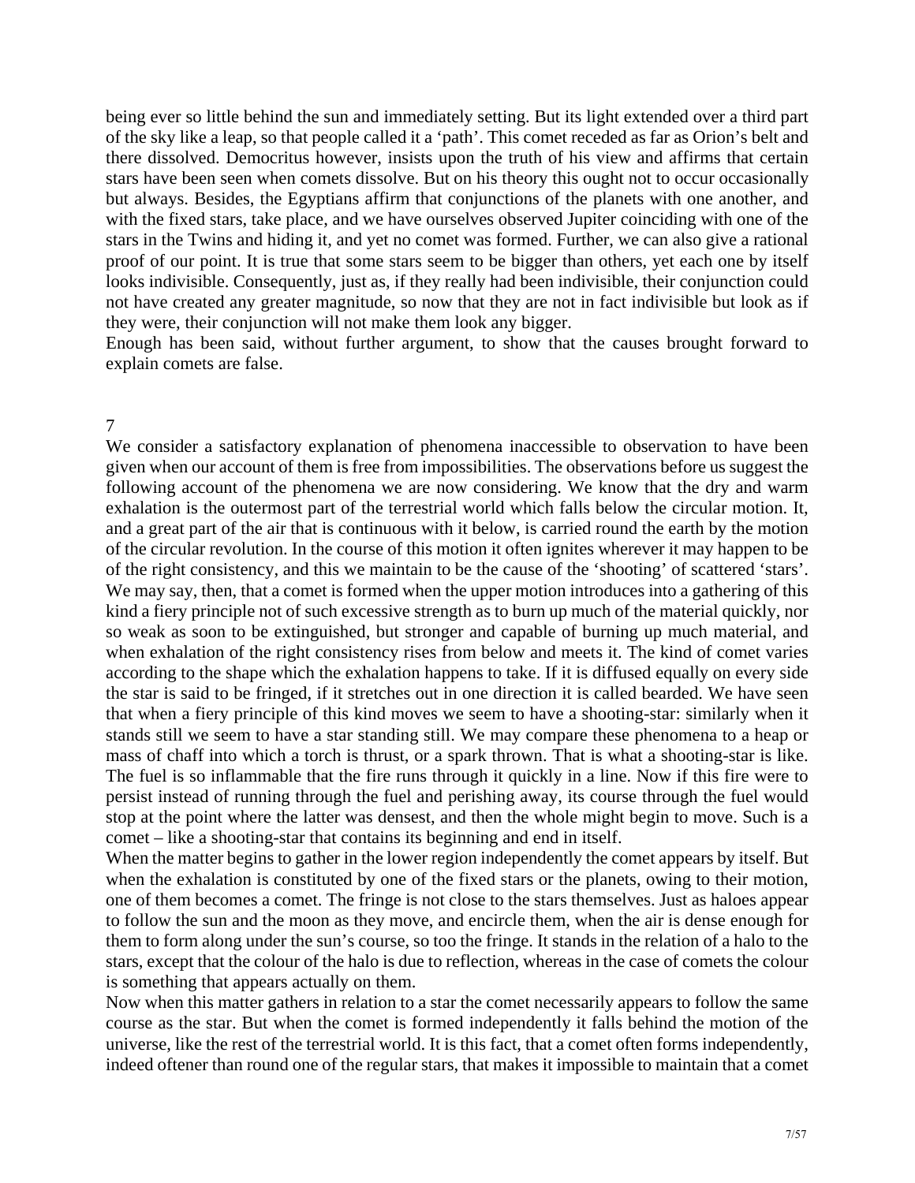being ever so little behind the sun and immediately setting. But its light extended over a third part of the sky like a leap, so that people called it a 'path'. This comet receded as far as Orion's belt and there dissolved. Democritus however, insists upon the truth of his view and affirms that certain stars have been seen when comets dissolve. But on his theory this ought not to occur occasionally but always. Besides, the Egyptians affirm that conjunctions of the planets with one another, and with the fixed stars, take place, and we have ourselves observed Jupiter coinciding with one of the stars in the Twins and hiding it, and yet no comet was formed. Further, we can also give a rational proof of our point. It is true that some stars seem to be bigger than others, yet each one by itself looks indivisible. Consequently, just as, if they really had been indivisible, their conjunction could not have created any greater magnitude, so now that they are not in fact indivisible but look as if they were, their conjunction will not make them look any bigger.

Enough has been said, without further argument, to show that the causes brought forward to explain comets are false.

## 7

We consider a satisfactory explanation of phenomena inaccessible to observation to have been given when our account of them is free from impossibilities. The observations before us suggest the following account of the phenomena we are now considering. We know that the dry and warm exhalation is the outermost part of the terrestrial world which falls below the circular motion. It, and a great part of the air that is continuous with it below, is carried round the earth by the motion of the circular revolution. In the course of this motion it often ignites wherever it may happen to be of the right consistency, and this we maintain to be the cause of the 'shooting' of scattered 'stars'. We may say, then, that a comet is formed when the upper motion introduces into a gathering of this kind a fiery principle not of such excessive strength as to burn up much of the material quickly, nor so weak as soon to be extinguished, but stronger and capable of burning up much material, and when exhalation of the right consistency rises from below and meets it. The kind of comet varies according to the shape which the exhalation happens to take. If it is diffused equally on every side the star is said to be fringed, if it stretches out in one direction it is called bearded. We have seen that when a fiery principle of this kind moves we seem to have a shooting-star: similarly when it stands still we seem to have a star standing still. We may compare these phenomena to a heap or mass of chaff into which a torch is thrust, or a spark thrown. That is what a shooting-star is like. The fuel is so inflammable that the fire runs through it quickly in a line. Now if this fire were to persist instead of running through the fuel and perishing away, its course through the fuel would stop at the point where the latter was densest, and then the whole might begin to move. Such is a comet – like a shooting-star that contains its beginning and end in itself.

When the matter begins to gather in the lower region independently the comet appears by itself. But when the exhalation is constituted by one of the fixed stars or the planets, owing to their motion, one of them becomes a comet. The fringe is not close to the stars themselves. Just as haloes appear to follow the sun and the moon as they move, and encircle them, when the air is dense enough for them to form along under the sun's course, so too the fringe. It stands in the relation of a halo to the stars, except that the colour of the halo is due to reflection, whereas in the case of comets the colour is something that appears actually on them.

Now when this matter gathers in relation to a star the comet necessarily appears to follow the same course as the star. But when the comet is formed independently it falls behind the motion of the universe, like the rest of the terrestrial world. It is this fact, that a comet often forms independently, indeed oftener than round one of the regular stars, that makes it impossible to maintain that a comet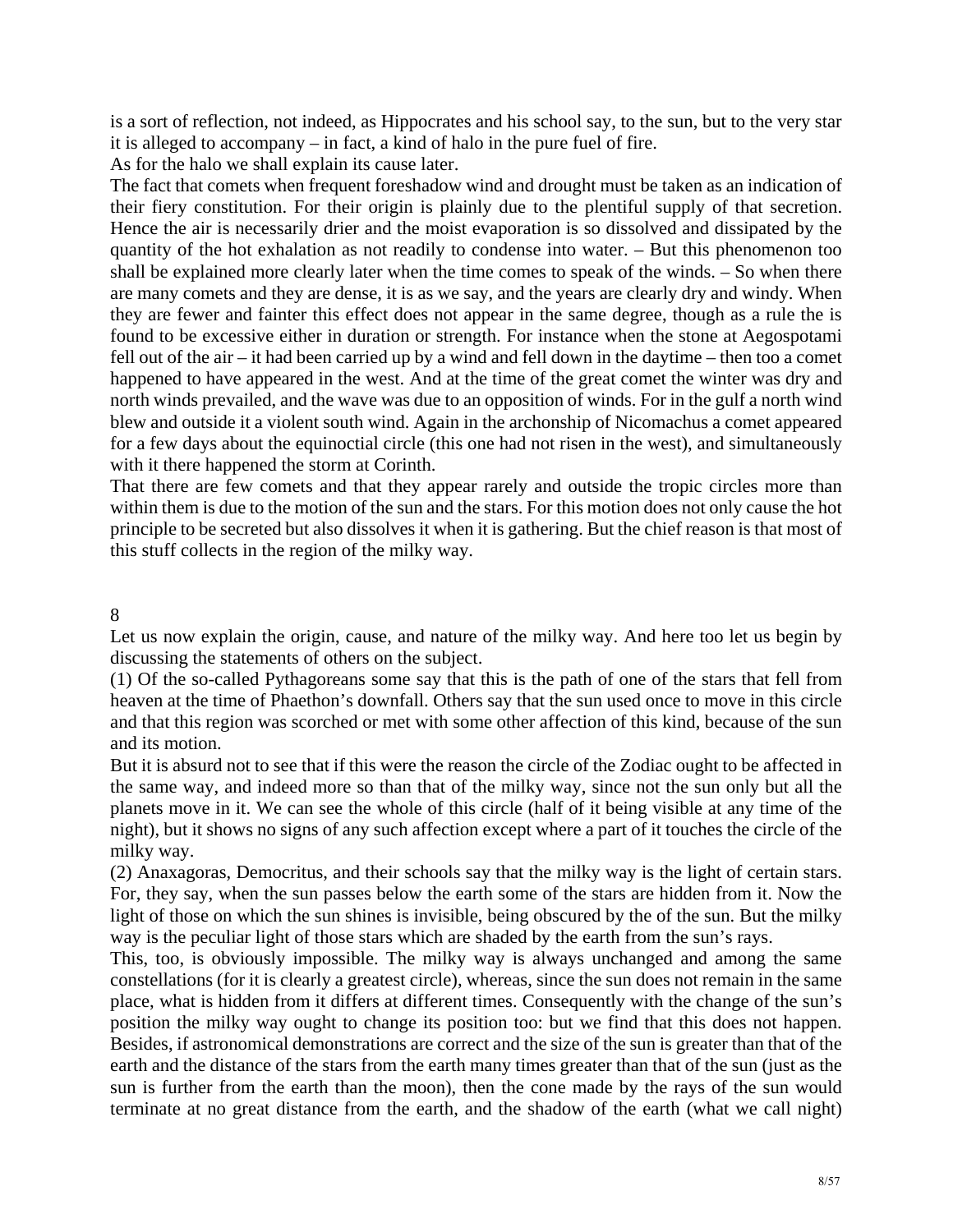is a sort of reflection, not indeed, as Hippocrates and his school say, to the sun, but to the very star it is alleged to accompany – in fact, a kind of halo in the pure fuel of fire.

As for the halo we shall explain its cause later.

The fact that comets when frequent foreshadow wind and drought must be taken as an indication of their fiery constitution. For their origin is plainly due to the plentiful supply of that secretion. Hence the air is necessarily drier and the moist evaporation is so dissolved and dissipated by the quantity of the hot exhalation as not readily to condense into water. – But this phenomenon too shall be explained more clearly later when the time comes to speak of the winds. – So when there are many comets and they are dense, it is as we say, and the years are clearly dry and windy. When they are fewer and fainter this effect does not appear in the same degree, though as a rule the is found to be excessive either in duration or strength. For instance when the stone at Aegospotami fell out of the air – it had been carried up by a wind and fell down in the daytime – then too a comet happened to have appeared in the west. And at the time of the great comet the winter was dry and north winds prevailed, and the wave was due to an opposition of winds. For in the gulf a north wind blew and outside it a violent south wind. Again in the archonship of Nicomachus a comet appeared for a few days about the equinoctial circle (this one had not risen in the west), and simultaneously with it there happened the storm at Corinth.

That there are few comets and that they appear rarely and outside the tropic circles more than within them is due to the motion of the sun and the stars. For this motion does not only cause the hot principle to be secreted but also dissolves it when it is gathering. But the chief reason is that most of this stuff collects in the region of the milky way.

## 8

Let us now explain the origin, cause, and nature of the milky way. And here too let us begin by discussing the statements of others on the subject.

(1) Of the so-called Pythagoreans some say that this is the path of one of the stars that fell from heaven at the time of Phaethon's downfall. Others say that the sun used once to move in this circle and that this region was scorched or met with some other affection of this kind, because of the sun and its motion.

But it is absurd not to see that if this were the reason the circle of the Zodiac ought to be affected in the same way, and indeed more so than that of the milky way, since not the sun only but all the planets move in it. We can see the whole of this circle (half of it being visible at any time of the night), but it shows no signs of any such affection except where a part of it touches the circle of the milky way.

(2) Anaxagoras, Democritus, and their schools say that the milky way is the light of certain stars. For, they say, when the sun passes below the earth some of the stars are hidden from it. Now the light of those on which the sun shines is invisible, being obscured by the of the sun. But the milky way is the peculiar light of those stars which are shaded by the earth from the sun's rays.

This, too, is obviously impossible. The milky way is always unchanged and among the same constellations (for it is clearly a greatest circle), whereas, since the sun does not remain in the same place, what is hidden from it differs at different times. Consequently with the change of the sun's position the milky way ought to change its position too: but we find that this does not happen. Besides, if astronomical demonstrations are correct and the size of the sun is greater than that of the earth and the distance of the stars from the earth many times greater than that of the sun (just as the sun is further from the earth than the moon), then the cone made by the rays of the sun would terminate at no great distance from the earth, and the shadow of the earth (what we call night)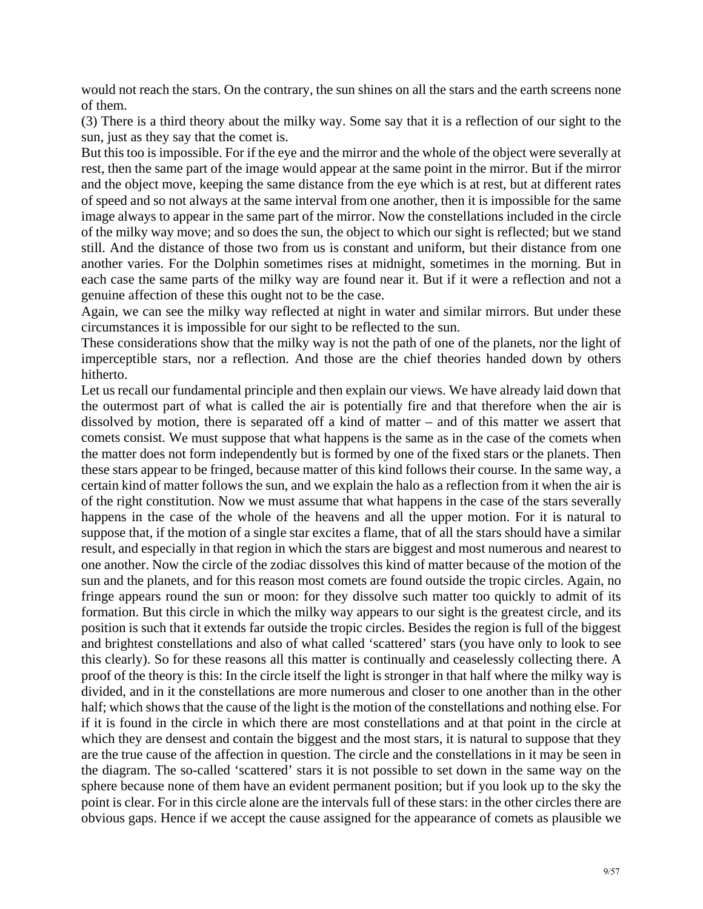would not reach the stars. On the contrary, the sun shines on all the stars and the earth screens none of them.

(3) There is a third theory about the milky way. Some say that it is a reflection of our sight to the sun, just as they say that the comet is.

But this too is impossible. For if the eye and the mirror and the whole of the object were severally at rest, then the same part of the image would appear at the same point in the mirror. But if the mirror and the object move, keeping the same distance from the eye which is at rest, but at different rates of speed and so not always at the same interval from one another, then it is impossible for the same image always to appear in the same part of the mirror. Now the constellations included in the circle of the milky way move; and so does the sun, the object to which our sight is reflected; but we stand still. And the distance of those two from us is constant and uniform, but their distance from one another varies. For the Dolphin sometimes rises at midnight, sometimes in the morning. But in each case the same parts of the milky way are found near it. But if it were a reflection and not a genuine affection of these this ought not to be the case.

Again, we can see the milky way reflected at night in water and similar mirrors. But under these circumstances it is impossible for our sight to be reflected to the sun.

These considerations show that the milky way is not the path of one of the planets, nor the light of imperceptible stars, nor a reflection. And those are the chief theories handed down by others hitherto.

Let us recall our fundamental principle and then explain our views. We have already laid down that the outermost part of what is called the air is potentially fire and that therefore when the air is dissolved by motion, there is separated off a kind of matter – and of this matter we assert that comets consist. We must suppose that what happens is the same as in the case of the comets when the matter does not form independently but is formed by one of the fixed stars or the planets. Then these stars appear to be fringed, because matter of this kind follows their course. In the same way, a certain kind of matter follows the sun, and we explain the halo as a reflection from it when the air is of the right constitution. Now we must assume that what happens in the case of the stars severally happens in the case of the whole of the heavens and all the upper motion. For it is natural to suppose that, if the motion of a single star excites a flame, that of all the stars should have a similar result, and especially in that region in which the stars are biggest and most numerous and nearest to one another. Now the circle of the zodiac dissolves this kind of matter because of the motion of the sun and the planets, and for this reason most comets are found outside the tropic circles. Again, no fringe appears round the sun or moon: for they dissolve such matter too quickly to admit of its formation. But this circle in which the milky way appears to our sight is the greatest circle, and its position is such that it extends far outside the tropic circles. Besides the region is full of the biggest and brightest constellations and also of what called 'scattered' stars (you have only to look to see this clearly). So for these reasons all this matter is continually and ceaselessly collecting there. A proof of the theory is this: In the circle itself the light is stronger in that half where the milky way is divided, and in it the constellations are more numerous and closer to one another than in the other half; which shows that the cause of the light is the motion of the constellations and nothing else. For if it is found in the circle in which there are most constellations and at that point in the circle at which they are densest and contain the biggest and the most stars, it is natural to suppose that they are the true cause of the affection in question. The circle and the constellations in it may be seen in the diagram. The so-called 'scattered' stars it is not possible to set down in the same way on the sphere because none of them have an evident permanent position; but if you look up to the sky the point is clear. For in this circle alone are the intervals full of these stars: in the other circles there are obvious gaps. Hence if we accept the cause assigned for the appearance of comets as plausible we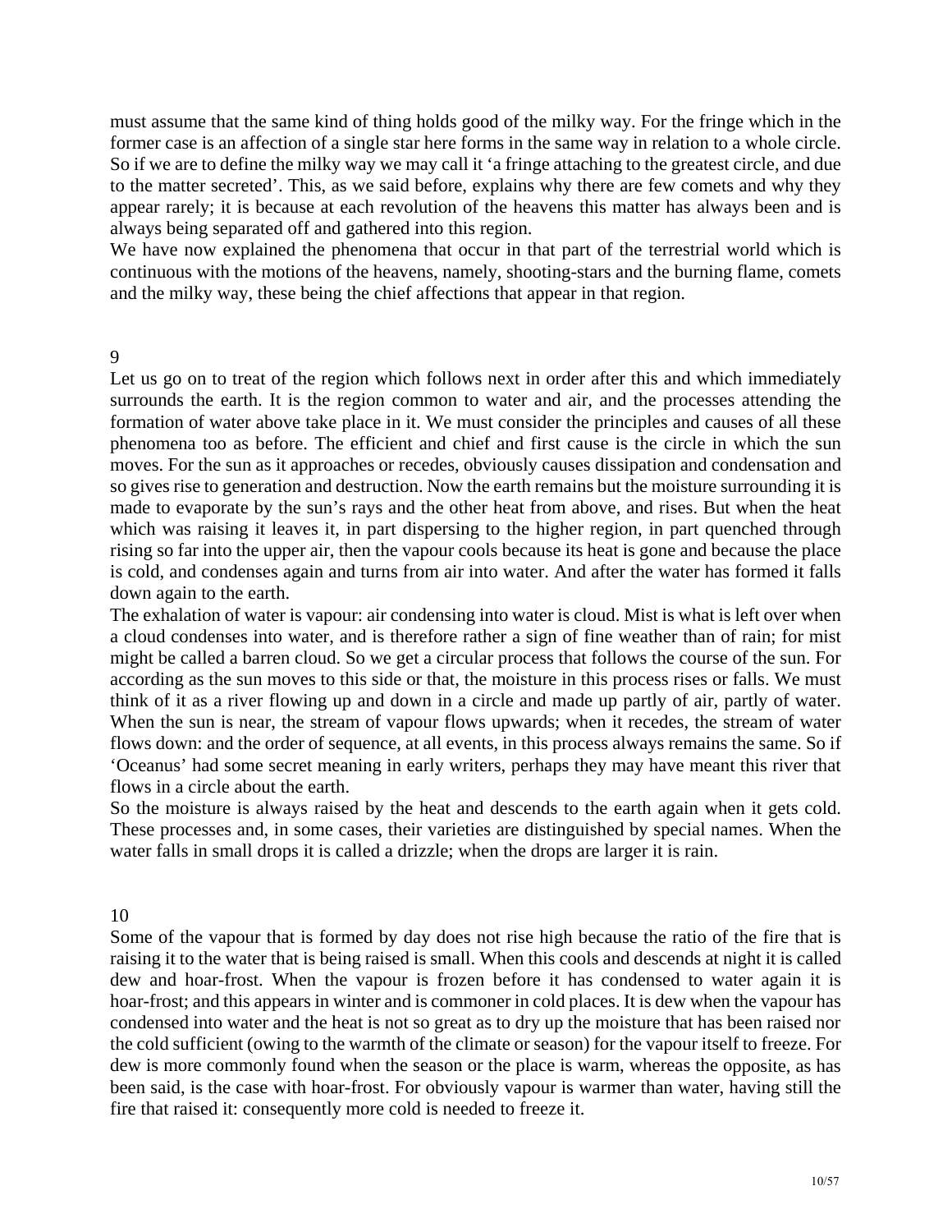must assume that the same kind of thing holds good of the milky way. For the fringe which in the former case is an affection of a single star here forms in the same way in relation to a whole circle. So if we are to define the milky way we may call it 'a fringe attaching to the greatest circle, and due to the matter secreted'. This, as we said before, explains why there are few comets and why they appear rarely; it is because at each revolution of the heavens this matter has always been and is always being separated off and gathered into this region.

We have now explained the phenomena that occur in that part of the terrestrial world which is continuous with the motions of the heavens, namely, shooting-stars and the burning flame, comets and the milky way, these being the chief affections that appear in that region.

## 9

Let us go on to treat of the region which follows next in order after this and which immediately surrounds the earth. It is the region common to water and air, and the processes attending the formation of water above take place in it. We must consider the principles and causes of all these phenomena too as before. The efficient and chief and first cause is the circle in which the sun moves. For the sun as it approaches or recedes, obviously causes dissipation and condensation and so gives rise to generation and destruction. Now the earth remains but the moisture surrounding it is made to evaporate by the sun's rays and the other heat from above, and rises. But when the heat which was raising it leaves it, in part dispersing to the higher region, in part quenched through rising so far into the upper air, then the vapour cools because its heat is gone and because the place is cold, and condenses again and turns from air into water. And after the water has formed it falls down again to the earth.

The exhalation of water is vapour: air condensing into water is cloud. Mist is what is left over when a cloud condenses into water, and is therefore rather a sign of fine weather than of rain; for mist might be called a barren cloud. So we get a circular process that follows the course of the sun. For according as the sun moves to this side or that, the moisture in this process rises or falls. We must think of it as a river flowing up and down in a circle and made up partly of air, partly of water. When the sun is near, the stream of vapour flows upwards; when it recedes, the stream of water flows down: and the order of sequence, at all events, in this process always remains the same. So if 'Oceanus' had some secret meaning in early writers, perhaps they may have meant this river that flows in a circle about the earth.

So the moisture is always raised by the heat and descends to the earth again when it gets cold. These processes and, in some cases, their varieties are distinguished by special names. When the water falls in small drops it is called a drizzle; when the drops are larger it is rain.

## 10

Some of the vapour that is formed by day does not rise high because the ratio of the fire that is raising it to the water that is being raised is small. When this cools and descends at night it is called dew and hoar-frost. When the vapour is frozen before it has condensed to water again it is hoar-frost; and this appears in winter and is commoner in cold places. It is dew when the vapour has condensed into water and the heat is not so great as to dry up the moisture that has been raised nor the cold sufficient (owing to the warmth of the climate or season) for the vapour itself to freeze. For dew is more commonly found when the season or the place is warm, whereas the opposite, as has been said, is the case with hoar-frost. For obviously vapour is warmer than water, having still the fire that raised it: consequently more cold is needed to freeze it.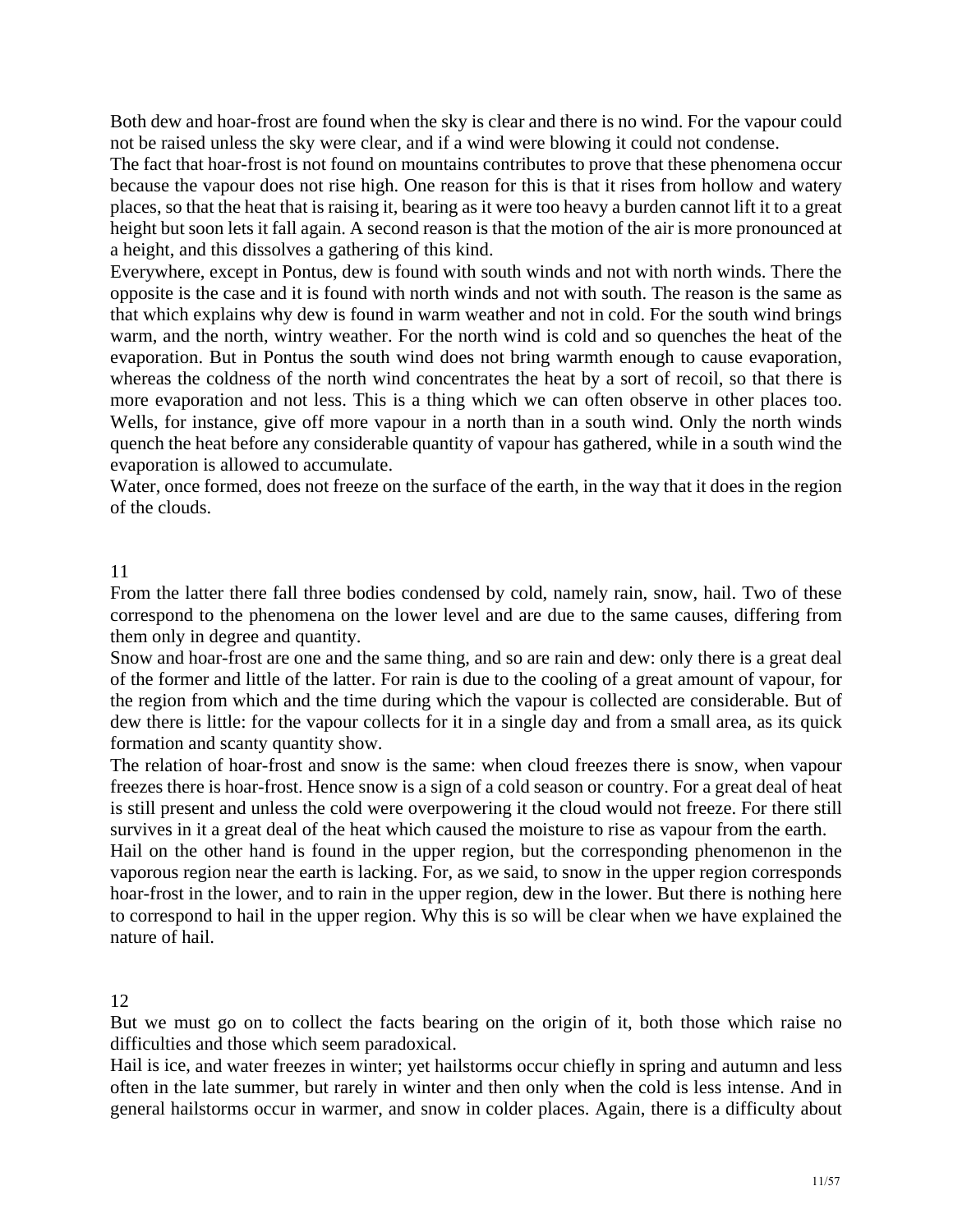Both dew and hoar-frost are found when the sky is clear and there is no wind. For the vapour could not be raised unless the sky were clear, and if a wind were blowing it could not condense.

The fact that hoar-frost is not found on mountains contributes to prove that these phenomena occur because the vapour does not rise high. One reason for this is that it rises from hollow and watery places, so that the heat that is raising it, bearing as it were too heavy a burden cannot lift it to a great height but soon lets it fall again. A second reason is that the motion of the air is more pronounced at a height, and this dissolves a gathering of this kind.

Everywhere, except in Pontus, dew is found with south winds and not with north winds. There the opposite is the case and it is found with north winds and not with south. The reason is the same as that which explains why dew is found in warm weather and not in cold. For the south wind brings warm, and the north, wintry weather. For the north wind is cold and so quenches the heat of the evaporation. But in Pontus the south wind does not bring warmth enough to cause evaporation, whereas the coldness of the north wind concentrates the heat by a sort of recoil, so that there is more evaporation and not less. This is a thing which we can often observe in other places too. Wells, for instance, give off more vapour in a north than in a south wind. Only the north winds quench the heat before any considerable quantity of vapour has gathered, while in a south wind the evaporation is allowed to accumulate.

Water, once formed, does not freeze on the surface of the earth, in the way that it does in the region of the clouds.

## 11

From the latter there fall three bodies condensed by cold, namely rain, snow, hail. Two of these correspond to the phenomena on the lower level and are due to the same causes, differing from them only in degree and quantity.

Snow and hoar-frost are one and the same thing, and so are rain and dew: only there is a great deal of the former and little of the latter. For rain is due to the cooling of a great amount of vapour, for the region from which and the time during which the vapour is collected are considerable. But of dew there is little: for the vapour collects for it in a single day and from a small area, as its quick formation and scanty quantity show.

The relation of hoar-frost and snow is the same: when cloud freezes there is snow, when vapour freezes there is hoar-frost. Hence snow is a sign of a cold season or country. For a great deal of heat is still present and unless the cold were overpowering it the cloud would not freeze. For there still survives in it a great deal of the heat which caused the moisture to rise as vapour from the earth.

Hail on the other hand is found in the upper region, but the corresponding phenomenon in the vaporous region near the earth is lacking. For, as we said, to snow in the upper region corresponds hoar-frost in the lower, and to rain in the upper region, dew in the lower. But there is nothing here to correspond to hail in the upper region. Why this is so will be clear when we have explained the nature of hail.

## 12

But we must go on to collect the facts bearing on the origin of it, both those which raise no difficulties and those which seem paradoxical.

Hail is ice, and water freezes in winter; yet hailstorms occur chiefly in spring and autumn and less often in the late summer, but rarely in winter and then only when the cold is less intense. And in general hailstorms occur in warmer, and snow in colder places. Again, there is a difficulty about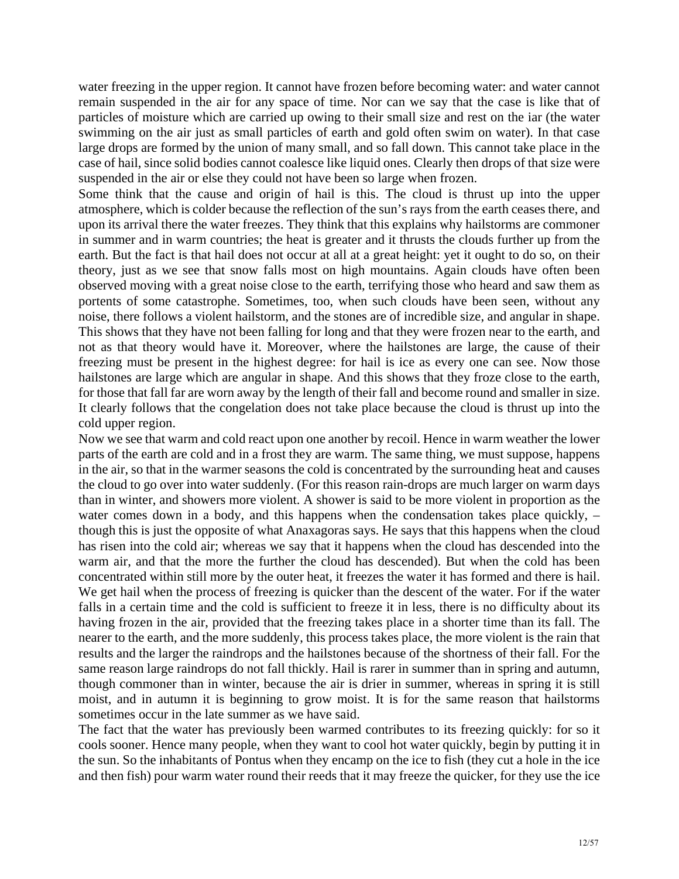water freezing in the upper region. It cannot have frozen before becoming water: and water cannot remain suspended in the air for any space of time. Nor can we say that the case is like that of particles of moisture which are carried up owing to their small size and rest on the iar (the water swimming on the air just as small particles of earth and gold often swim on water). In that case large drops are formed by the union of many small, and so fall down. This cannot take place in the case of hail, since solid bodies cannot coalesce like liquid ones. Clearly then drops of that size were suspended in the air or else they could not have been so large when frozen.

Some think that the cause and origin of hail is this. The cloud is thrust up into the upper atmosphere, which is colder because the reflection of the sun's rays from the earth ceases there, and upon its arrival there the water freezes. They think that this explains why hailstorms are commoner in summer and in warm countries; the heat is greater and it thrusts the clouds further up from the earth. But the fact is that hail does not occur at all at a great height: yet it ought to do so, on their theory, just as we see that snow falls most on high mountains. Again clouds have often been observed moving with a great noise close to the earth, terrifying those who heard and saw them as portents of some catastrophe. Sometimes, too, when such clouds have been seen, without any noise, there follows a violent hailstorm, and the stones are of incredible size, and angular in shape. This shows that they have not been falling for long and that they were frozen near to the earth, and not as that theory would have it. Moreover, where the hailstones are large, the cause of their freezing must be present in the highest degree: for hail is ice as every one can see. Now those hailstones are large which are angular in shape. And this shows that they froze close to the earth, for those that fall far are worn away by the length of their fall and become round and smaller in size. It clearly follows that the congelation does not take place because the cloud is thrust up into the cold upper region.

Now we see that warm and cold react upon one another by recoil. Hence in warm weather the lower parts of the earth are cold and in a frost they are warm. The same thing, we must suppose, happens in the air, so that in the warmer seasons the cold is concentrated by the surrounding heat and causes the cloud to go over into water suddenly. (For this reason rain-drops are much larger on warm days than in winter, and showers more violent. A shower is said to be more violent in proportion as the water comes down in a body, and this happens when the condensation takes place quickly, – though this is just the opposite of what Anaxagoras says. He says that this happens when the cloud has risen into the cold air; whereas we say that it happens when the cloud has descended into the warm air, and that the more the further the cloud has descended). But when the cold has been concentrated within still more by the outer heat, it freezes the water it has formed and there is hail. We get hail when the process of freezing is quicker than the descent of the water. For if the water falls in a certain time and the cold is sufficient to freeze it in less, there is no difficulty about its having frozen in the air, provided that the freezing takes place in a shorter time than its fall. The nearer to the earth, and the more suddenly, this process takes place, the more violent is the rain that results and the larger the raindrops and the hailstones because of the shortness of their fall. For the same reason large raindrops do not fall thickly. Hail is rarer in summer than in spring and autumn, though commoner than in winter, because the air is drier in summer, whereas in spring it is still moist, and in autumn it is beginning to grow moist. It is for the same reason that hailstorms sometimes occur in the late summer as we have said.

The fact that the water has previously been warmed contributes to its freezing quickly: for so it cools sooner. Hence many people, when they want to cool hot water quickly, begin by putting it in the sun. So the inhabitants of Pontus when they encamp on the ice to fish (they cut a hole in the ice and then fish) pour warm water round their reeds that it may freeze the quicker, for they use the ice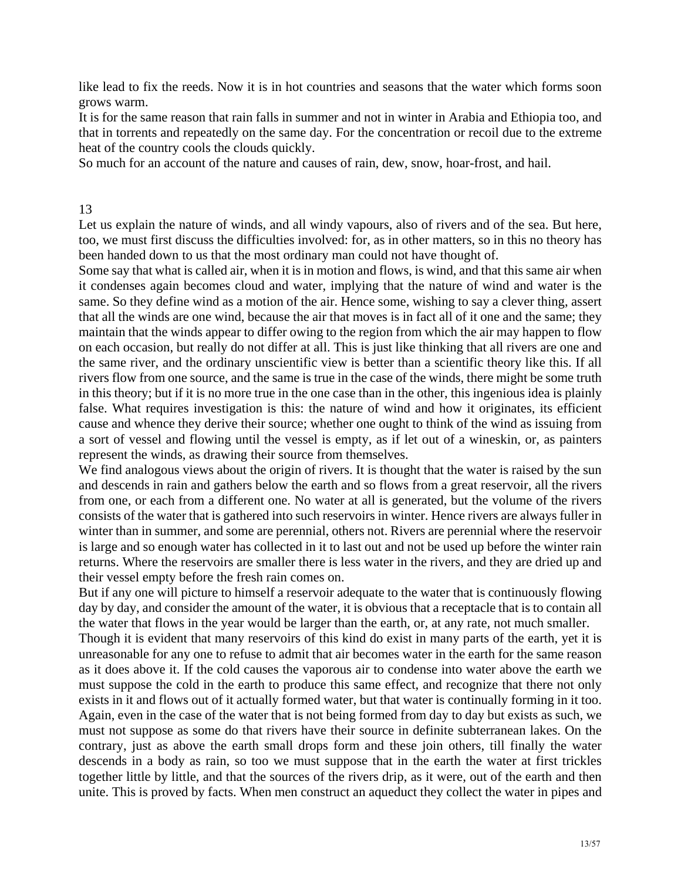like lead to fix the reeds. Now it is in hot countries and seasons that the water which forms soon grows warm.

It is for the same reason that rain falls in summer and not in winter in Arabia and Ethiopia too, and that in torrents and repeatedly on the same day. For the concentration or recoil due to the extreme heat of the country cools the clouds quickly.

So much for an account of the nature and causes of rain, dew, snow, hoar-frost, and hail.

## 13

Let us explain the nature of winds, and all windy vapours, also of rivers and of the sea. But here, too, we must first discuss the difficulties involved: for, as in other matters, so in this no theory has been handed down to us that the most ordinary man could not have thought of.

Some say that what is called air, when it is in motion and flows, is wind, and that this same air when it condenses again becomes cloud and water, implying that the nature of wind and water is the same. So they define wind as a motion of the air. Hence some, wishing to say a clever thing, assert that all the winds are one wind, because the air that moves is in fact all of it one and the same; they maintain that the winds appear to differ owing to the region from which the air may happen to flow on each occasion, but really do not differ at all. This is just like thinking that all rivers are one and the same river, and the ordinary unscientific view is better than a scientific theory like this. If all rivers flow from one source, and the same is true in the case of the winds, there might be some truth in this theory; but if it is no more true in the one case than in the other, this ingenious idea is plainly false. What requires investigation is this: the nature of wind and how it originates, its efficient cause and whence they derive their source; whether one ought to think of the wind as issuing from a sort of vessel and flowing until the vessel is empty, as if let out of a wineskin, or, as painters represent the winds, as drawing their source from themselves.

We find analogous views about the origin of rivers. It is thought that the water is raised by the sun and descends in rain and gathers below the earth and so flows from a great reservoir, all the rivers from one, or each from a different one. No water at all is generated, but the volume of the rivers consists of the water that is gathered into such reservoirs in winter. Hence rivers are always fuller in winter than in summer, and some are perennial, others not. Rivers are perennial where the reservoir is large and so enough water has collected in it to last out and not be used up before the winter rain returns. Where the reservoirs are smaller there is less water in the rivers, and they are dried up and their vessel empty before the fresh rain comes on.

But if any one will picture to himself a reservoir adequate to the water that is continuously flowing day by day, and consider the amount of the water, it is obvious that a receptacle that is to contain all the water that flows in the year would be larger than the earth, or, at any rate, not much smaller.

Though it is evident that many reservoirs of this kind do exist in many parts of the earth, yet it is unreasonable for any one to refuse to admit that air becomes water in the earth for the same reason as it does above it. If the cold causes the vaporous air to condense into water above the earth we must suppose the cold in the earth to produce this same effect, and recognize that there not only exists in it and flows out of it actually formed water, but that water is continually forming in it too.

Again, even in the case of the water that is not being formed from day to day but exists as such, we must not suppose as some do that rivers have their source in definite subterranean lakes. On the contrary, just as above the earth small drops form and these join others, till finally the water descends in a body as rain, so too we must suppose that in the earth the water at first trickles together little by little, and that the sources of the rivers drip, as it were, out of the earth and then unite. This is proved by facts. When men construct an aqueduct they collect the water in pipes and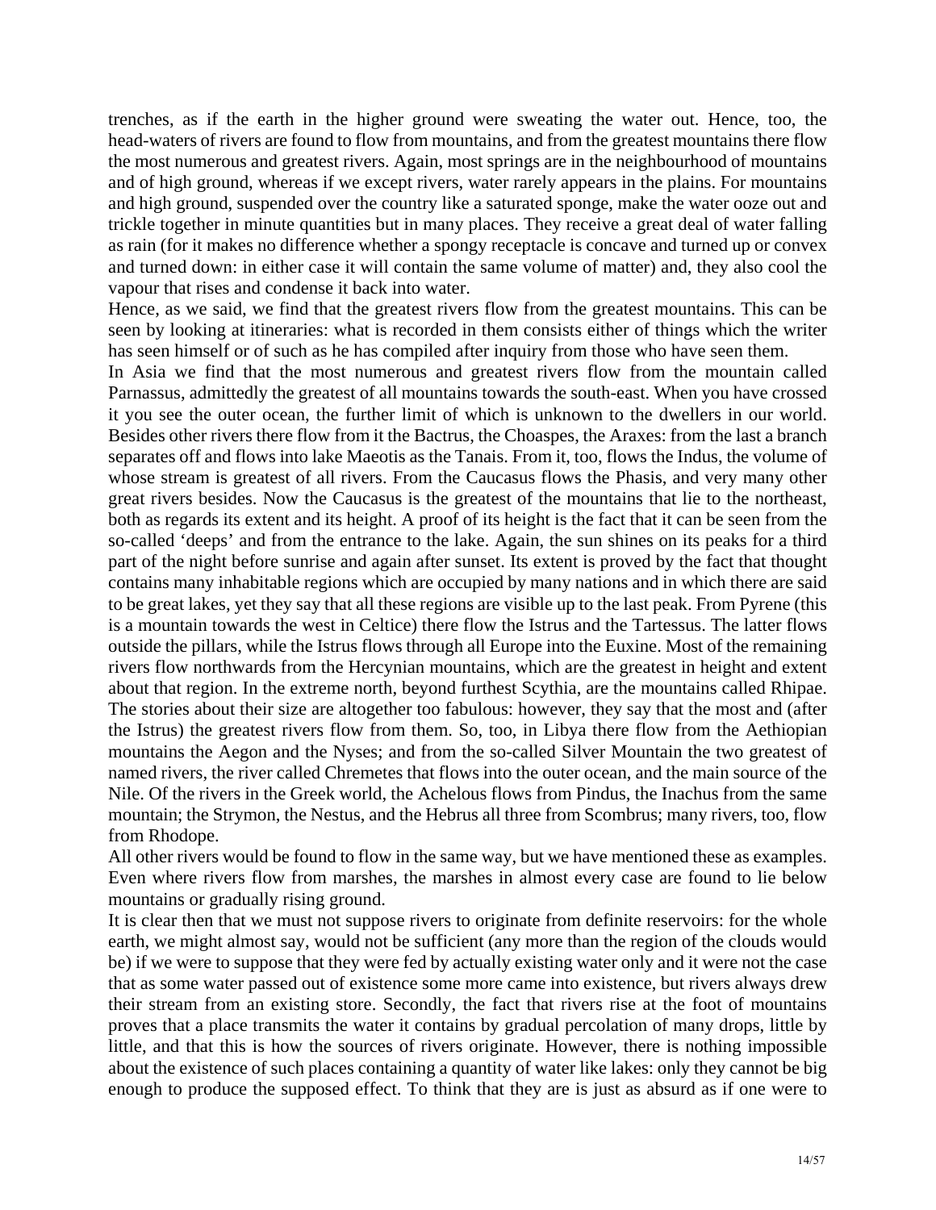trenches, as if the earth in the higher ground were sweating the water out. Hence, too, the head-waters of rivers are found to flow from mountains, and from the greatest mountains there flow the most numerous and greatest rivers. Again, most springs are in the neighbourhood of mountains and of high ground, whereas if we except rivers, water rarely appears in the plains. For mountains and high ground, suspended over the country like a saturated sponge, make the water ooze out and trickle together in minute quantities but in many places. They receive a great deal of water falling as rain (for it makes no difference whether a spongy receptacle is concave and turned up or convex and turned down: in either case it will contain the same volume of matter) and, they also cool the vapour that rises and condense it back into water.

Hence, as we said, we find that the greatest rivers flow from the greatest mountains. This can be seen by looking at itineraries: what is recorded in them consists either of things which the writer has seen himself or of such as he has compiled after inquiry from those who have seen them.

In Asia we find that the most numerous and greatest rivers flow from the mountain called Parnassus, admittedly the greatest of all mountains towards the south-east. When you have crossed it you see the outer ocean, the further limit of which is unknown to the dwellers in our world. Besides other rivers there flow from it the Bactrus, the Choaspes, the Araxes: from the last a branch separates off and flows into lake Maeotis as the Tanais. From it, too, flows the Indus, the volume of whose stream is greatest of all rivers. From the Caucasus flows the Phasis, and very many other great rivers besides. Now the Caucasus is the greatest of the mountains that lie to the northeast, both as regards its extent and its height. A proof of its height is the fact that it can be seen from the so-called 'deeps' and from the entrance to the lake. Again, the sun shines on its peaks for a third part of the night before sunrise and again after sunset. Its extent is proved by the fact that thought contains many inhabitable regions which are occupied by many nations and in which there are said to be great lakes, yet they say that all these regions are visible up to the last peak. From Pyrene (this is a mountain towards the west in Celtice) there flow the Istrus and the Tartessus. The latter flows outside the pillars, while the Istrus flows through all Europe into the Euxine. Most of the remaining rivers flow northwards from the Hercynian mountains, which are the greatest in height and extent about that region. In the extreme north, beyond furthest Scythia, are the mountains called Rhipae. The stories about their size are altogether too fabulous: however, they say that the most and (after the Istrus) the greatest rivers flow from them. So, too, in Libya there flow from the Aethiopian mountains the Aegon and the Nyses; and from the so-called Silver Mountain the two greatest of named rivers, the river called Chremetes that flows into the outer ocean, and the main source of the Nile. Of the rivers in the Greek world, the Achelous flows from Pindus, the Inachus from the same mountain; the Strymon, the Nestus, and the Hebrus all three from Scombrus; many rivers, too, flow from Rhodope.

All other rivers would be found to flow in the same way, but we have mentioned these as examples. Even where rivers flow from marshes, the marshes in almost every case are found to lie below mountains or gradually rising ground.

It is clear then that we must not suppose rivers to originate from definite reservoirs: for the whole earth, we might almost say, would not be sufficient (any more than the region of the clouds would be) if we were to suppose that they were fed by actually existing water only and it were not the case that as some water passed out of existence some more came into existence, but rivers always drew their stream from an existing store. Secondly, the fact that rivers rise at the foot of mountains proves that a place transmits the water it contains by gradual percolation of many drops, little by little, and that this is how the sources of rivers originate. However, there is nothing impossible about the existence of such places containing a quantity of water like lakes: only they cannot be big enough to produce the supposed effect. To think that they are is just as absurd as if one were to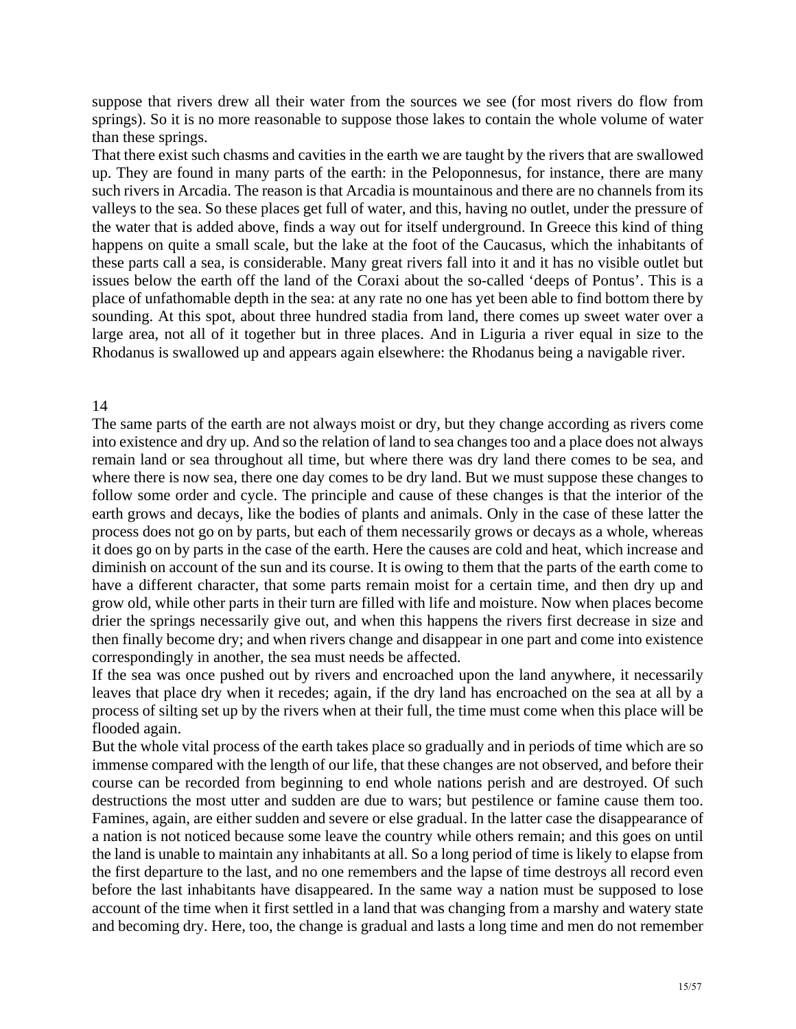suppose that rivers drew all their water from the sources we see (for most rivers do flow from springs). So it is no more reasonable to suppose those lakes to contain the whole volume of water than these springs.

That there exist such chasms and cavities in the earth we are taught by the rivers that are swallowed up. They are found in many parts of the earth: in the Peloponnesus, for instance, there are many such rivers in Arcadia. The reason is that Arcadia is mountainous and there are no channels from its valleys to the sea. So these places get full of water, and this, having no outlet, under the pressure of the water that is added above, finds a way out for itself underground. In Greece this kind of thing happens on quite a small scale, but the lake at the foot of the Caucasus, which the inhabitants of these parts call a sea, is considerable. Many great rivers fall into it and it has no visible outlet but issues below the earth off the land of the Coraxi about the so-called 'deeps of Pontus'. This is a place of unfathomable depth in the sea: at any rate no one has yet been able to find bottom there by sounding. At this spot, about three hundred stadia from land, there comes up sweet water over a large area, not all of it together but in three places. And in Liguria a river equal in size to the Rhodanus is swallowed up and appears again elsewhere: the Rhodanus being a navigable river.

## 14

The same parts of the earth are not always moist or dry, but they change according as rivers come into existence and dry up. And so the relation of land to sea changes too and a place does not always remain land or sea throughout all time, but where there was dry land there comes to be sea, and where there is now sea, there one day comes to be dry land. But we must suppose these changes to follow some order and cycle. The principle and cause of these changes is that the interior of the earth grows and decays, like the bodies of plants and animals. Only in the case of these latter the process does not go on by parts, but each of them necessarily grows or decays as a whole, whereas it does go on by parts in the case of the earth. Here the causes are cold and heat, which increase and diminish on account of the sun and its course. It is owing to them that the parts of the earth come to have a different character, that some parts remain moist for a certain time, and then dry up and grow old, while other parts in their turn are filled with life and moisture. Now when places become drier the springs necessarily give out, and when this happens the rivers first decrease in size and then finally become dry; and when rivers change and disappear in one part and come into existence correspondingly in another, the sea must needs be affected.

If the sea was once pushed out by rivers and encroached upon the land anywhere, it necessarily leaves that place dry when it recedes; again, if the dry land has encroached on the sea at all by a process of silting set up by the rivers when at their full, the time must come when this place will be flooded again.

But the whole vital process of the earth takes place so gradually and in periods of time which are so immense compared with the length of our life, that these changes are not observed, and before their course can be recorded from beginning to end whole nations perish and are destroyed. Of such destructions the most utter and sudden are due to wars; but pestilence or famine cause them too. Famines, again, are either sudden and severe or else gradual. In the latter case the disappearance of a nation is not noticed because some leave the country while others remain; and this goes on until the land is unable to maintain any inhabitants at all. So a long period of time is likely to elapse from the first departure to the last, and no one remembers and the lapse of time destroys all record even before the last inhabitants have disappeared. In the same way a nation must be supposed to lose account of the time when it first settled in a land that was changing from a marshy and watery state and becoming dry. Here, too, the change is gradual and lasts a long time and men do not remember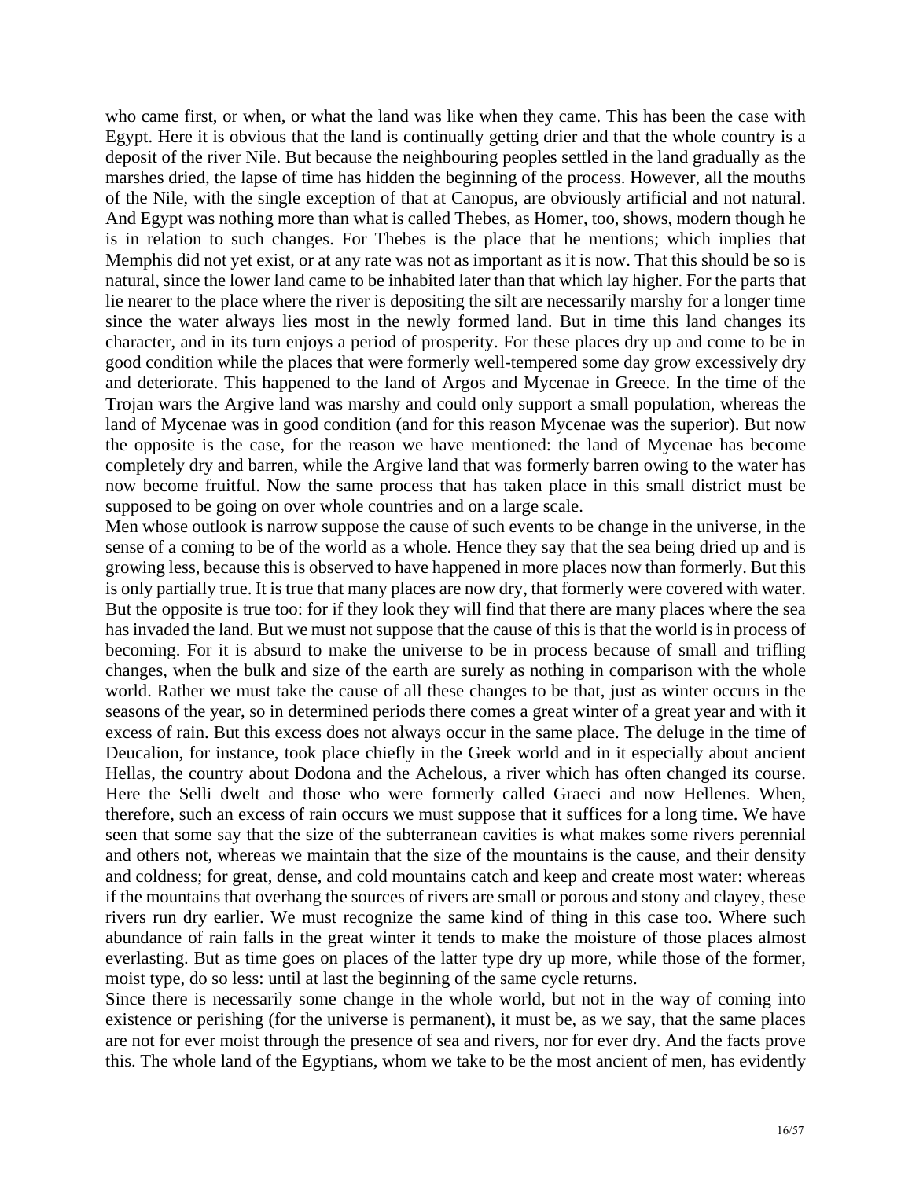who came first, or when, or what the land was like when they came. This has been the case with Egypt. Here it is obvious that the land is continually getting drier and that the whole country is a deposit of the river Nile. But because the neighbouring peoples settled in the land gradually as the marshes dried, the lapse of time has hidden the beginning of the process. However, all the mouths of the Nile, with the single exception of that at Canopus, are obviously artificial and not natural. And Egypt was nothing more than what is called Thebes, as Homer, too, shows, modern though he is in relation to such changes. For Thebes is the place that he mentions; which implies that Memphis did not yet exist, or at any rate was not as important as it is now. That this should be so is natural, since the lower land came to be inhabited later than that which lay higher. For the parts that lie nearer to the place where the river is depositing the silt are necessarily marshy for a longer time since the water always lies most in the newly formed land. But in time this land changes its character, and in its turn enjoys a period of prosperity. For these places dry up and come to be in good condition while the places that were formerly well-tempered some day grow excessively dry and deteriorate. This happened to the land of Argos and Mycenae in Greece. In the time of the Trojan wars the Argive land was marshy and could only support a small population, whereas the land of Mycenae was in good condition (and for this reason Mycenae was the superior). But now the opposite is the case, for the reason we have mentioned: the land of Mycenae has become completely dry and barren, while the Argive land that was formerly barren owing to the water has now become fruitful. Now the same process that has taken place in this small district must be supposed to be going on over whole countries and on a large scale.

Men whose outlook is narrow suppose the cause of such events to be change in the universe, in the sense of a coming to be of the world as a whole. Hence they say that the sea being dried up and is growing less, because this is observed to have happened in more places now than formerly. But this is only partially true. It is true that many places are now dry, that formerly were covered with water. But the opposite is true too: for if they look they will find that there are many places where the sea has invaded the land. But we must not suppose that the cause of this is that the world is in process of becoming. For it is absurd to make the universe to be in process because of small and trifling changes, when the bulk and size of the earth are surely as nothing in comparison with the whole world. Rather we must take the cause of all these changes to be that, just as winter occurs in the seasons of the year, so in determined periods there comes a great winter of a great year and with it excess of rain. But this excess does not always occur in the same place. The deluge in the time of Deucalion, for instance, took place chiefly in the Greek world and in it especially about ancient Hellas, the country about Dodona and the Achelous, a river which has often changed its course. Here the Selli dwelt and those who were formerly called Graeci and now Hellenes. When, therefore, such an excess of rain occurs we must suppose that it suffices for a long time. We have seen that some say that the size of the subterranean cavities is what makes some rivers perennial and others not, whereas we maintain that the size of the mountains is the cause, and their density and coldness; for great, dense, and cold mountains catch and keep and create most water: whereas if the mountains that overhang the sources of rivers are small or porous and stony and clayey, these rivers run dry earlier. We must recognize the same kind of thing in this case too. Where such abundance of rain falls in the great winter it tends to make the moisture of those places almost everlasting. But as time goes on places of the latter type dry up more, while those of the former, moist type, do so less: until at last the beginning of the same cycle returns.

Since there is necessarily some change in the whole world, but not in the way of coming into existence or perishing (for the universe is permanent), it must be, as we say, that the same places are not for ever moist through the presence of sea and rivers, nor for ever dry. And the facts prove this. The whole land of the Egyptians, whom we take to be the most ancient of men, has evidently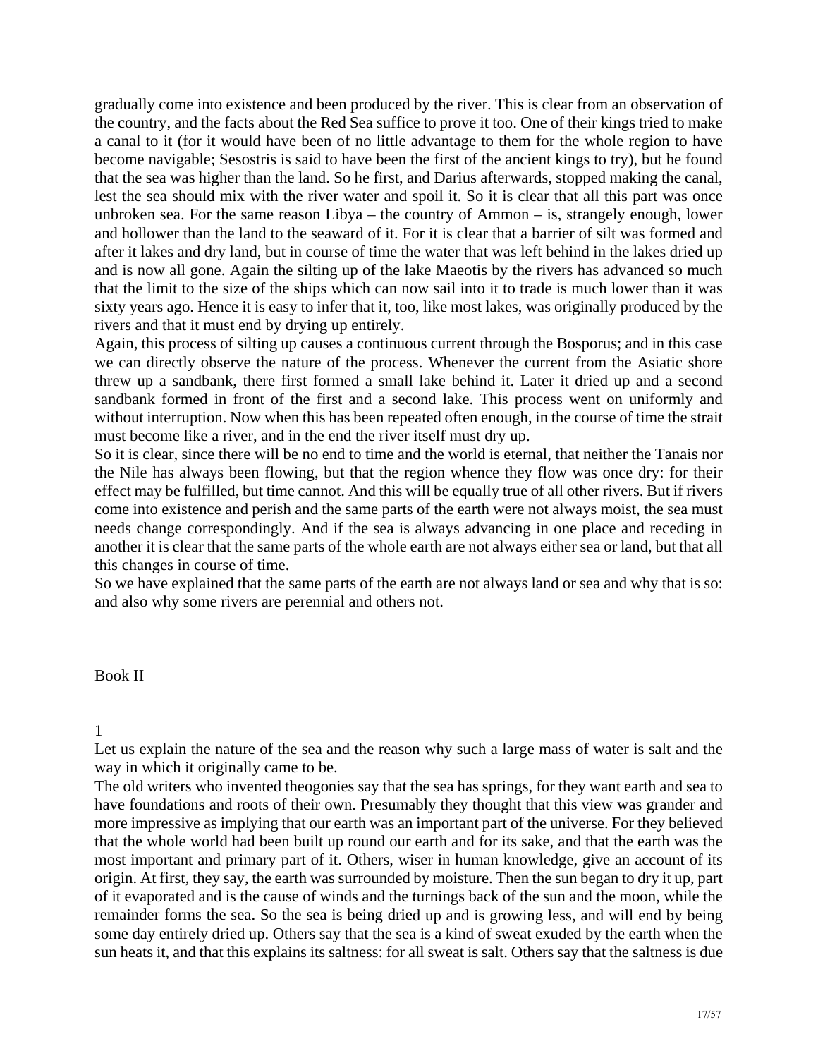gradually come into existence and been produced by the river. This is clear from an observation of the country, and the facts about the Red Sea suffice to prove it too. One of their kings tried to make a canal to it (for it would have been of no little advantage to them for the whole region to have become navigable; Sesostris is said to have been the first of the ancient kings to try), but he found that the sea was higher than the land. So he first, and Darius afterwards, stopped making the canal, lest the sea should mix with the river water and spoil it. So it is clear that all this part was once unbroken sea. For the same reason Libya – the country of Ammon – is, strangely enough, lower and hollower than the land to the seaward of it. For it is clear that a barrier of silt was formed and after it lakes and dry land, but in course of time the water that was left behind in the lakes dried up and is now all gone. Again the silting up of the lake Maeotis by the rivers has advanced so much that the limit to the size of the ships which can now sail into it to trade is much lower than it was sixty years ago. Hence it is easy to infer that it, too, like most lakes, was originally produced by the rivers and that it must end by drying up entirely.

Again, this process of silting up causes a continuous current through the Bosporus; and in this case we can directly observe the nature of the process. Whenever the current from the Asiatic shore threw up a sandbank, there first formed a small lake behind it. Later it dried up and a second sandbank formed in front of the first and a second lake. This process went on uniformly and without interruption. Now when this has been repeated often enough, in the course of time the strait must become like a river, and in the end the river itself must dry up.

So it is clear, since there will be no end to time and the world is eternal, that neither the Tanais nor the Nile has always been flowing, but that the region whence they flow was once dry: for their effect may be fulfilled, but time cannot. And this will be equally true of all other rivers. But if rivers come into existence and perish and the same parts of the earth were not always moist, the sea must needs change correspondingly. And if the sea is always advancing in one place and receding in another it is clear that the same parts of the whole earth are not always either sea or land, but that all this changes in course of time.

So we have explained that the same parts of the earth are not always land or sea and why that is so: and also why some rivers are perennial and others not.

## Book II

### 1

Let us explain the nature of the sea and the reason why such a large mass of water is salt and the way in which it originally came to be.

The old writers who invented theogonies say that the sea has springs, for they want earth and sea to have foundations and roots of their own. Presumably they thought that this view was grander and more impressive as implying that our earth was an important part of the universe. For they believed that the whole world had been built up round our earth and for its sake, and that the earth was the most important and primary part of it. Others, wiser in human knowledge, give an account of its origin. At first, they say, the earth was surrounded by moisture. Then the sun began to dry it up, part of it evaporated and is the cause of winds and the turnings back of the sun and the moon, while the remainder forms the sea. So the sea is being dried up and is growing less, and will end by being some day entirely dried up. Others say that the sea is a kind of sweat exuded by the earth when the sun heats it, and that this explains its saltness: for all sweat is salt. Others say that the saltness is due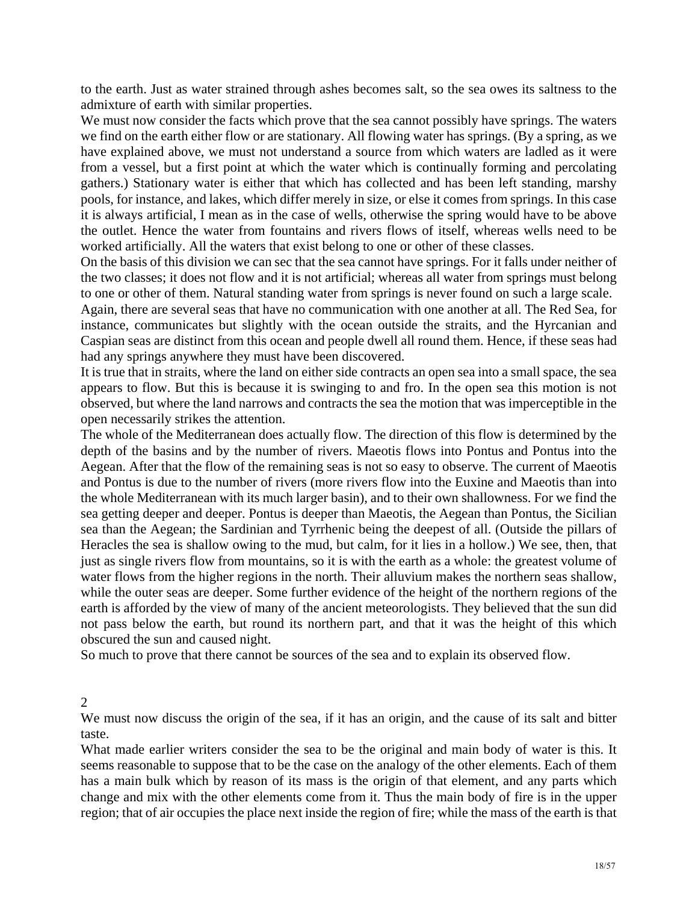to the earth. Just as water strained through ashes becomes salt, so the sea owes its saltness to the admixture of earth with similar properties.

We must now consider the facts which prove that the sea cannot possibly have springs. The waters we find on the earth either flow or are stationary. All flowing water has springs. (By a spring, as we have explained above, we must not understand a source from which waters are ladled as it were from a vessel, but a first point at which the water which is continually forming and percolating gathers.) Stationary water is either that which has collected and has been left standing, marshy pools, for instance, and lakes, which differ merely in size, or else it comes from springs. In this case it is always artificial, I mean as in the case of wells, otherwise the spring would have to be above the outlet. Hence the water from fountains and rivers flows of itself, whereas wells need to be worked artificially. All the waters that exist belong to one or other of these classes.

On the basis of this division we can sec that the sea cannot have springs. For it falls under neither of the two classes; it does not flow and it is not artificial; whereas all water from springs must belong to one or other of them. Natural standing water from springs is never found on such a large scale.

Again, there are several seas that have no communication with one another at all. The Red Sea, for instance, communicates but slightly with the ocean outside the straits, and the Hyrcanian and Caspian seas are distinct from this ocean and people dwell all round them. Hence, if these seas had had any springs anywhere they must have been discovered.

It is true that in straits, where the land on either side contracts an open sea into a small space, the sea appears to flow. But this is because it is swinging to and fro. In the open sea this motion is not observed, but where the land narrows and contracts the sea the motion that was imperceptible in the open necessarily strikes the attention.

The whole of the Mediterranean does actually flow. The direction of this flow is determined by the depth of the basins and by the number of rivers. Maeotis flows into Pontus and Pontus into the Aegean. After that the flow of the remaining seas is not so easy to observe. The current of Maeotis and Pontus is due to the number of rivers (more rivers flow into the Euxine and Maeotis than into the whole Mediterranean with its much larger basin), and to their own shallowness. For we find the sea getting deeper and deeper. Pontus is deeper than Maeotis, the Aegean than Pontus, the Sicilian sea than the Aegean; the Sardinian and Tyrrhenic being the deepest of all. (Outside the pillars of Heracles the sea is shallow owing to the mud, but calm, for it lies in a hollow.) We see, then, that just as single rivers flow from mountains, so it is with the earth as a whole: the greatest volume of water flows from the higher regions in the north. Their alluvium makes the northern seas shallow, while the outer seas are deeper. Some further evidence of the height of the northern regions of the earth is afforded by the view of many of the ancient meteorologists. They believed that the sun did not pass below the earth, but round its northern part, and that it was the height of this which obscured the sun and caused night.

So much to prove that there cannot be sources of the sea and to explain its observed flow.

## 2

We must now discuss the origin of the sea, if it has an origin, and the cause of its salt and bitter taste.

What made earlier writers consider the sea to be the original and main body of water is this. It seems reasonable to suppose that to be the case on the analogy of the other elements. Each of them has a main bulk which by reason of its mass is the origin of that element, and any parts which change and mix with the other elements come from it. Thus the main body of fire is in the upper region; that of air occupies the place next inside the region of fire; while the mass of the earth is that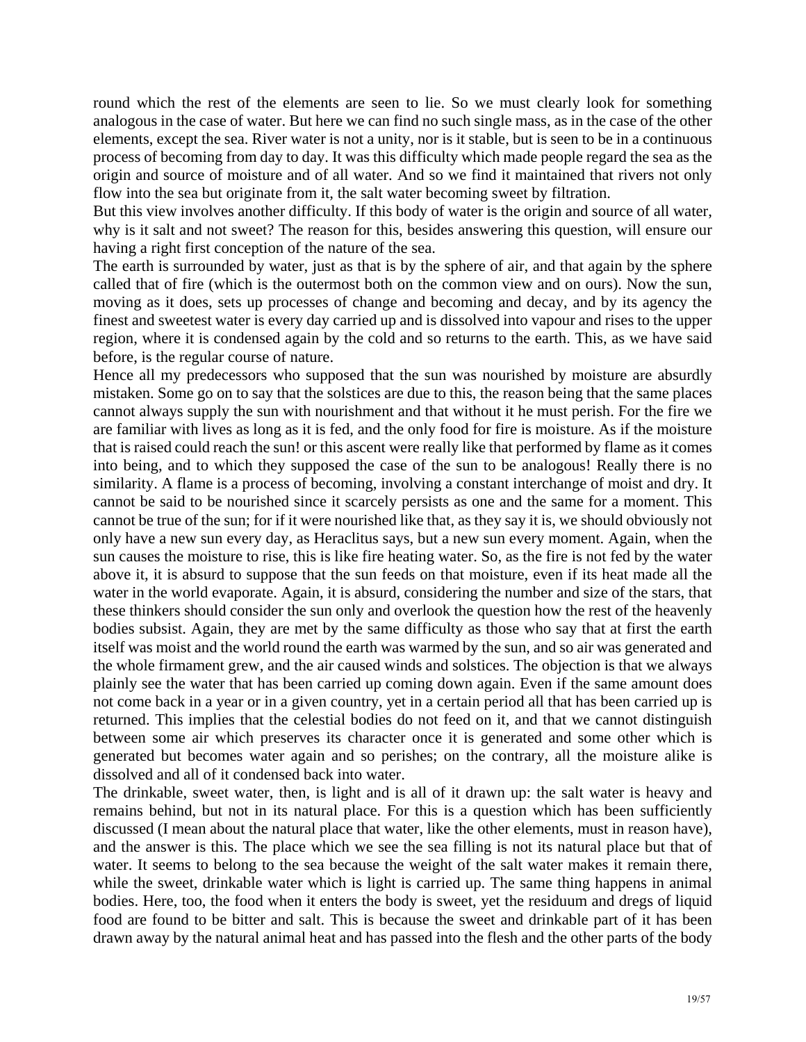round which the rest of the elements are seen to lie. So we must clearly look for something analogous in the case of water. But here we can find no such single mass, as in the case of the other elements, except the sea. River water is not a unity, nor is it stable, but is seen to be in a continuous process of becoming from day to day. It was this difficulty which made people regard the sea as the origin and source of moisture and of all water. And so we find it maintained that rivers not only flow into the sea but originate from it, the salt water becoming sweet by filtration.

But this view involves another difficulty. If this body of water is the origin and source of all water, why is it salt and not sweet? The reason for this, besides answering this question, will ensure our having a right first conception of the nature of the sea.

The earth is surrounded by water, just as that is by the sphere of air, and that again by the sphere called that of fire (which is the outermost both on the common view and on ours). Now the sun, moving as it does, sets up processes of change and becoming and decay, and by its agency the finest and sweetest water is every day carried up and is dissolved into vapour and rises to the upper region, where it is condensed again by the cold and so returns to the earth. This, as we have said before, is the regular course of nature.

Hence all my predecessors who supposed that the sun was nourished by moisture are absurdly mistaken. Some go on to say that the solstices are due to this, the reason being that the same places cannot always supply the sun with nourishment and that without it he must perish. For the fire we are familiar with lives as long as it is fed, and the only food for fire is moisture. As if the moisture that is raised could reach the sun! or this ascent were really like that performed by flame as it comes into being, and to which they supposed the case of the sun to be analogous! Really there is no similarity. A flame is a process of becoming, involving a constant interchange of moist and dry. It cannot be said to be nourished since it scarcely persists as one and the same for a moment. This cannot be true of the sun; for if it were nourished like that, as they say it is, we should obviously not only have a new sun every day, as Heraclitus says, but a new sun every moment. Again, when the sun causes the moisture to rise, this is like fire heating water. So, as the fire is not fed by the water above it, it is absurd to suppose that the sun feeds on that moisture, even if its heat made all the water in the world evaporate. Again, it is absurd, considering the number and size of the stars, that these thinkers should consider the sun only and overlook the question how the rest of the heavenly bodies subsist. Again, they are met by the same difficulty as those who say that at first the earth itself was moist and the world round the earth was warmed by the sun, and so air was generated and the whole firmament grew, and the air caused winds and solstices. The objection is that we always plainly see the water that has been carried up coming down again. Even if the same amount does not come back in a year or in a given country, yet in a certain period all that has been carried up is returned. This implies that the celestial bodies do not feed on it, and that we cannot distinguish between some air which preserves its character once it is generated and some other which is generated but becomes water again and so perishes; on the contrary, all the moisture alike is dissolved and all of it condensed back into water.

The drinkable, sweet water, then, is light and is all of it drawn up: the salt water is heavy and remains behind, but not in its natural place. For this is a question which has been sufficiently discussed (I mean about the natural place that water, like the other elements, must in reason have), and the answer is this. The place which we see the sea filling is not its natural place but that of water. It seems to belong to the sea because the weight of the salt water makes it remain there, while the sweet, drinkable water which is light is carried up. The same thing happens in animal bodies. Here, too, the food when it enters the body is sweet, yet the residuum and dregs of liquid food are found to be bitter and salt. This is because the sweet and drinkable part of it has been drawn away by the natural animal heat and has passed into the flesh and the other parts of the body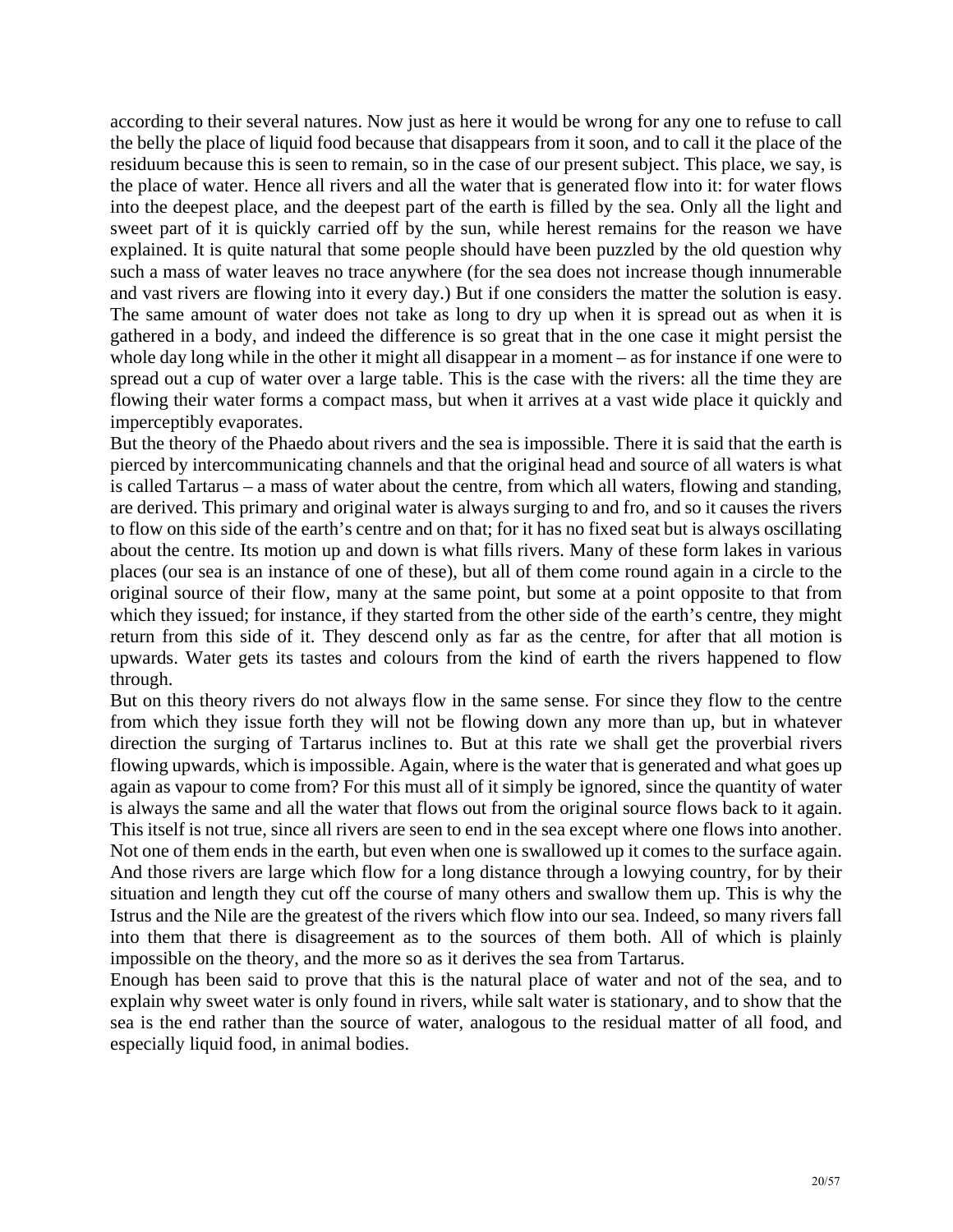according to their several natures. Now just as here it would be wrong for any one to refuse to call the belly the place of liquid food because that disappears from it soon, and to call it the place of the residuum because this is seen to remain, so in the case of our present subject. This place, we say, is the place of water. Hence all rivers and all the water that is generated flow into it: for water flows into the deepest place, and the deepest part of the earth is filled by the sea. Only all the light and sweet part of it is quickly carried off by the sun, while herest remains for the reason we have explained. It is quite natural that some people should have been puzzled by the old question why such a mass of water leaves no trace anywhere (for the sea does not increase though innumerable and vast rivers are flowing into it every day.) But if one considers the matter the solution is easy. The same amount of water does not take as long to dry up when it is spread out as when it is gathered in a body, and indeed the difference is so great that in the one case it might persist the whole day long while in the other it might all disappear in a moment – as for instance if one were to spread out a cup of water over a large table. This is the case with the rivers: all the time they are flowing their water forms a compact mass, but when it arrives at a vast wide place it quickly and imperceptibly evaporates.

But the theory of the Phaedo about rivers and the sea is impossible. There it is said that the earth is pierced by intercommunicating channels and that the original head and source of all waters is what is called Tartarus – a mass of water about the centre, from which all waters, flowing and standing, are derived. This primary and original water is always surging to and fro, and so it causes the rivers to flow on this side of the earth's centre and on that; for it has no fixed seat but is always oscillating about the centre. Its motion up and down is what fills rivers. Many of these form lakes in various places (our sea is an instance of one of these), but all of them come round again in a circle to the original source of their flow, many at the same point, but some at a point opposite to that from which they issued; for instance, if they started from the other side of the earth's centre, they might return from this side of it. They descend only as far as the centre, for after that all motion is upwards. Water gets its tastes and colours from the kind of earth the rivers happened to flow through.

But on this theory rivers do not always flow in the same sense. For since they flow to the centre from which they issue forth they will not be flowing down any more than up, but in whatever direction the surging of Tartarus inclines to. But at this rate we shall get the proverbial rivers flowing upwards, which is impossible. Again, where is the water that is generated and what goes up again as vapour to come from? For this must all of it simply be ignored, since the quantity of water is always the same and all the water that flows out from the original source flows back to it again. This itself is not true, since all rivers are seen to end in the sea except where one flows into another. Not one of them ends in the earth, but even when one is swallowed up it comes to the surface again. And those rivers are large which flow for a long distance through a lowlying country, for by their situation and length they cut off the course of many others and swallow them up. This is why the Istrus and the Nile are the greatest of the rivers which flow into our sea. Indeed, so many rivers fall into them that there is disagreement as to the sources of them both. All of which is plainly impossible on the theory, and the more so as it derives the sea from Tartarus.

Enough has been said to prove that this is the natural place of water and not of the sea, and to explain why sweet water is only found in rivers, while salt water is stationary, and to show that the sea is the end rather than the source of water, analogous to the residual matter of all food, and especially liquid food, in animal bodies.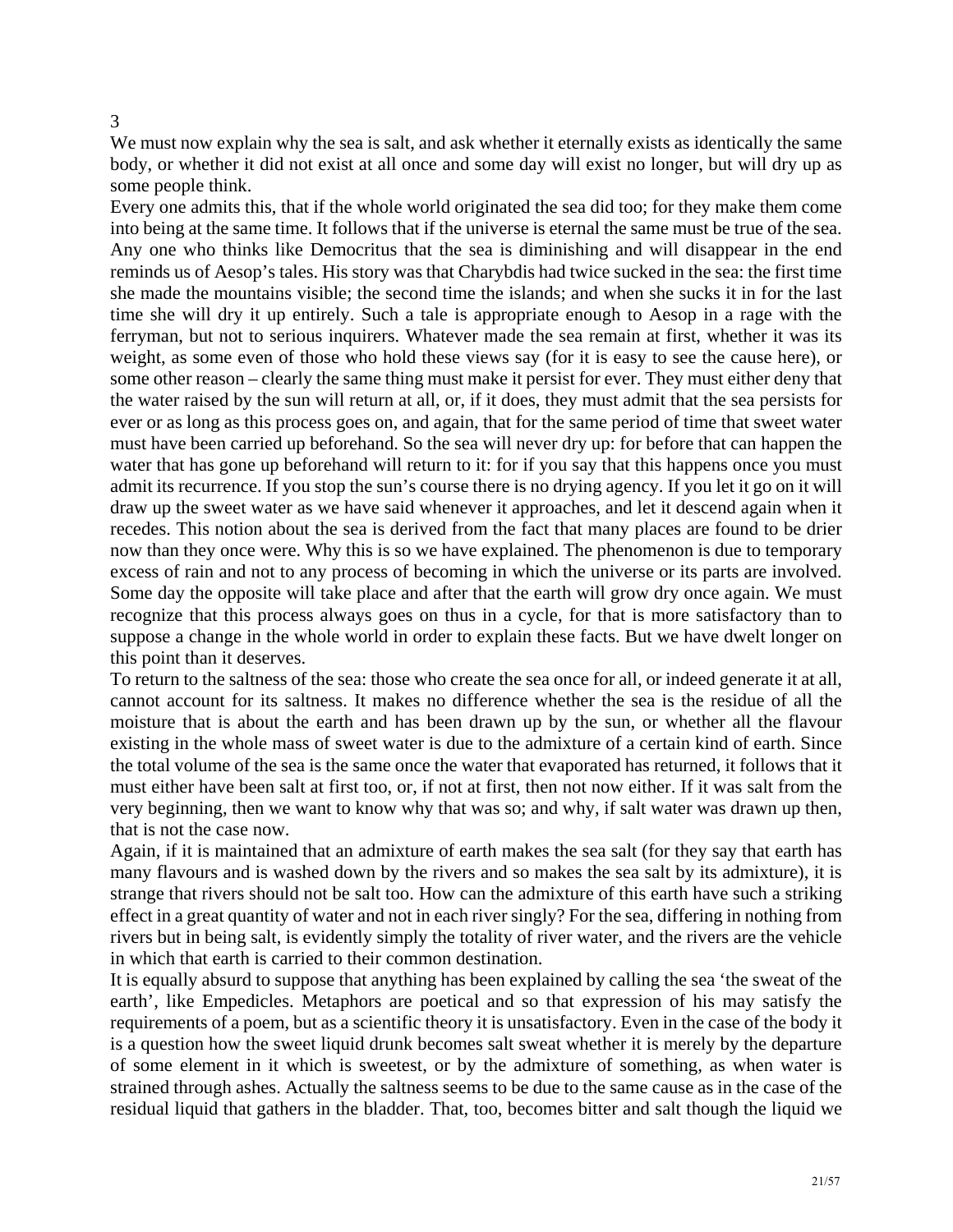3

We must now explain why the sea is salt, and ask whether it eternally exists as identically the same body, or whether it did not exist at all once and some day will exist no longer, but will dry up as some people think.

Every one admits this, that if the whole world originated the sea did too; for they make them come into being at the same time. It follows that if the universe is eternal the same must be true of the sea. Any one who thinks like Democritus that the sea is diminishing and will disappear in the end reminds us of Aesop's tales. His story was that Charybdis had twice sucked in the sea: the first time she made the mountains visible; the second time the islands; and when she sucks it in for the last time she will dry it up entirely. Such a tale is appropriate enough to Aesop in a rage with the ferryman, but not to serious inquirers. Whatever made the sea remain at first, whether it was its weight, as some even of those who hold these views say (for it is easy to see the cause here), or some other reason – clearly the same thing must make it persist for ever. They must either deny that the water raised by the sun will return at all, or, if it does, they must admit that the sea persists for ever or as long as this process goes on, and again, that for the same period of time that sweet water must have been carried up beforehand. So the sea will never dry up: for before that can happen the water that has gone up beforehand will return to it: for if you say that this happens once you must admit its recurrence. If you stop the sun's course there is no drying agency. If you let it go on it will draw up the sweet water as we have said whenever it approaches, and let it descend again when it recedes. This notion about the sea is derived from the fact that many places are found to be drier now than they once were. Why this is so we have explained. The phenomenon is due to temporary excess of rain and not to any process of becoming in which the universe or its parts are involved. Some day the opposite will take place and after that the earth will grow dry once again. We must recognize that this process always goes on thus in a cycle, for that is more satisfactory than to suppose a change in the whole world in order to explain these facts. But we have dwelt longer on this point than it deserves.

To return to the saltness of the sea: those who create the sea once for all, or indeed generate it at all, cannot account for its saltness. It makes no difference whether the sea is the residue of all the moisture that is about the earth and has been drawn up by the sun, or whether all the flavour existing in the whole mass of sweet water is due to the admixture of a certain kind of earth. Since the total volume of the sea is the same once the water that evaporated has returned, it follows that it must either have been salt at first too, or, if not at first, then not now either. If it was salt from the very beginning, then we want to know why that was so; and why, if salt water was drawn up then, that is not the case now.

Again, if it is maintained that an admixture of earth makes the sea salt (for they say that earth has many flavours and is washed down by the rivers and so makes the sea salt by its admixture), it is strange that rivers should not be salt too. How can the admixture of this earth have such a striking effect in a great quantity of water and not in each river singly? For the sea, differing in nothing from rivers but in being salt, is evidently simply the totality of river water, and the rivers are the vehicle in which that earth is carried to their common destination.

It is equally absurd to suppose that anything has been explained by calling the sea 'the sweat of the earth', like Empedicles. Metaphors are poetical and so that expression of his may satisfy the requirements of a poem, but as a scientific theory it is unsatisfactory. Even in the case of the body it is a question how the sweet liquid drunk becomes salt sweat whether it is merely by the departure of some element in it which is sweetest, or by the admixture of something, as when water is strained through ashes. Actually the saltness seems to be due to the same cause as in the case of the residual liquid that gathers in the bladder. That, too, becomes bitter and salt though the liquid we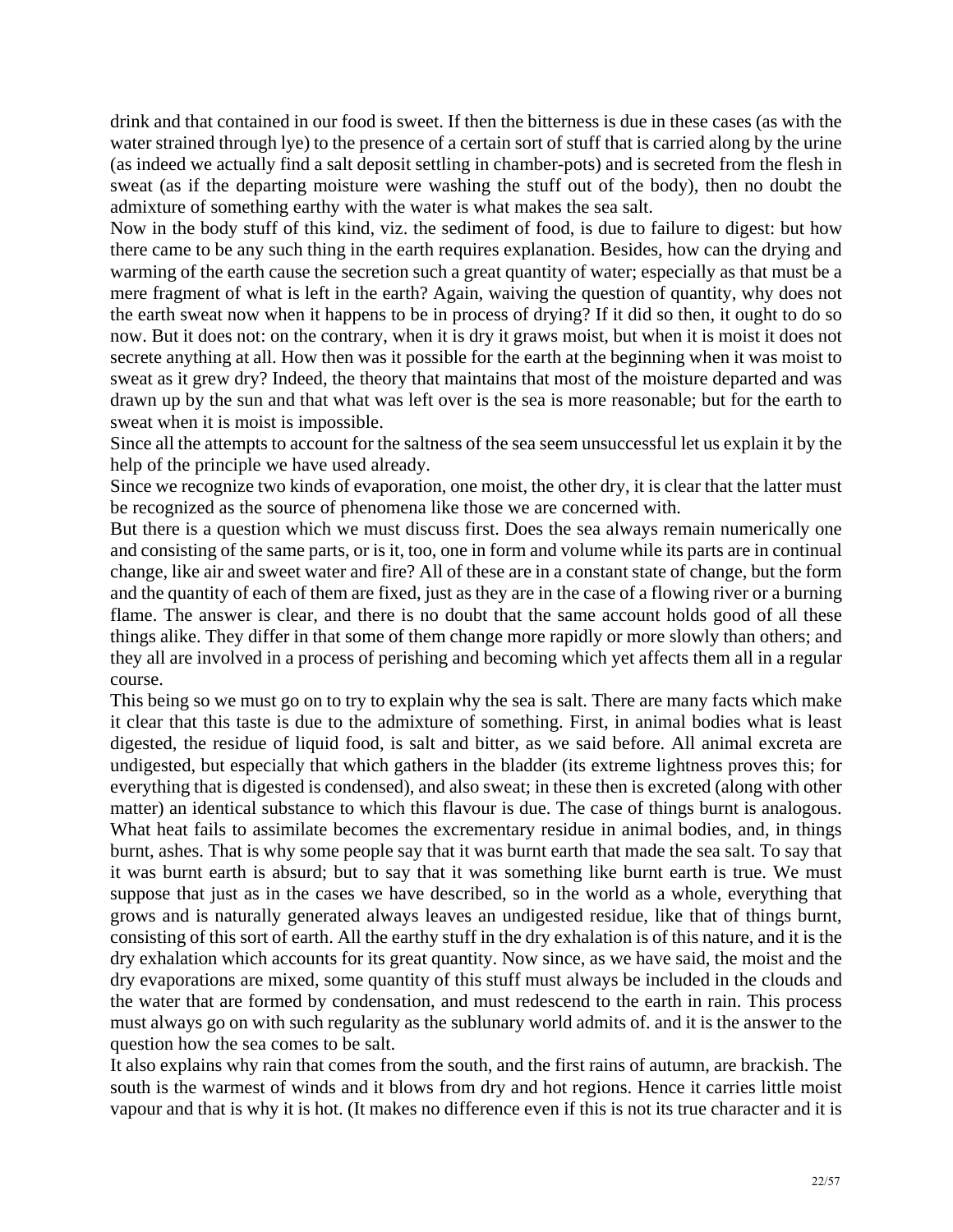drink and that contained in our food is sweet. If then the bitterness is due in these cases (as with the water strained through lye) to the presence of a certain sort of stuff that is carried along by the urine (as indeed we actually find a salt deposit settling in chamber-pots) and is secreted from the flesh in sweat (as if the departing moisture were washing the stuff out of the body), then no doubt the admixture of something earthy with the water is what makes the sea salt.

Now in the body stuff of this kind, viz. the sediment of food, is due to failure to digest: but how there came to be any such thing in the earth requires explanation. Besides, how can the drying and warming of the earth cause the secretion such a great quantity of water; especially as that must be a mere fragment of what is left in the earth? Again, waiving the question of quantity, why does not the earth sweat now when it happens to be in process of drying? If it did so then, it ought to do so now. But it does not: on the contrary, when it is dry it graws moist, but when it is moist it does not secrete anything at all. How then was it possible for the earth at the beginning when it was moist to sweat as it grew dry? Indeed, the theory that maintains that most of the moisture departed and was drawn up by the sun and that what was left over is the sea is more reasonable; but for the earth to sweat when it is moist is impossible.

Since all the attempts to account for the saltness of the sea seem unsuccessful let us explain it by the help of the principle we have used already.

Since we recognize two kinds of evaporation, one moist, the other dry, it is clear that the latter must be recognized as the source of phenomena like those we are concerned with.

But there is a question which we must discuss first. Does the sea always remain numerically one and consisting of the same parts, or is it, too, one in form and volume while its parts are in continual change, like air and sweet water and fire? All of these are in a constant state of change, but the form and the quantity of each of them are fixed, just as they are in the case of a flowing river or a burning flame. The answer is clear, and there is no doubt that the same account holds good of all these things alike. They differ in that some of them change more rapidly or more slowly than others; and they all are involved in a process of perishing and becoming which yet affects them all in a regular course.

This being so we must go on to try to explain why the sea is salt. There are many facts which make it clear that this taste is due to the admixture of something. First, in animal bodies what is least digested, the residue of liquid food, is salt and bitter, as we said before. All animal excreta are undigested, but especially that which gathers in the bladder (its extreme lightness proves this; for everything that is digested is condensed), and also sweat; in these then is excreted (along with other matter) an identical substance to which this flavour is due. The case of things burnt is analogous. What heat fails to assimilate becomes the excrementary residue in animal bodies, and, in things burnt, ashes. That is why some people say that it was burnt earth that made the sea salt. To say that it was burnt earth is absurd; but to say that it was something like burnt earth is true. We must suppose that just as in the cases we have described, so in the world as a whole, everything that grows and is naturally generated always leaves an undigested residue, like that of things burnt, consisting of this sort of earth. All the earthy stuff in the dry exhalation is of this nature, and it is the dry exhalation which accounts for its great quantity. Now since, as we have said, the moist and the dry evaporations are mixed, some quantity of this stuff must always be included in the clouds and the water that are formed by condensation, and must redescend to the earth in rain. This process must always go on with such regularity as the sublunary world admits of. and it is the answer to the question how the sea comes to be salt.

It also explains why rain that comes from the south, and the first rains of autumn, are brackish. The south is the warmest of winds and it blows from dry and hot regions. Hence it carries little moist vapour and that is why it is hot. (It makes no difference even if this is not its true character and it is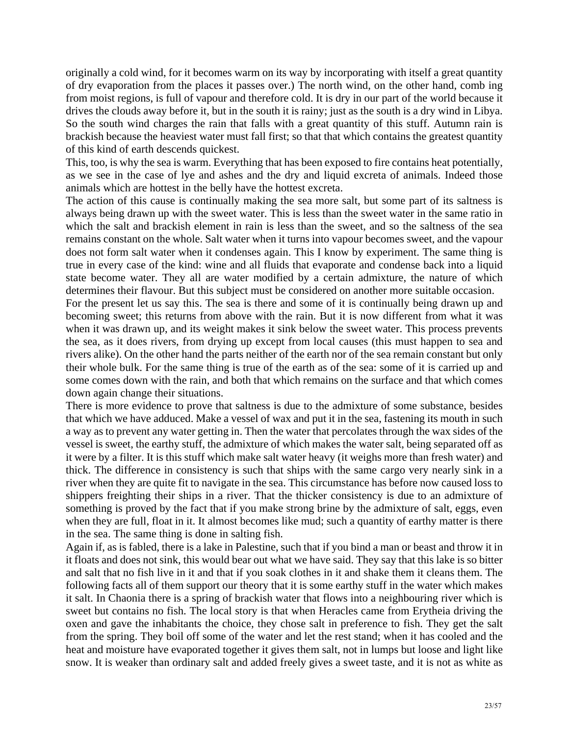originally a cold wind, for it becomes warm on its way by incorporating with itself a great quantity of dry evaporation from the places it passes over.) The north wind, on the other hand, comb ing from moist regions, is full of vapour and therefore cold. It is dry in our part of the world because it drives the clouds away before it, but in the south it is rainy; just as the south is a dry wind in Libya. So the south wind charges the rain that falls with a great quantity of this stuff. Autumn rain is brackish because the heaviest water must fall first; so that that which contains the greatest quantity of this kind of earth descends quickest.

This, too, is why the sea is warm. Everything that has been exposed to fire contains heat potentially, as we see in the case of lye and ashes and the dry and liquid excreta of animals. Indeed those animals which are hottest in the belly have the hottest excreta.

The action of this cause is continually making the sea more salt, but some part of its saltness is always being drawn up with the sweet water. This is less than the sweet water in the same ratio in which the salt and brackish element in rain is less than the sweet, and so the saltness of the sea remains constant on the whole. Salt water when it turns into vapour becomes sweet, and the vapour does not form salt water when it condenses again. This I know by experiment. The same thing is true in every case of the kind: wine and all fluids that evaporate and condense back into a liquid state become water. They all are water modified by a certain admixture, the nature of which determines their flavour. But this subject must be considered on another more suitable occasion.

For the present let us say this. The sea is there and some of it is continually being drawn up and becoming sweet; this returns from above with the rain. But it is now different from what it was when it was drawn up, and its weight makes it sink below the sweet water. This process prevents the sea, as it does rivers, from drying up except from local causes (this must happen to sea and rivers alike). On the other hand the parts neither of the earth nor of the sea remain constant but only their whole bulk. For the same thing is true of the earth as of the sea: some of it is carried up and some comes down with the rain, and both that which remains on the surface and that which comes down again change their situations.

There is more evidence to prove that saltness is due to the admixture of some substance, besides that which we have adduced. Make a vessel of wax and put it in the sea, fastening its mouth in such a way as to prevent any water getting in. Then the water that percolates through the wax sides of the vessel is sweet, the earthy stuff, the admixture of which makes the water salt, being separated off as it were by a filter. It is this stuff which make salt water heavy (it weighs more than fresh water) and thick. The difference in consistency is such that ships with the same cargo very nearly sink in a river when they are quite fit to navigate in the sea. This circumstance has before now caused loss to shippers freighting their ships in a river. That the thicker consistency is due to an admixture of something is proved by the fact that if you make strong brine by the admixture of salt, eggs, even when they are full, float in it. It almost becomes like mud; such a quantity of earthy matter is there in the sea. The same thing is done in salting fish.

Again if, as is fabled, there is a lake in Palestine, such that if you bind a man or beast and throw it in it floats and does not sink, this would bear out what we have said. They say that this lake is so bitter and salt that no fish live in it and that if you soak clothes in it and shake them it cleans them. The following facts all of them support our theory that it is some earthy stuff in the water which makes it salt. In Chaonia there is a spring of brackish water that flows into a neighbouring river which is sweet but contains no fish. The local story is that when Heracles came from Erytheia driving the oxen and gave the inhabitants the choice, they chose salt in preference to fish. They get the salt from the spring. They boil off some of the water and let the rest stand; when it has cooled and the heat and moisture have evaporated together it gives them salt, not in lumps but loose and light like snow. It is weaker than ordinary salt and added freely gives a sweet taste, and it is not as white as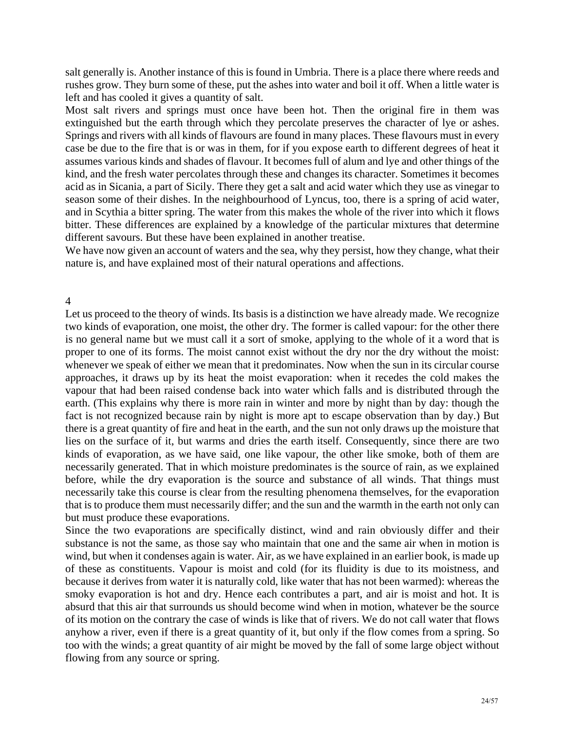salt generally is. Another instance of this is found in Umbria. There is a place there where reeds and rushes grow. They burn some of these, put the ashes into water and boil it off. When a little water is left and has cooled it gives a quantity of salt.

Most salt rivers and springs must once have been hot. Then the original fire in them was extinguished but the earth through which they percolate preserves the character of lye or ashes. Springs and rivers with all kinds of flavours are found in many places. These flavours must in every case be due to the fire that is or was in them, for if you expose earth to different degrees of heat it assumes various kinds and shades of flavour. It becomes full of alum and lye and other things of the kind, and the fresh water percolates through these and changes its character. Sometimes it becomes acid as in Sicania, a part of Sicily. There they get a salt and acid water which they use as vinegar to season some of their dishes. In the neighbourhood of Lyncus, too, there is a spring of acid water, and in Scythia a bitter spring. The water from this makes the whole of the river into which it flows bitter. These differences are explained by a knowledge of the particular mixtures that determine different savours. But these have been explained in another treatise.

We have now given an account of waters and the sea, why they persist, how they change, what their nature is, and have explained most of their natural operations and affections.

## 4

Let us proceed to the theory of winds. Its basis is a distinction we have already made. We recognize two kinds of evaporation, one moist, the other dry. The former is called vapour: for the other there is no general name but we must call it a sort of smoke, applying to the whole of it a word that is proper to one of its forms. The moist cannot exist without the dry nor the dry without the moist: whenever we speak of either we mean that it predominates. Now when the sun in its circular course approaches, it draws up by its heat the moist evaporation: when it recedes the cold makes the vapour that had been raised condense back into water which falls and is distributed through the earth. (This explains why there is more rain in winter and more by night than by day: though the fact is not recognized because rain by night is more apt to escape observation than by day.) But there is a great quantity of fire and heat in the earth, and the sun not only draws up the moisture that lies on the surface of it, but warms and dries the earth itself. Consequently, since there are two kinds of evaporation, as we have said, one like vapour, the other like smoke, both of them are necessarily generated. That in which moisture predominates is the source of rain, as we explained before, while the dry evaporation is the source and substance of all winds. That things must necessarily take this course is clear from the resulting phenomena themselves, for the evaporation that is to produce them must necessarily differ; and the sun and the warmth in the earth not only can but must produce these evaporations.

Since the two evaporations are specifically distinct, wind and rain obviously differ and their substance is not the same, as those say who maintain that one and the same air when in motion is wind, but when it condenses again is water. Air, as we have explained in an earlier book, is made up of these as constituents. Vapour is moist and cold (for its fluidity is due to its moistness, and because it derives from water it is naturally cold, like water that has not been warmed): whereas the smoky evaporation is hot and dry. Hence each contributes a part, and air is moist and hot. It is absurd that this air that surrounds us should become wind when in motion, whatever be the source of its motion on the contrary the case of winds is like that of rivers. We do not call water that flows anyhow a river, even if there is a great quantity of it, but only if the flow comes from a spring. So too with the winds; a great quantity of air might be moved by the fall of some large object without flowing from any source or spring.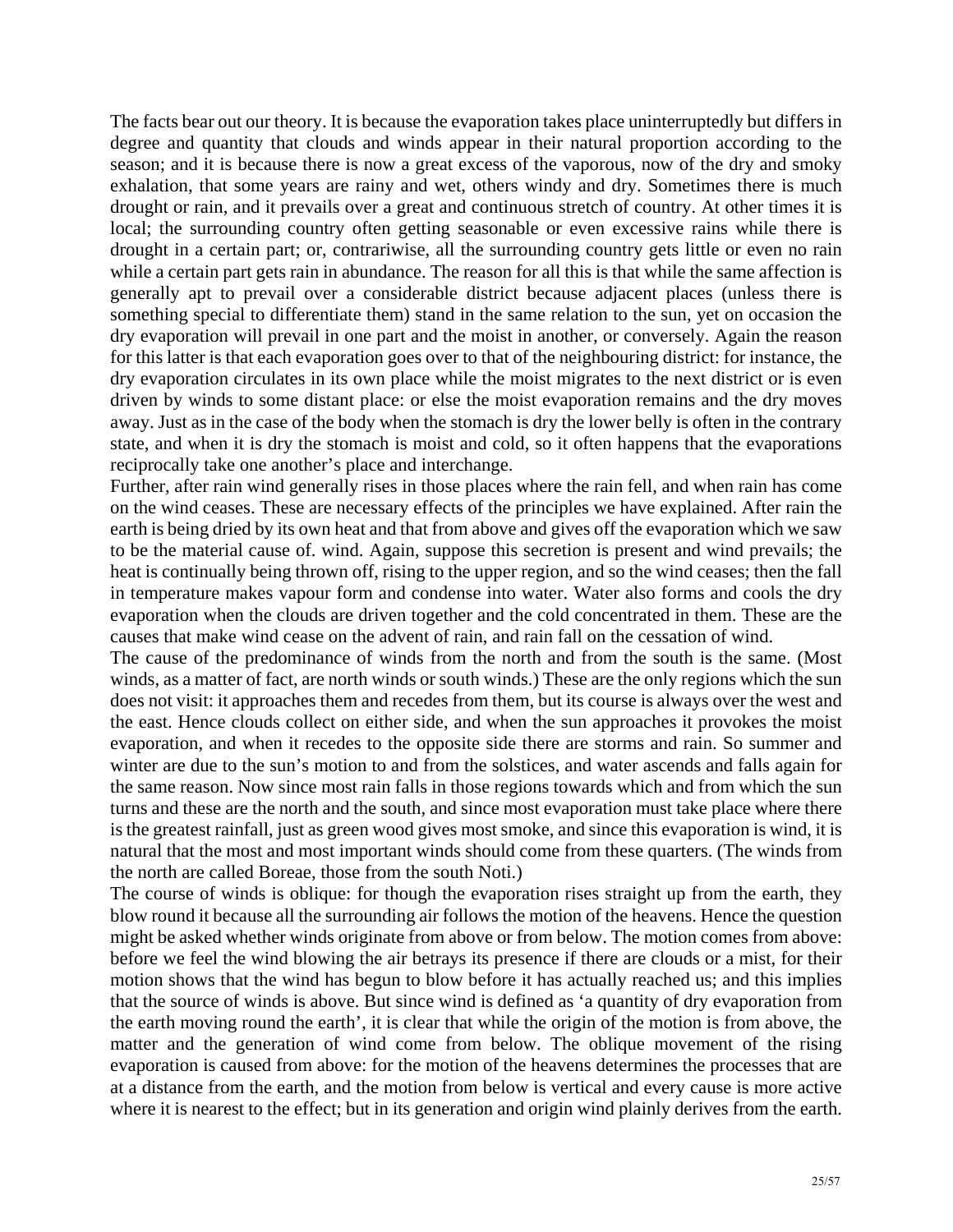The facts bear out our theory. It is because the evaporation takes place uninterruptedly but differs in degree and quantity that clouds and winds appear in their natural proportion according to the season; and it is because there is now a great excess of the vaporous, now of the dry and smoky exhalation, that some years are rainy and wet, others windy and dry. Sometimes there is much drought or rain, and it prevails over a great and continuous stretch of country. At other times it is local; the surrounding country often getting seasonable or even excessive rains while there is drought in a certain part; or, contrariwise, all the surrounding country gets little or even no rain while a certain part gets rain in abundance. The reason for all this is that while the same affection is generally apt to prevail over a considerable district because adjacent places (unless there is something special to differentiate them) stand in the same relation to the sun, yet on occasion the dry evaporation will prevail in one part and the moist in another, or conversely. Again the reason for this latter is that each evaporation goes over to that of the neighbouring district: for instance, the dry evaporation circulates in its own place while the moist migrates to the next district or is even driven by winds to some distant place: or else the moist evaporation remains and the dry moves away. Just as in the case of the body when the stomach is dry the lower belly is often in the contrary state, and when it is dry the stomach is moist and cold, so it often happens that the evaporations reciprocally take one another's place and interchange.

Further, after rain wind generally rises in those places where the rain fell, and when rain has come on the wind ceases. These are necessary effects of the principles we have explained. After rain the earth is being dried by its own heat and that from above and gives off the evaporation which we saw to be the material cause of. wind. Again, suppose this secretion is present and wind prevails; the heat is continually being thrown off, rising to the upper region, and so the wind ceases; then the fall in temperature makes vapour form and condense into water. Water also forms and cools the dry evaporation when the clouds are driven together and the cold concentrated in them. These are the causes that make wind cease on the advent of rain, and rain fall on the cessation of wind.

The cause of the predominance of winds from the north and from the south is the same. (Most winds, as a matter of fact, are north winds or south winds.) These are the only regions which the sun does not visit: it approaches them and recedes from them, but its course is always over the west and the east. Hence clouds collect on either side, and when the sun approaches it provokes the moist evaporation, and when it recedes to the opposite side there are storms and rain. So summer and winter are due to the sun's motion to and from the solstices, and water ascends and falls again for the same reason. Now since most rain falls in those regions towards which and from which the sun turns and these are the north and the south, and since most evaporation must take place where there is the greatest rainfall, just as green wood gives most smoke, and since this evaporation is wind, it is natural that the most and most important winds should come from these quarters. (The winds from the north are called Boreae, those from the south Noti.)

The course of winds is oblique: for though the evaporation rises straight up from the earth, they blow round it because all the surrounding air follows the motion of the heavens. Hence the question might be asked whether winds originate from above or from below. The motion comes from above: before we feel the wind blowing the air betrays its presence if there are clouds or a mist, for their motion shows that the wind has begun to blow before it has actually reached us; and this implies that the source of winds is above. But since wind is defined as 'a quantity of dry evaporation from the earth moving round the earth', it is clear that while the origin of the motion is from above, the matter and the generation of wind come from below. The oblique movement of the rising evaporation is caused from above: for the motion of the heavens determines the processes that are at a distance from the earth, and the motion from below is vertical and every cause is more active where it is nearest to the effect; but in its generation and origin wind plainly derives from the earth.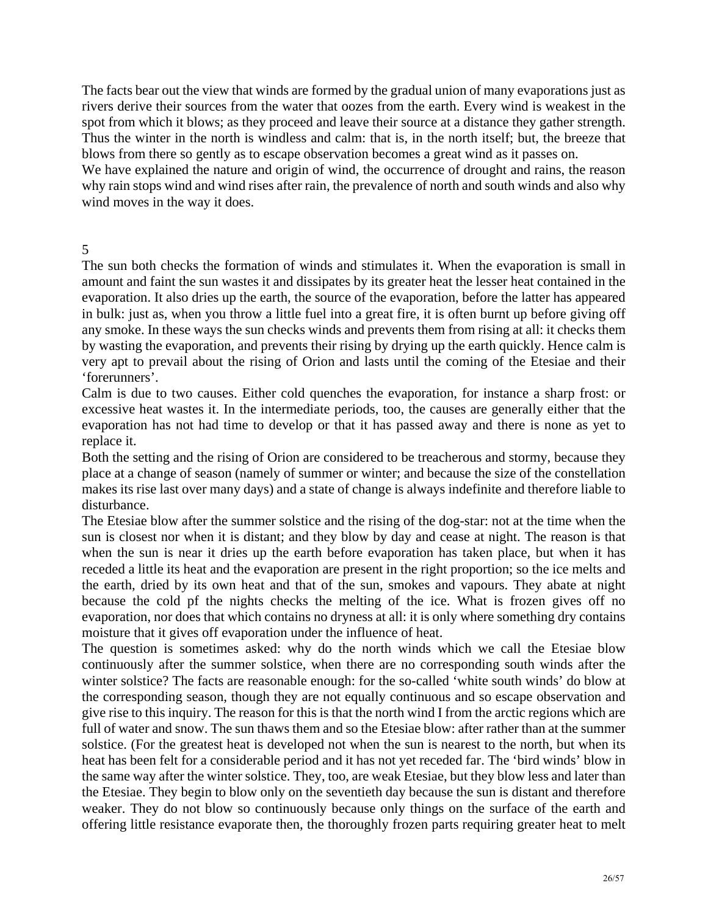The facts bear out the view that winds are formed by the gradual union of many evaporations just as rivers derive their sources from the water that oozes from the earth. Every wind is weakest in the spot from which it blows; as they proceed and leave their source at a distance they gather strength. Thus the winter in the north is windless and calm: that is, in the north itself; but, the breeze that blows from there so gently as to escape observation becomes a great wind as it passes on.

We have explained the nature and origin of wind, the occurrence of drought and rains, the reason why rain stops wind and wind rises after rain, the prevalence of north and south winds and also why wind moves in the way it does.

5

The sun both checks the formation of winds and stimulates it. When the evaporation is small in amount and faint the sun wastes it and dissipates by its greater heat the lesser heat contained in the evaporation. It also dries up the earth, the source of the evaporation, before the latter has appeared in bulk: just as, when you throw a little fuel into a great fire, it is often burnt up before giving off any smoke. In these ways the sun checks winds and prevents them from rising at all: it checks them by wasting the evaporation, and prevents their rising by drying up the earth quickly. Hence calm is very apt to prevail about the rising of Orion and lasts until the coming of the Etesiae and their 'forerunners'.

Calm is due to two causes. Either cold quenches the evaporation, for instance a sharp frost: or excessive heat wastes it. In the intermediate periods, too, the causes are generally either that the evaporation has not had time to develop or that it has passed away and there is none as yet to replace it.

Both the setting and the rising of Orion are considered to be treacherous and stormy, because they place at a change of season (namely of summer or winter; and because the size of the constellation makes its rise last over many days) and a state of change is always indefinite and therefore liable to disturbance.

The Etesiae blow after the summer solstice and the rising of the dog-star: not at the time when the sun is closest nor when it is distant; and they blow by day and cease at night. The reason is that when the sun is near it dries up the earth before evaporation has taken place, but when it has receded a little its heat and the evaporation are present in the right proportion; so the ice melts and the earth, dried by its own heat and that of the sun, smokes and vapours. They abate at night because the cold pf the nights checks the melting of the ice. What is frozen gives off no evaporation, nor does that which contains no dryness at all: it is only where something dry contains moisture that it gives off evaporation under the influence of heat.

The question is sometimes asked: why do the north winds which we call the Etesiae blow continuously after the summer solstice, when there are no corresponding south winds after the winter solstice? The facts are reasonable enough: for the so-called 'white south winds' do blow at the corresponding season, though they are not equally continuous and so escape observation and give rise to this inquiry. The reason for this is that the north wind I from the arctic regions which are full of water and snow. The sun thaws them and so the Etesiae blow: after rather than at the summer solstice. (For the greatest heat is developed not when the sun is nearest to the north, but when its heat has been felt for a considerable period and it has not yet receded far. The 'bird winds' blow in the same way after the winter solstice. They, too, are weak Etesiae, but they blow less and later than the Etesiae. They begin to blow only on the seventieth day because the sun is distant and therefore weaker. They do not blow so continuously because only things on the surface of the earth and offering little resistance evaporate then, the thoroughly frozen parts requiring greater heat to melt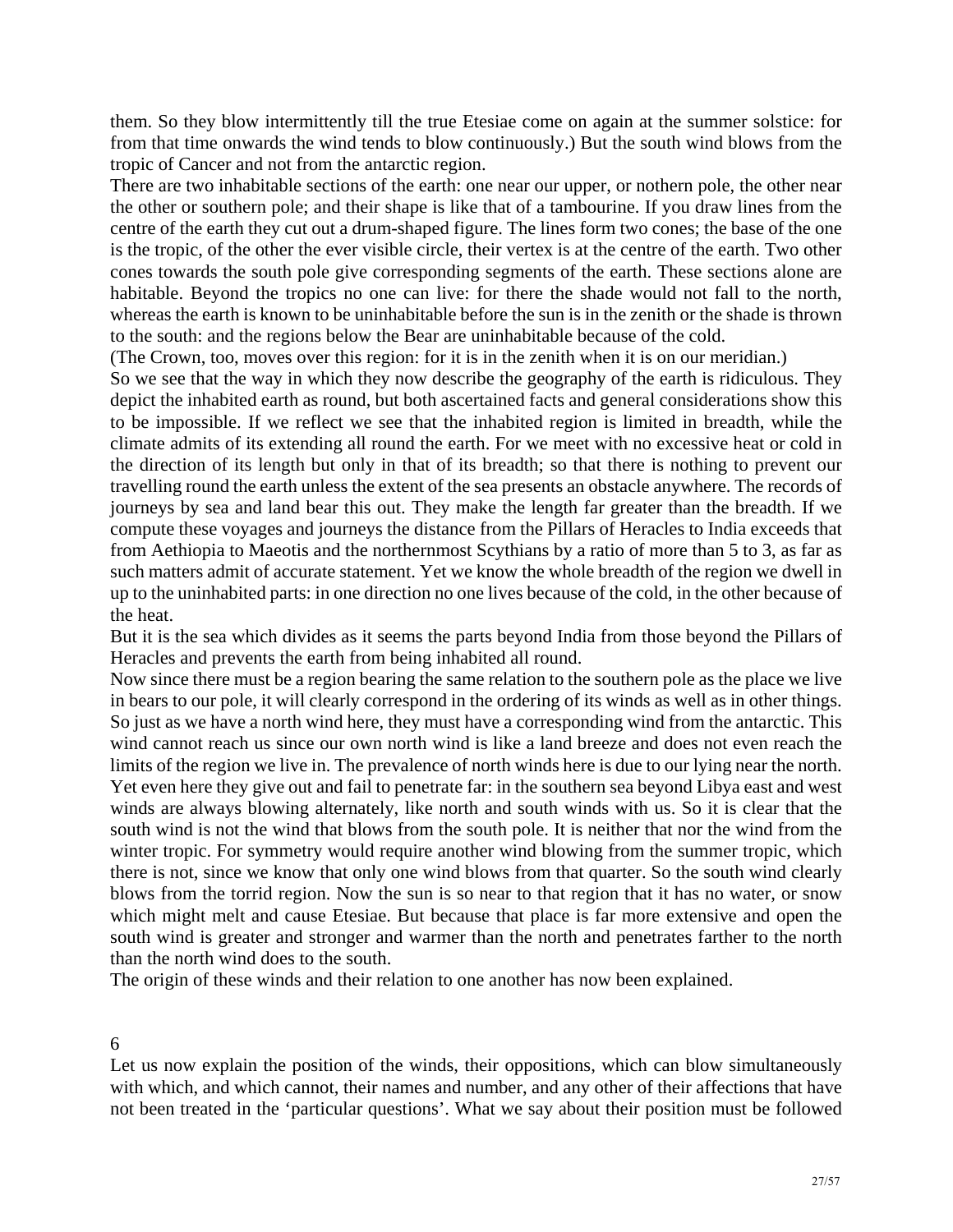them. So they blow intermittently till the true Etesiae come on again at the summer solstice: for from that time onwards the wind tends to blow continuously.) But the south wind blows from the tropic of Cancer and not from the antarctic region.

There are two inhabitable sections of the earth: one near our upper, or nothern pole, the other near the other or southern pole; and their shape is like that of a tambourine. If you draw lines from the centre of the earth they cut out a drum-shaped figure. The lines form two cones; the base of the one is the tropic, of the other the ever visible circle, their vertex is at the centre of the earth. Two other cones towards the south pole give corresponding segments of the earth. These sections alone are habitable. Beyond the tropics no one can live: for there the shade would not fall to the north, whereas the earth is known to be uninhabitable before the sun is in the zenith or the shade is thrown to the south: and the regions below the Bear are uninhabitable because of the cold.

(The Crown, too, moves over this region: for it is in the zenith when it is on our meridian.)

So we see that the way in which they now describe the geography of the earth is ridiculous. They depict the inhabited earth as round, but both ascertained facts and general considerations show this to be impossible. If we reflect we see that the inhabited region is limited in breadth, while the climate admits of its extending all round the earth. For we meet with no excessive heat or cold in the direction of its length but only in that of its breadth; so that there is nothing to prevent our travelling round the earth unless the extent of the sea presents an obstacle anywhere. The records of journeys by sea and land bear this out. They make the length far greater than the breadth. If we compute these voyages and journeys the distance from the Pillars of Heracles to India exceeds that from Aethiopia to Maeotis and the northernmost Scythians by a ratio of more than 5 to 3, as far as such matters admit of accurate statement. Yet we know the whole breadth of the region we dwell in up to the uninhabited parts: in one direction no one lives because of the cold, in the other because of the heat.

But it is the sea which divides as it seems the parts beyond India from those beyond the Pillars of Heracles and prevents the earth from being inhabited all round.

Now since there must be a region bearing the same relation to the southern pole as the place we live in bears to our pole, it will clearly correspond in the ordering of its winds as well as in other things. So just as we have a north wind here, they must have a corresponding wind from the antarctic. This wind cannot reach us since our own north wind is like a land breeze and does not even reach the limits of the region we live in. The prevalence of north winds here is due to our lying near the north. Yet even here they give out and fail to penetrate far: in the southern sea beyond Libya east and west winds are always blowing alternately, like north and south winds with us. So it is clear that the south wind is not the wind that blows from the south pole. It is neither that nor the wind from the winter tropic. For symmetry would require another wind blowing from the summer tropic, which there is not, since we know that only one wind blows from that quarter. So the south wind clearly blows from the torrid region. Now the sun is so near to that region that it has no water, or snow which might melt and cause Etesiae. But because that place is far more extensive and open the south wind is greater and stronger and warmer than the north and penetrates farther to the north than the north wind does to the south.

The origin of these winds and their relation to one another has now been explained.

## 6

Let us now explain the position of the winds, their oppositions, which can blow simultaneously with which, and which cannot, their names and number, and any other of their affections that have not been treated in the 'particular questions'. What we say about their position must be followed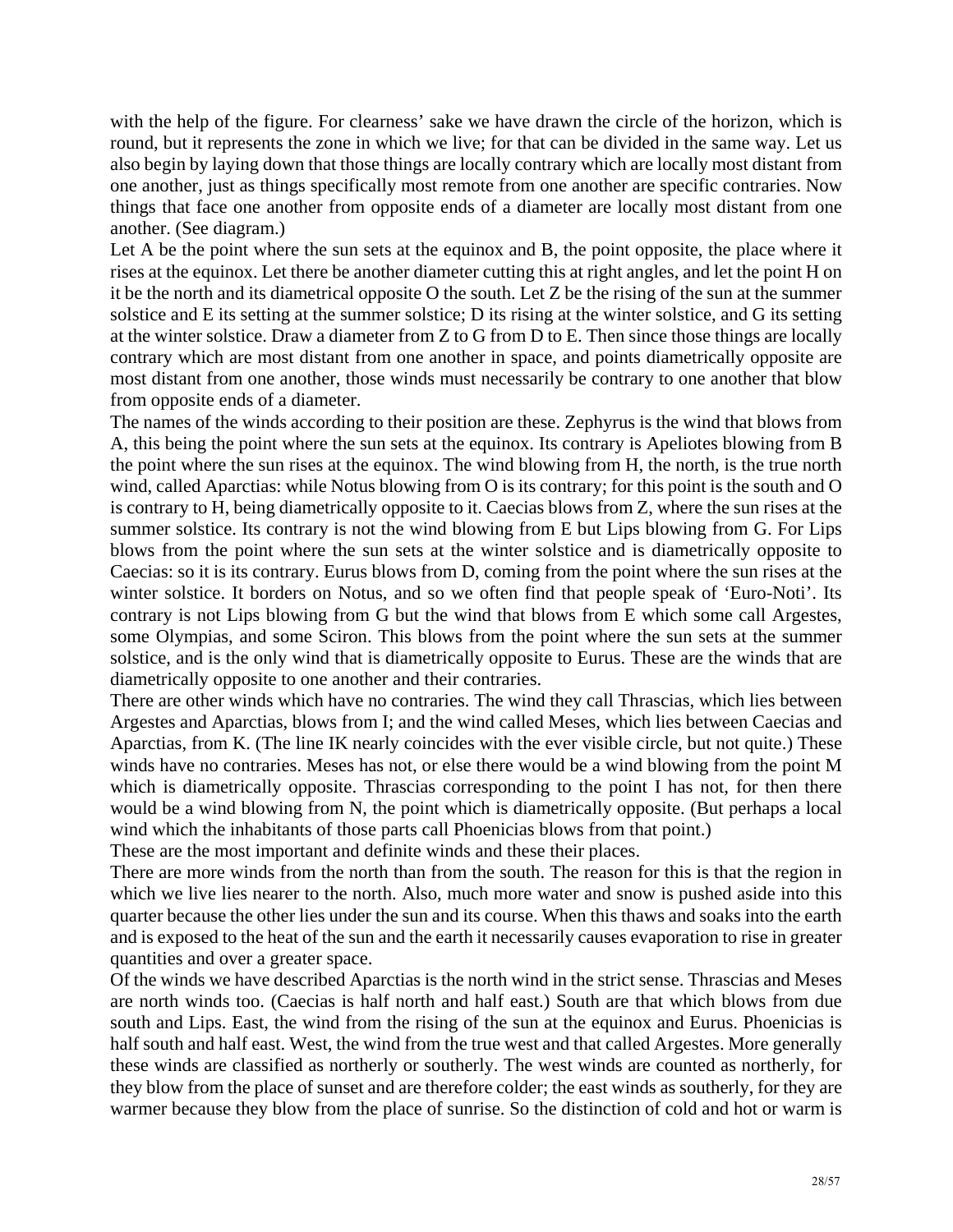with the help of the figure. For clearness' sake we have drawn the circle of the horizon, which is round, but it represents the zone in which we live; for that can be divided in the same way. Let us also begin by laying down that those things are locally contrary which are locally most distant from one another, just as things specifically most remote from one another are specific contraries. Now things that face one another from opposite ends of a diameter are locally most distant from one another. (See diagram.)

Let A be the point where the sun sets at the equinox and B, the point opposite, the place where it rises at the equinox. Let there be another diameter cutting this at right angles, and let the point H on it be the north and its diametrical opposite O the south. Let Z be the rising of the sun at the summer solstice and E its setting at the summer solstice; D its rising at the winter solstice, and G its setting at the winter solstice. Draw a diameter from Z to G from D to E. Then since those things are locally contrary which are most distant from one another in space, and points diametrically opposite are most distant from one another, those winds must necessarily be contrary to one another that blow from opposite ends of a diameter.

The names of the winds according to their position are these. Zephyrus is the wind that blows from A, this being the point where the sun sets at the equinox. Its contrary is Apeliotes blowing from B the point where the sun rises at the equinox. The wind blowing from H, the north, is the true north wind, called Aparctias: while Notus blowing from O is its contrary; for this point is the south and O is contrary to H, being diametrically opposite to it. Caecias blows from Z, where the sun rises at the summer solstice. Its contrary is not the wind blowing from E but Lips blowing from G. For Lips blows from the point where the sun sets at the winter solstice and is diametrically opposite to Caecias: so it is its contrary. Eurus blows from D, coming from the point where the sun rises at the winter solstice. It borders on Notus, and so we often find that people speak of 'Euro-Noti'. Its contrary is not Lips blowing from G but the wind that blows from E which some call Argestes, some Olympias, and some Sciron. This blows from the point where the sun sets at the summer solstice, and is the only wind that is diametrically opposite to Eurus. These are the winds that are diametrically opposite to one another and their contraries.

There are other winds which have no contraries. The wind they call Thrascias, which lies between Argestes and Aparctias, blows from I; and the wind called Meses, which lies between Caecias and Aparctias, from K. (The line IK nearly coincides with the ever visible circle, but not quite.) These winds have no contraries. Meses has not, or else there would be a wind blowing from the point M which is diametrically opposite. Thrascias corresponding to the point I has not, for then there would be a wind blowing from N, the point which is diametrically opposite. (But perhaps a local wind which the inhabitants of those parts call Phoenicias blows from that point.)

These are the most important and definite winds and these their places.

There are more winds from the north than from the south. The reason for this is that the region in which we live lies nearer to the north. Also, much more water and snow is pushed aside into this quarter because the other lies under the sun and its course. When this thaws and soaks into the earth and is exposed to the heat of the sun and the earth it necessarily causes evaporation to rise in greater quantities and over a greater space.

Of the winds we have described Aparctias is the north wind in the strict sense. Thrascias and Meses are north winds too. (Caecias is half north and half east.) South are that which blows from due south and Lips. East, the wind from the rising of the sun at the equinox and Eurus. Phoenicias is half south and half east. West, the wind from the true west and that called Argestes. More generally these winds are classified as northerly or southerly. The west winds are counted as northerly, for they blow from the place of sunset and are therefore colder; the east winds as southerly, for they are warmer because they blow from the place of sunrise. So the distinction of cold and hot or warm is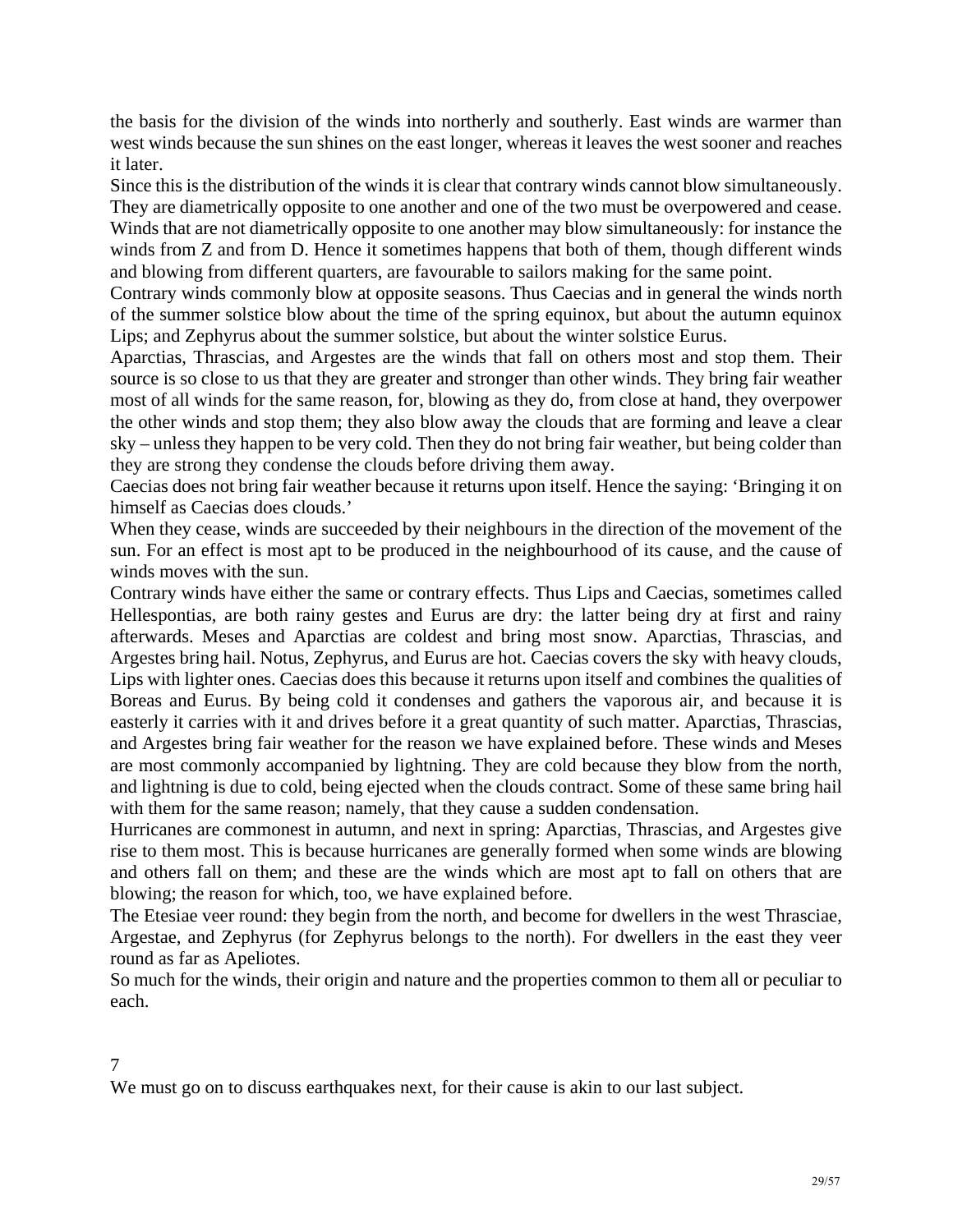the basis for the division of the winds into northerly and southerly. East winds are warmer than west winds because the sun shines on the east longer, whereas it leaves the west sooner and reaches it later.

Since this is the distribution of the winds it is clear that contrary winds cannot blow simultaneously. They are diametrically opposite to one another and one of the two must be overpowered and cease. Winds that are not diametrically opposite to one another may blow simultaneously: for instance the winds from Z and from D. Hence it sometimes happens that both of them, though different winds and blowing from different quarters, are favourable to sailors making for the same point.

Contrary winds commonly blow at opposite seasons. Thus Caecias and in general the winds north of the summer solstice blow about the time of the spring equinox, but about the autumn equinox Lips; and Zephyrus about the summer solstice, but about the winter solstice Eurus.

Aparctias, Thrascias, and Argestes are the winds that fall on others most and stop them. Their source is so close to us that they are greater and stronger than other winds. They bring fair weather most of all winds for the same reason, for, blowing as they do, from close at hand, they overpower the other winds and stop them; they also blow away the clouds that are forming and leave a clear sky – unless they happen to be very cold. Then they do not bring fair weather, but being colder than they are strong they condense the clouds before driving them away.

Caecias does not bring fair weather because it returns upon itself. Hence the saying: 'Bringing it on himself as Caecias does clouds.'

When they cease, winds are succeeded by their neighbours in the direction of the movement of the sun. For an effect is most apt to be produced in the neighbourhood of its cause, and the cause of winds moves with the sun.

Contrary winds have either the same or contrary effects. Thus Lips and Caecias, sometimes called Hellespontias, are both rainy gestes and Eurus are dry: the latter being dry at first and rainy afterwards. Meses and Aparctias are coldest and bring most snow. Aparctias, Thrascias, and Argestes bring hail. Notus, Zephyrus, and Eurus are hot. Caecias covers the sky with heavy clouds, Lips with lighter ones. Caecias does this because it returns upon itself and combines the qualities of Boreas and Eurus. By being cold it condenses and gathers the vaporous air, and because it is easterly it carries with it and drives before it a great quantity of such matter. Aparctias, Thrascias, and Argestes bring fair weather for the reason we have explained before. These winds and Meses are most commonly accompanied by lightning. They are cold because they blow from the north, and lightning is due to cold, being ejected when the clouds contract. Some of these same bring hail with them for the same reason; namely, that they cause a sudden condensation.

Hurricanes are commonest in autumn, and next in spring: Aparctias, Thrascias, and Argestes give rise to them most. This is because hurricanes are generally formed when some winds are blowing and others fall on them; and these are the winds which are most apt to fall on others that are blowing; the reason for which, too, we have explained before.

The Etesiae veer round: they begin from the north, and become for dwellers in the west Thrasciae, Argestae, and Zephyrus (for Zephyrus belongs to the north). For dwellers in the east they veer round as far as Apeliotes.

So much for the winds, their origin and nature and the properties common to them all or peculiar to each.

## 7

We must go on to discuss earthquakes next, for their cause is akin to our last subject.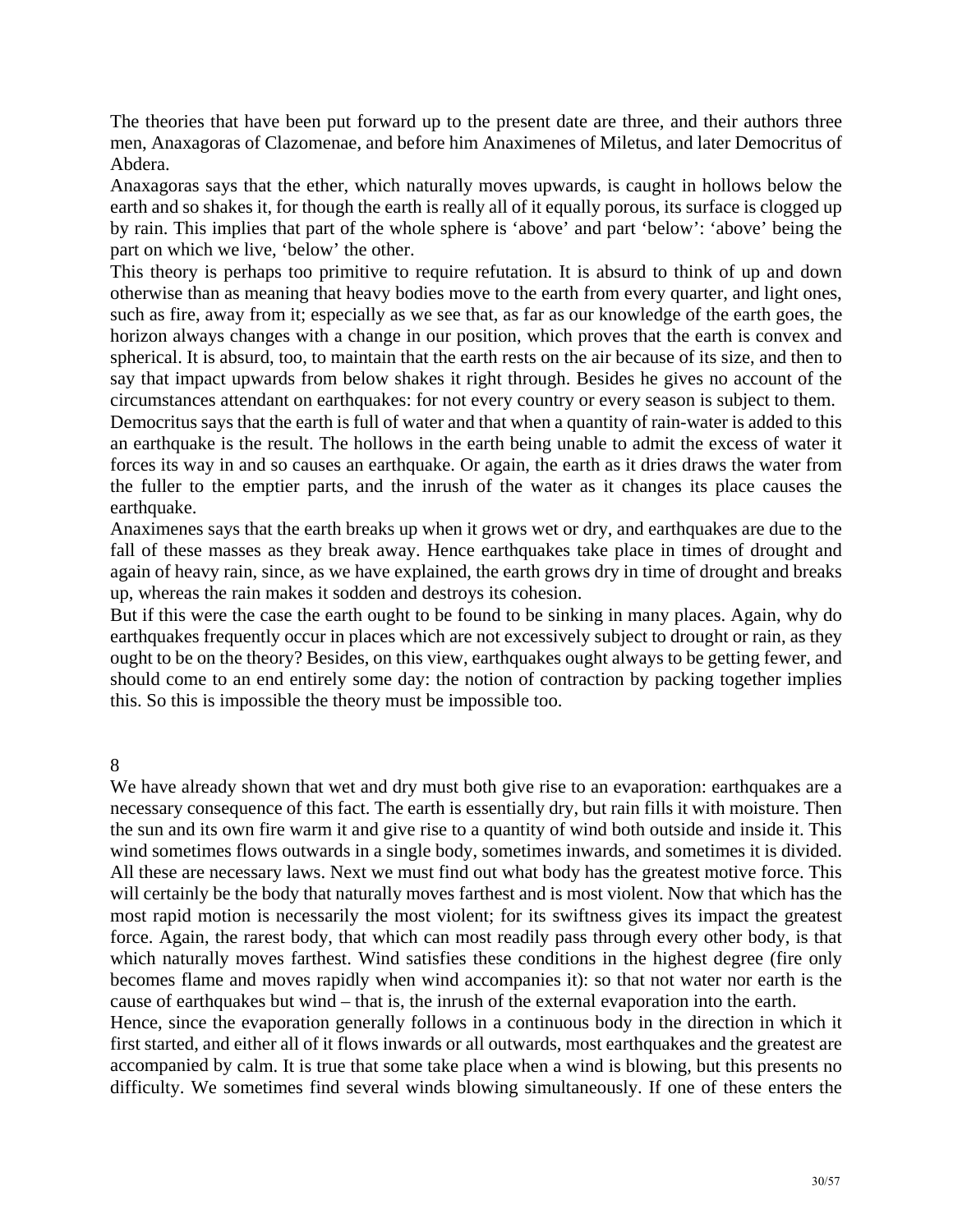The theories that have been put forward up to the present date are three, and their authors three men, Anaxagoras of Clazomenae, and before him Anaximenes of Miletus, and later Democritus of Abdera.

Anaxagoras says that the ether, which naturally moves upwards, is caught in hollows below the earth and so shakes it, for though the earth is really all of it equally porous, its surface is clogged up by rain. This implies that part of the whole sphere is 'above' and part 'below': 'above' being the part on which we live, 'below' the other.

This theory is perhaps too primitive to require refutation. It is absurd to think of up and down otherwise than as meaning that heavy bodies move to the earth from every quarter, and light ones, such as fire, away from it; especially as we see that, as far as our knowledge of the earth goes, the horizon always changes with a change in our position, which proves that the earth is convex and spherical. It is absurd, too, to maintain that the earth rests on the air because of its size, and then to say that impact upwards from below shakes it right through. Besides he gives no account of the circumstances attendant on earthquakes: for not every country or every season is subject to them.

Democritus says that the earth is full of water and that when a quantity of rain-water is added to this an earthquake is the result. The hollows in the earth being unable to admit the excess of water it forces its way in and so causes an earthquake. Or again, the earth as it dries draws the water from the fuller to the emptier parts, and the inrush of the water as it changes its place causes the earthquake.

Anaximenes says that the earth breaks up when it grows wet or dry, and earthquakes are due to the fall of these masses as they break away. Hence earthquakes take place in times of drought and again of heavy rain, since, as we have explained, the earth grows dry in time of drought and breaks up, whereas the rain makes it sodden and destroys its cohesion.

But if this were the case the earth ought to be found to be sinking in many places. Again, why do earthquakes frequently occur in places which are not excessively subject to drought or rain, as they ought to be on the theory? Besides, on this view, earthquakes ought always to be getting fewer, and should come to an end entirely some day: the notion of contraction by packing together implies this. So this is impossible the theory must be impossible too.

## 8

We have already shown that wet and dry must both give rise to an evaporation: earthquakes are a necessary consequence of this fact. The earth is essentially dry, but rain fills it with moisture. Then the sun and its own fire warm it and give rise to a quantity of wind both outside and inside it. This wind sometimes flows outwards in a single body, sometimes inwards, and sometimes it is divided. All these are necessary laws. Next we must find out what body has the greatest motive force. This will certainly be the body that naturally moves farthest and is most violent. Now that which has the most rapid motion is necessarily the most violent; for its swiftness gives its impact the greatest force. Again, the rarest body, that which can most readily pass through every other body, is that which naturally moves farthest. Wind satisfies these conditions in the highest degree (fire only becomes flame and moves rapidly when wind accompanies it): so that not water nor earth is the cause of earthquakes but wind – that is, the inrush of the external evaporation into the earth.

Hence, since the evaporation generally follows in a continuous body in the direction in which it first started, and either all of it flows inwards or all outwards, most earthquakes and the greatest are accompanied by calm. It is true that some take place when a wind is blowing, but this presents no difficulty. We sometimes find several winds blowing simultaneously. If one of these enters the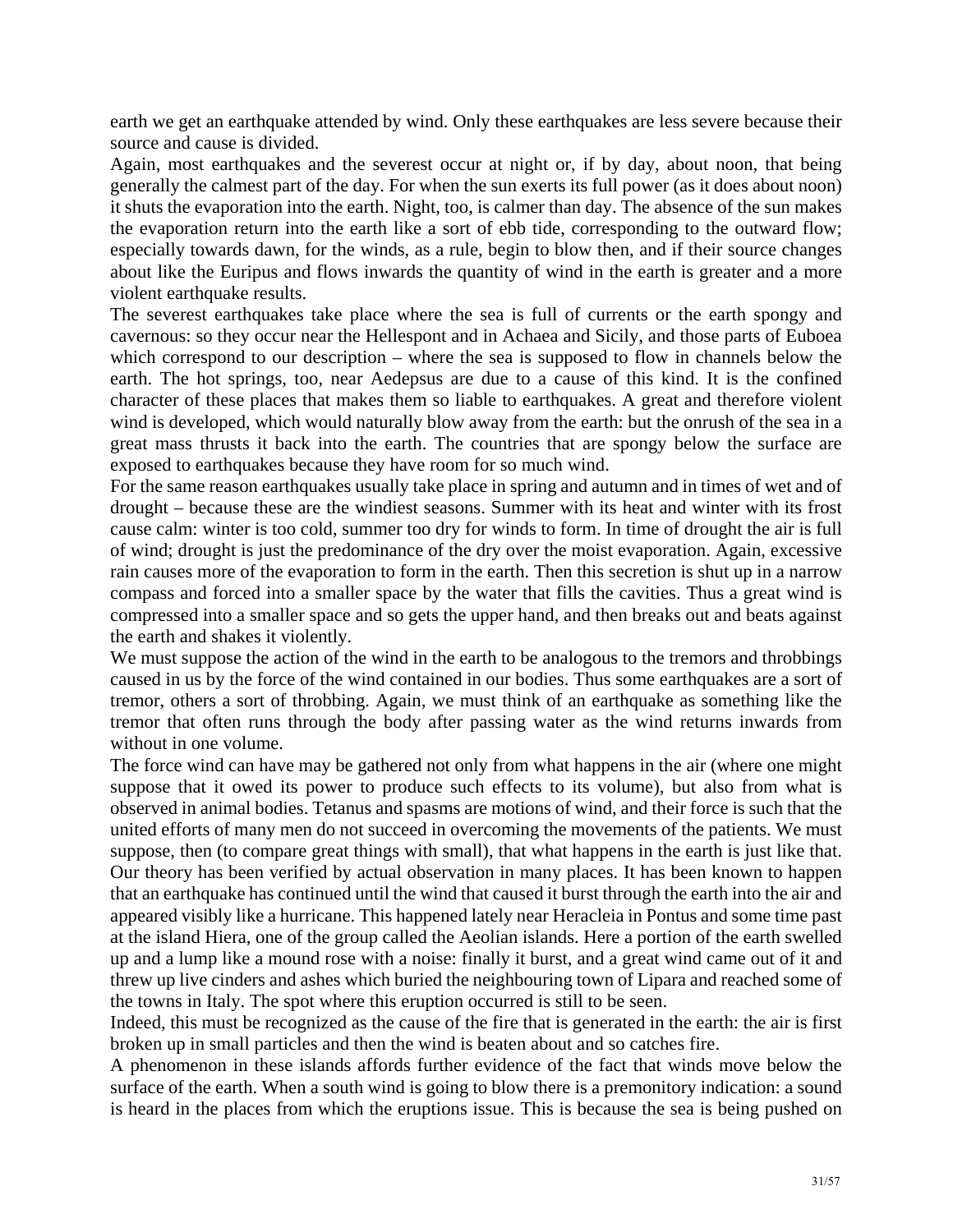earth we get an earthquake attended by wind. Only these earthquakes are less severe because their source and cause is divided.

Again, most earthquakes and the severest occur at night or, if by day, about noon, that being generally the calmest part of the day. For when the sun exerts its full power (as it does about noon) it shuts the evaporation into the earth. Night, too, is calmer than day. The absence of the sun makes the evaporation return into the earth like a sort of ebb tide, corresponding to the outward flow; especially towards dawn, for the winds, as a rule, begin to blow then, and if their source changes about like the Euripus and flows inwards the quantity of wind in the earth is greater and a more violent earthquake results.

The severest earthquakes take place where the sea is full of currents or the earth spongy and cavernous: so they occur near the Hellespont and in Achaea and Sicily, and those parts of Euboea which correspond to our description – where the sea is supposed to flow in channels below the earth. The hot springs, too, near Aedepsus are due to a cause of this kind. It is the confined character of these places that makes them so liable to earthquakes. A great and therefore violent wind is developed, which would naturally blow away from the earth: but the onrush of the sea in a great mass thrusts it back into the earth. The countries that are spongy below the surface are exposed to earthquakes because they have room for so much wind.

For the same reason earthquakes usually take place in spring and autumn and in times of wet and of drought – because these are the windiest seasons. Summer with its heat and winter with its frost cause calm: winter is too cold, summer too dry for winds to form. In time of drought the air is full of wind; drought is just the predominance of the dry over the moist evaporation. Again, excessive rain causes more of the evaporation to form in the earth. Then this secretion is shut up in a narrow compass and forced into a smaller space by the water that fills the cavities. Thus a great wind is compressed into a smaller space and so gets the upper hand, and then breaks out and beats against the earth and shakes it violently.

We must suppose the action of the wind in the earth to be analogous to the tremors and throbbings caused in us by the force of the wind contained in our bodies. Thus some earthquakes are a sort of tremor, others a sort of throbbing. Again, we must think of an earthquake as something like the tremor that often runs through the body after passing water as the wind returns inwards from without in one volume.

The force wind can have may be gathered not only from what happens in the air (where one might suppose that it owed its power to produce such effects to its volume), but also from what is observed in animal bodies. Tetanus and spasms are motions of wind, and their force is such that the united efforts of many men do not succeed in overcoming the movements of the patients. We must suppose, then (to compare great things with small), that what happens in the earth is just like that. Our theory has been verified by actual observation in many places. It has been known to happen that an earthquake has continued until the wind that caused it burst through the earth into the air and appeared visibly like a hurricane. This happened lately near Heracleia in Pontus and some time past at the island Hiera, one of the group called the Aeolian islands. Here a portion of the earth swelled up and a lump like a mound rose with a noise: finally it burst, and a great wind came out of it and threw up live cinders and ashes which buried the neighbouring town of Lipara and reached some of the towns in Italy. The spot where this eruption occurred is still to be seen.

Indeed, this must be recognized as the cause of the fire that is generated in the earth: the air is first broken up in small particles and then the wind is beaten about and so catches fire.

A phenomenon in these islands affords further evidence of the fact that winds move below the surface of the earth. When a south wind is going to blow there is a premonitory indication: a sound is heard in the places from which the eruptions issue. This is because the sea is being pushed on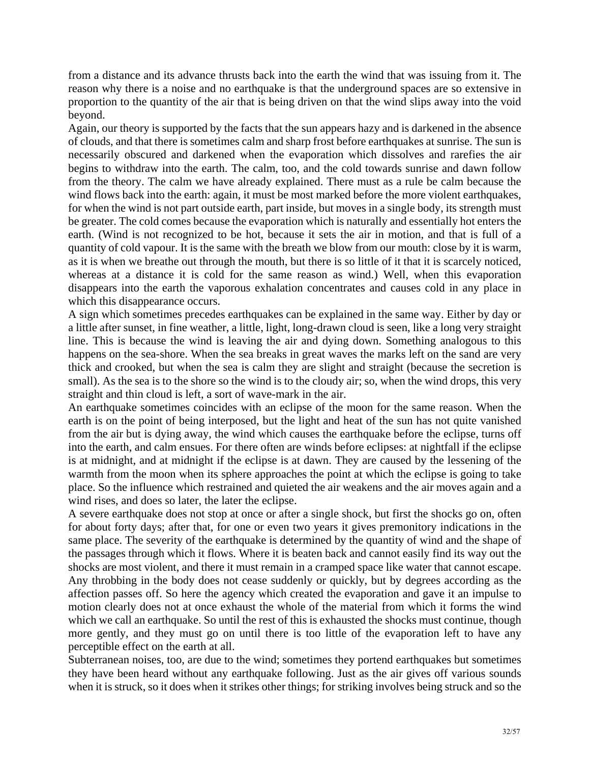from a distance and its advance thrusts back into the earth the wind that was issuing from it. The reason why there is a noise and no earthquake is that the underground spaces are so extensive in proportion to the quantity of the air that is being driven on that the wind slips away into the void beyond.

Again, our theory is supported by the facts that the sun appears hazy and is darkened in the absence of clouds, and that there is sometimes calm and sharp frost before earthquakes at sunrise. The sun is necessarily obscured and darkened when the evaporation which dissolves and rarefies the air begins to withdraw into the earth. The calm, too, and the cold towards sunrise and dawn follow from the theory. The calm we have already explained. There must as a rule be calm because the wind flows back into the earth: again, it must be most marked before the more violent earthquakes, for when the wind is not part outside earth, part inside, but moves in a single body, its strength must be greater. The cold comes because the evaporation which is naturally and essentially hot enters the earth. (Wind is not recognized to be hot, because it sets the air in motion, and that is full of a quantity of cold vapour. It is the same with the breath we blow from our mouth: close by it is warm, as it is when we breathe out through the mouth, but there is so little of it that it is scarcely noticed, whereas at a distance it is cold for the same reason as wind.) Well, when this evaporation disappears into the earth the vaporous exhalation concentrates and causes cold in any place in which this disappearance occurs.

A sign which sometimes precedes earthquakes can be explained in the same way. Either by day or a little after sunset, in fine weather, a little, light, long-drawn cloud is seen, like a long very straight line. This is because the wind is leaving the air and dying down. Something analogous to this happens on the sea-shore. When the sea breaks in great waves the marks left on the sand are very thick and crooked, but when the sea is calm they are slight and straight (because the secretion is small). As the sea is to the shore so the wind is to the cloudy air; so, when the wind drops, this very straight and thin cloud is left, a sort of wave-mark in the air.

An earthquake sometimes coincides with an eclipse of the moon for the same reason. When the earth is on the point of being interposed, but the light and heat of the sun has not quite vanished from the air but is dying away, the wind which causes the earthquake before the eclipse, turns off into the earth, and calm ensues. For there often are winds before eclipses: at nightfall if the eclipse is at midnight, and at midnight if the eclipse is at dawn. They are caused by the lessening of the warmth from the moon when its sphere approaches the point at which the eclipse is going to take place. So the influence which restrained and quieted the air weakens and the air moves again and a wind rises, and does so later, the later the eclipse.

A severe earthquake does not stop at once or after a single shock, but first the shocks go on, often for about forty days; after that, for one or even two years it gives premonitory indications in the same place. The severity of the earthquake is determined by the quantity of wind and the shape of the passages through which it flows. Where it is beaten back and cannot easily find its way out the shocks are most violent, and there it must remain in a cramped space like water that cannot escape. Any throbbing in the body does not cease suddenly or quickly, but by degrees according as the affection passes off. So here the agency which created the evaporation and gave it an impulse to motion clearly does not at once exhaust the whole of the material from which it forms the wind which we call an earthquake. So until the rest of this is exhausted the shocks must continue, though more gently, and they must go on until there is too little of the evaporation left to have any perceptible effect on the earth at all.

Subterranean noises, too, are due to the wind; sometimes they portend earthquakes but sometimes they have been heard without any earthquake following. Just as the air gives off various sounds when it is struck, so it does when it strikes other things; for striking involves being struck and so the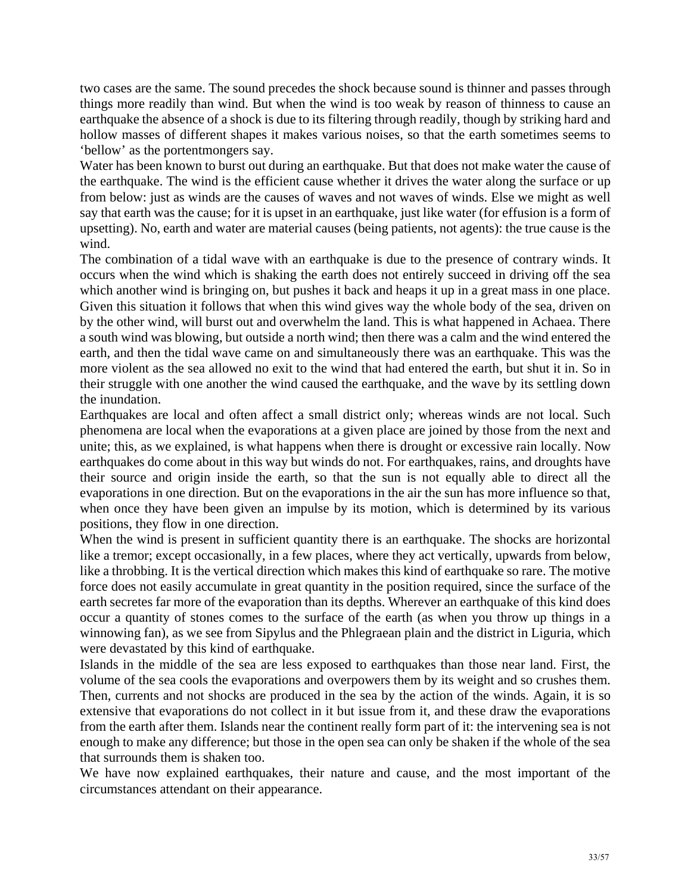two cases are the same. The sound precedes the shock because sound is thinner and passes through things more readily than wind. But when the wind is too weak by reason of thinness to cause an earthquake the absence of a shock is due to its filtering through readily, though by striking hard and hollow masses of different shapes it makes various noises, so that the earth sometimes seems to 'bellow' as the portentmongers say.

Water has been known to burst out during an earthquake. But that does not make water the cause of the earthquake. The wind is the efficient cause whether it drives the water along the surface or up from below: just as winds are the causes of waves and not waves of winds. Else we might as well say that earth was the cause; for it is upset in an earthquake, just like water (for effusion is a form of upsetting). No, earth and water are material causes (being patients, not agents): the true cause is the wind.

The combination of a tidal wave with an earthquake is due to the presence of contrary winds. It occurs when the wind which is shaking the earth does not entirely succeed in driving off the sea which another wind is bringing on, but pushes it back and heaps it up in a great mass in one place. Given this situation it follows that when this wind gives way the whole body of the sea, driven on by the other wind, will burst out and overwhelm the land. This is what happened in Achaea. There a south wind was blowing, but outside a north wind; then there was a calm and the wind entered the earth, and then the tidal wave came on and simultaneously there was an earthquake. This was the more violent as the sea allowed no exit to the wind that had entered the earth, but shut it in. So in their struggle with one another the wind caused the earthquake, and the wave by its settling down the inundation.

Earthquakes are local and often affect a small district only; whereas winds are not local. Such phenomena are local when the evaporations at a given place are joined by those from the next and unite; this, as we explained, is what happens when there is drought or excessive rain locally. Now earthquakes do come about in this way but winds do not. For earthquakes, rains, and droughts have their source and origin inside the earth, so that the sun is not equally able to direct all the evaporations in one direction. But on the evaporations in the air the sun has more influence so that, when once they have been given an impulse by its motion, which is determined by its various positions, they flow in one direction.

When the wind is present in sufficient quantity there is an earthquake. The shocks are horizontal like a tremor; except occasionally, in a few places, where they act vertically, upwards from below, like a throbbing. It is the vertical direction which makes this kind of earthquake so rare. The motive force does not easily accumulate in great quantity in the position required, since the surface of the earth secretes far more of the evaporation than its depths. Wherever an earthquake of this kind does occur a quantity of stones comes to the surface of the earth (as when you throw up things in a winnowing fan), as we see from Sipylus and the Phlegraean plain and the district in Liguria, which were devastated by this kind of earthquake.

Islands in the middle of the sea are less exposed to earthquakes than those near land. First, the volume of the sea cools the evaporations and overpowers them by its weight and so crushes them. Then, currents and not shocks are produced in the sea by the action of the winds. Again, it is so extensive that evaporations do not collect in it but issue from it, and these draw the evaporations from the earth after them. Islands near the continent really form part of it: the intervening sea is not enough to make any difference; but those in the open sea can only be shaken if the whole of the sea that surrounds them is shaken too.

We have now explained earthquakes, their nature and cause, and the most important of the circumstances attendant on their appearance.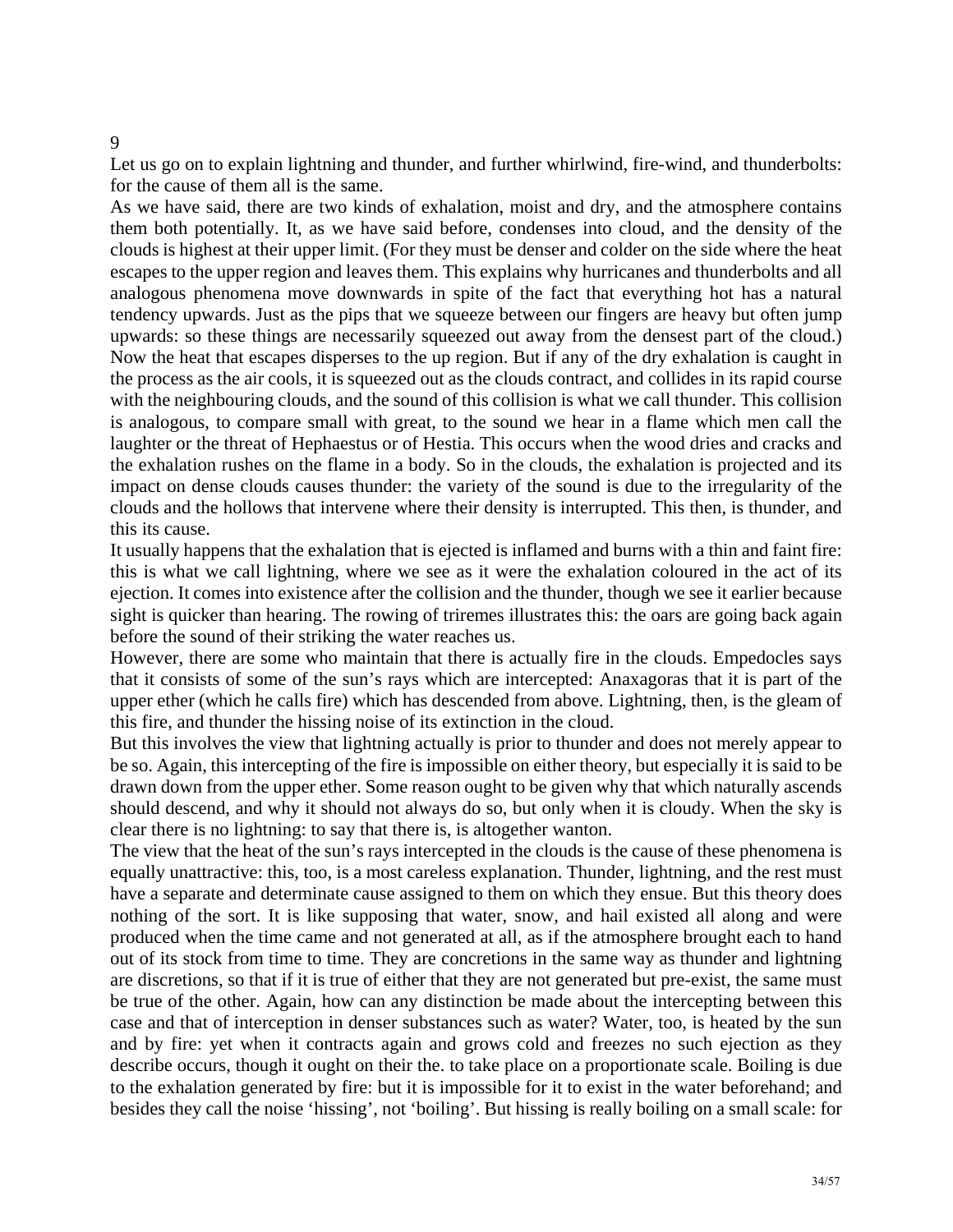## 9

Let us go on to explain lightning and thunder, and further whirlwind, fire-wind, and thunderbolts: for the cause of them all is the same.

As we have said, there are two kinds of exhalation, moist and dry, and the atmosphere contains them both potentially. It, as we have said before, condenses into cloud, and the density of the clouds is highest at their upper limit. (For they must be denser and colder on the side where the heat escapes to the upper region and leaves them. This explains why hurricanes and thunderbolts and all analogous phenomena move downwards in spite of the fact that everything hot has a natural tendency upwards. Just as the pips that we squeeze between our fingers are heavy but often jump upwards: so these things are necessarily squeezed out away from the densest part of the cloud.) Now the heat that escapes disperses to the up region. But if any of the dry exhalation is caught in the process as the air cools, it is squeezed out as the clouds contract, and collides in its rapid course with the neighbouring clouds, and the sound of this collision is what we call thunder. This collision is analogous, to compare small with great, to the sound we hear in a flame which men call the laughter or the threat of Hephaestus or of Hestia. This occurs when the wood dries and cracks and the exhalation rushes on the flame in a body. So in the clouds, the exhalation is projected and its impact on dense clouds causes thunder: the variety of the sound is due to the irregularity of the clouds and the hollows that intervene where their density is interrupted. This then, is thunder, and this its cause.

It usually happens that the exhalation that is ejected is inflamed and burns with a thin and faint fire: this is what we call lightning, where we see as it were the exhalation coloured in the act of its ejection. It comes into existence after the collision and the thunder, though we see it earlier because sight is quicker than hearing. The rowing of triremes illustrates this: the oars are going back again before the sound of their striking the water reaches us.

However, there are some who maintain that there is actually fire in the clouds. Empedocles says that it consists of some of the sun's rays which are intercepted: Anaxagoras that it is part of the upper ether (which he calls fire) which has descended from above. Lightning, then, is the gleam of this fire, and thunder the hissing noise of its extinction in the cloud.

But this involves the view that lightning actually is prior to thunder and does not merely appear to be so. Again, this intercepting of the fire is impossible on either theory, but especially it is said to be drawn down from the upper ether. Some reason ought to be given why that which naturally ascends should descend, and why it should not always do so, but only when it is cloudy. When the sky is clear there is no lightning: to say that there is, is altogether wanton.

The view that the heat of the sun's rays intercepted in the clouds is the cause of these phenomena is equally unattractive: this, too, is a most careless explanation. Thunder, lightning, and the rest must have a separate and determinate cause assigned to them on which they ensue. But this theory does nothing of the sort. It is like supposing that water, snow, and hail existed all along and were produced when the time came and not generated at all, as if the atmosphere brought each to hand out of its stock from time to time. They are concretions in the same way as thunder and lightning are discretions, so that if it is true of either that they are not generated but pre-exist, the same must be true of the other. Again, how can any distinction be made about the intercepting between this case and that of interception in denser substances such as water? Water, too, is heated by the sun and by fire: yet when it contracts again and grows cold and freezes no such ejection as they describe occurs, though it ought on their the. to take place on a proportionate scale. Boiling is due to the exhalation generated by fire: but it is impossible for it to exist in the water beforehand; and besides they call the noise 'hissing', not 'boiling'. But hissing is really boiling on a small scale: for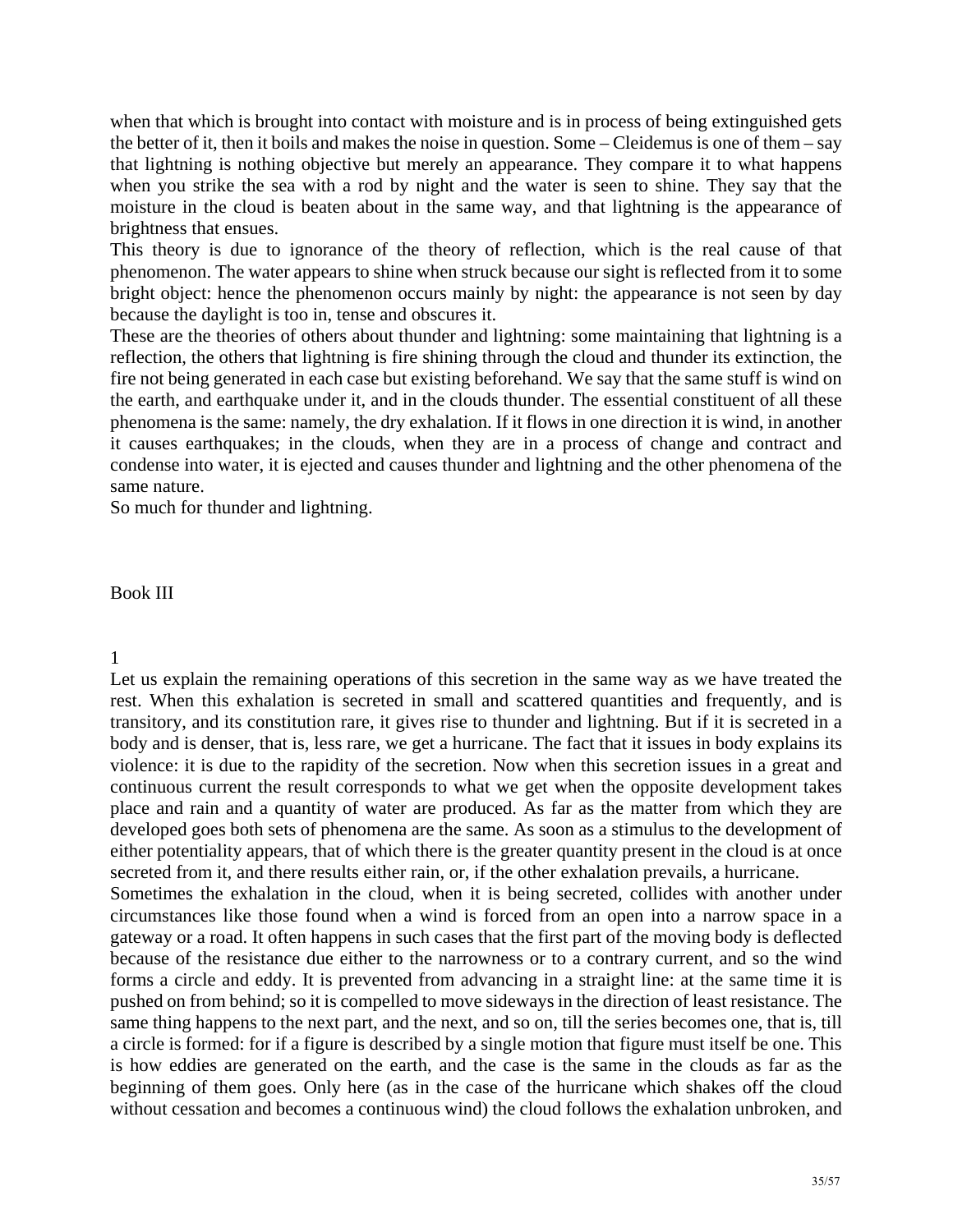when that which is brought into contact with moisture and is in process of being extinguished gets the better of it, then it boils and makes the noise in question. Some – Cleidemus is one of them – say that lightning is nothing objective but merely an appearance. They compare it to what happens when you strike the sea with a rod by night and the water is seen to shine. They say that the moisture in the cloud is beaten about in the same way, and that lightning is the appearance of brightness that ensues.

This theory is due to ignorance of the theory of reflection, which is the real cause of that phenomenon. The water appears to shine when struck because our sight is reflected from it to some bright object: hence the phenomenon occurs mainly by night: the appearance is not seen by day because the daylight is too in, tense and obscures it.

These are the theories of others about thunder and lightning: some maintaining that lightning is a reflection, the others that lightning is fire shining through the cloud and thunder its extinction, the fire not being generated in each case but existing beforehand. We say that the same stuff is wind on the earth, and earthquake under it, and in the clouds thunder. The essential constituent of all these phenomena is the same: namely, the dry exhalation. If it flows in one direction it is wind, in another it causes earthquakes; in the clouds, when they are in a process of change and contract and condense into water, it is ejected and causes thunder and lightning and the other phenomena of the same nature.

So much for thunder and lightning.

## Book III

### 1

Let us explain the remaining operations of this secretion in the same way as we have treated the rest. When this exhalation is secreted in small and scattered quantities and frequently, and is transitory, and its constitution rare, it gives rise to thunder and lightning. But if it is secreted in a body and is denser, that is, less rare, we get a hurricane. The fact that it issues in body explains its violence: it is due to the rapidity of the secretion. Now when this secretion issues in a great and continuous current the result corresponds to what we get when the opposite development takes place and rain and a quantity of water are produced. As far as the matter from which they are developed goes both sets of phenomena are the same. As soon as a stimulus to the development of either potentiality appears, that of which there is the greater quantity present in the cloud is at once secreted from it, and there results either rain, or, if the other exhalation prevails, a hurricane.

Sometimes the exhalation in the cloud, when it is being secreted, collides with another under circumstances like those found when a wind is forced from an open into a narrow space in a gateway or a road. It often happens in such cases that the first part of the moving body is deflected because of the resistance due either to the narrowness or to a contrary current, and so the wind forms a circle and eddy. It is prevented from advancing in a straight line: at the same time it is pushed on from behind; so it is compelled to move sideways in the direction of least resistance. The same thing happens to the next part, and the next, and so on, till the series becomes one, that is, till a circle is formed: for if a figure is described by a single motion that figure must itself be one. This is how eddies are generated on the earth, and the case is the same in the clouds as far as the beginning of them goes. Only here (as in the case of the hurricane which shakes off the cloud without cessation and becomes a continuous wind) the cloud follows the exhalation unbroken, and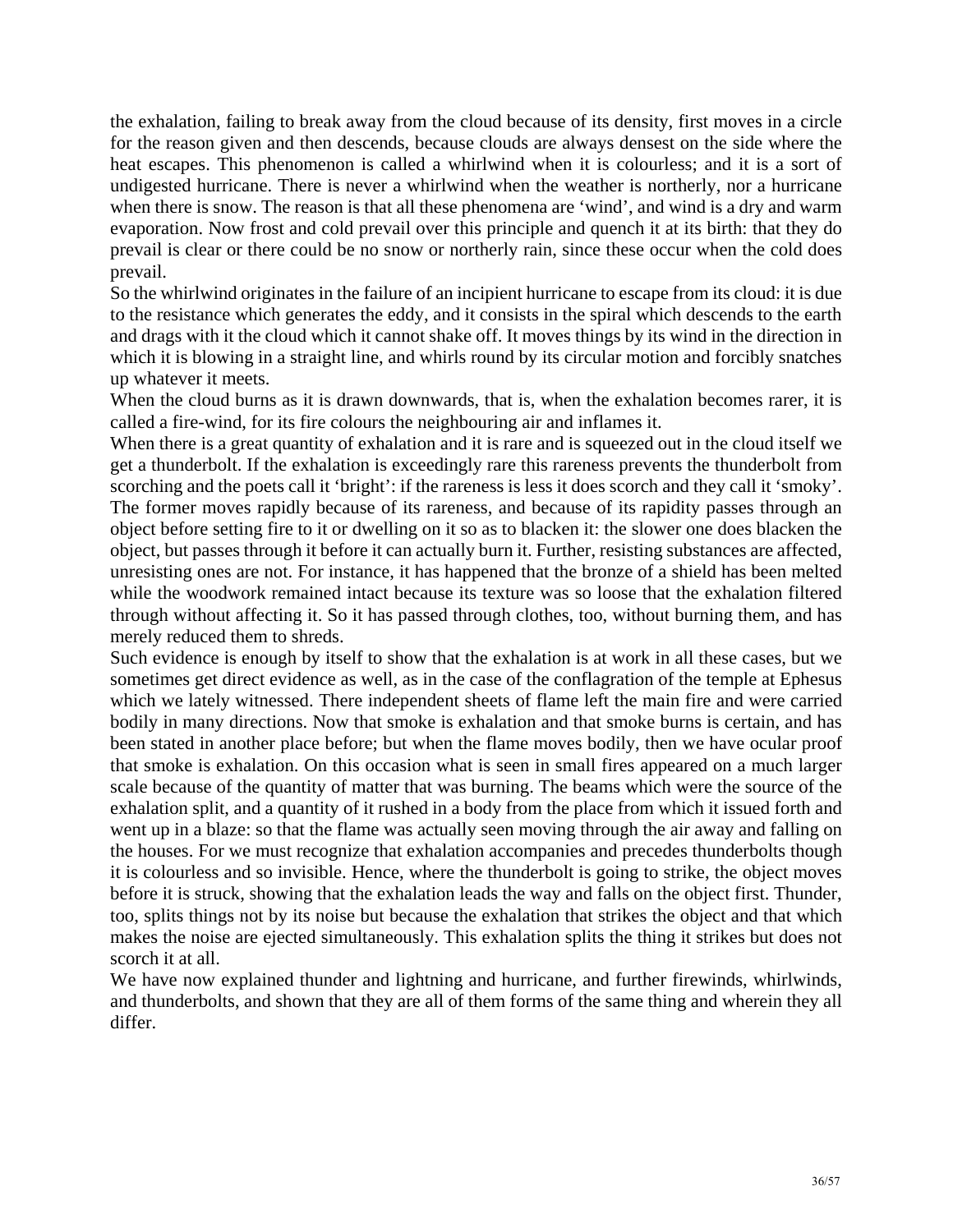the exhalation, failing to break away from the cloud because of its density, first moves in a circle for the reason given and then descends, because clouds are always densest on the side where the heat escapes. This phenomenon is called a whirlwind when it is colourless; and it is a sort of undigested hurricane. There is never a whirlwind when the weather is northerly, nor a hurricane when there is snow. The reason is that all these phenomena are 'wind', and wind is a dry and warm evaporation. Now frost and cold prevail over this principle and quench it at its birth: that they do prevail is clear or there could be no snow or northerly rain, since these occur when the cold does prevail.

So the whirlwind originates in the failure of an incipient hurricane to escape from its cloud: it is due to the resistance which generates the eddy, and it consists in the spiral which descends to the earth and drags with it the cloud which it cannot shake off. It moves things by its wind in the direction in which it is blowing in a straight line, and whirls round by its circular motion and forcibly snatches up whatever it meets.

When the cloud burns as it is drawn downwards, that is, when the exhalation becomes rarer, it is called a fire-wind, for its fire colours the neighbouring air and inflames it.

When there is a great quantity of exhalation and it is rare and is squeezed out in the cloud itself we get a thunderbolt. If the exhalation is exceedingly rare this rareness prevents the thunderbolt from scorching and the poets call it 'bright': if the rareness is less it does scorch and they call it 'smoky'. The former moves rapidly because of its rareness, and because of its rapidity passes through an object before setting fire to it or dwelling on it so as to blacken it: the slower one does blacken the object, but passes through it before it can actually burn it. Further, resisting substances are affected, unresisting ones are not. For instance, it has happened that the bronze of a shield has been melted while the woodwork remained intact because its texture was so loose that the exhalation filtered through without affecting it. So it has passed through clothes, too, without burning them, and has merely reduced them to shreds.

Such evidence is enough by itself to show that the exhalation is at work in all these cases, but we sometimes get direct evidence as well, as in the case of the conflagration of the temple at Ephesus which we lately witnessed. There independent sheets of flame left the main fire and were carried bodily in many directions. Now that smoke is exhalation and that smoke burns is certain, and has been stated in another place before; but when the flame moves bodily, then we have ocular proof that smoke is exhalation. On this occasion what is seen in small fires appeared on a much larger scale because of the quantity of matter that was burning. The beams which were the source of the exhalation split, and a quantity of it rushed in a body from the place from which it issued forth and went up in a blaze: so that the flame was actually seen moving through the air away and falling on the houses. For we must recognize that exhalation accompanies and precedes thunderbolts though it is colourless and so invisible. Hence, where the thunderbolt is going to strike, the object moves before it is struck, showing that the exhalation leads the way and falls on the object first. Thunder, too, splits things not by its noise but because the exhalation that strikes the object and that which makes the noise are ejected simultaneously. This exhalation splits the thing it strikes but does not scorch it at all.

We have now explained thunder and lightning and hurricane, and further firewinds, whirlwinds, and thunderbolts, and shown that they are all of them forms of the same thing and wherein they all differ.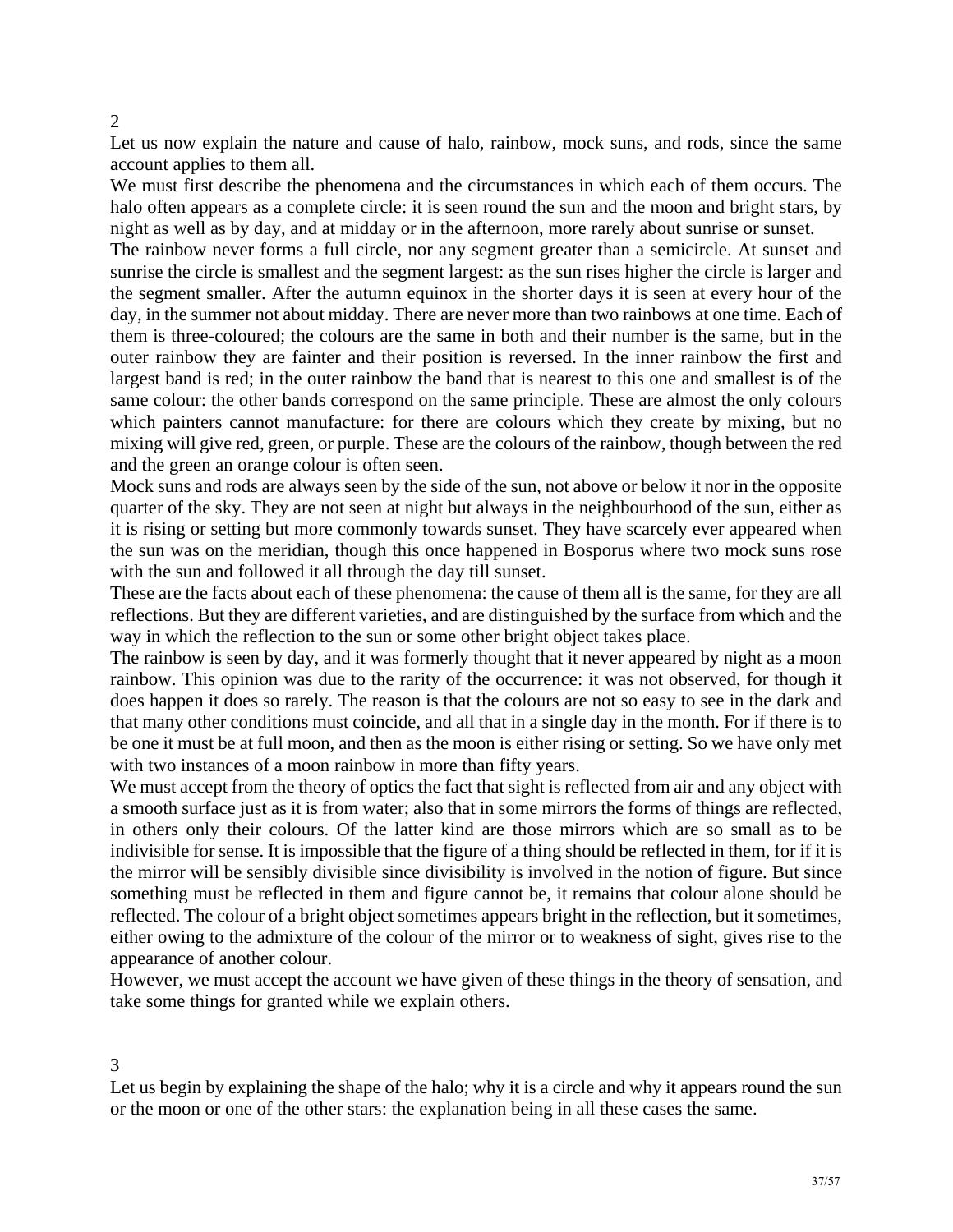## 2

Let us now explain the nature and cause of halo, rainbow, mock suns, and rods, since the same account applies to them all.

We must first describe the phenomena and the circumstances in which each of them occurs. The halo often appears as a complete circle: it is seen round the sun and the moon and bright stars, by night as well as by day, and at midday or in the afternoon, more rarely about sunrise or sunset.

The rainbow never forms a full circle, nor any segment greater than a semicircle. At sunset and sunrise the circle is smallest and the segment largest: as the sun rises higher the circle is larger and the segment smaller. After the autumn equinox in the shorter days it is seen at every hour of the day, in the summer not about midday. There are never more than two rainbows at one time. Each of them is three-coloured; the colours are the same in both and their number is the same, but in the outer rainbow they are fainter and their position is reversed. In the inner rainbow the first and largest band is red; in the outer rainbow the band that is nearest to this one and smallest is of the same colour: the other bands correspond on the same principle. These are almost the only colours which painters cannot manufacture: for there are colours which they create by mixing, but no mixing will give red, green, or purple. These are the colours of the rainbow, though between the red and the green an orange colour is often seen.

Mock suns and rods are always seen by the side of the sun, not above or below it nor in the opposite quarter of the sky. They are not seen at night but always in the neighbourhood of the sun, either as it is rising or setting but more commonly towards sunset. They have scarcely ever appeared when the sun was on the meridian, though this once happened in Bosporus where two mock suns rose with the sun and followed it all through the day till sunset.

These are the facts about each of these phenomena: the cause of them all is the same, for they are all reflections. But they are different varieties, and are distinguished by the surface from which and the way in which the reflection to the sun or some other bright object takes place.

The rainbow is seen by day, and it was formerly thought that it never appeared by night as a moon rainbow. This opinion was due to the rarity of the occurrence: it was not observed, for though it does happen it does so rarely. The reason is that the colours are not so easy to see in the dark and that many other conditions must coincide, and all that in a single day in the month. For if there is to be one it must be at full moon, and then as the moon is either rising or setting. So we have only met with two instances of a moon rainbow in more than fifty years.

We must accept from the theory of optics the fact that sight is reflected from air and any object with a smooth surface just as it is from water; also that in some mirrors the forms of things are reflected, in others only their colours. Of the latter kind are those mirrors which are so small as to be indivisible for sense. It is impossible that the figure of a thing should be reflected in them, for if it is the mirror will be sensibly divisible since divisibility is involved in the notion of figure. But since something must be reflected in them and figure cannot be, it remains that colour alone should be reflected. The colour of a bright object sometimes appears bright in the reflection, but it sometimes, either owing to the admixture of the colour of the mirror or to weakness of sight, gives rise to the appearance of another colour.

However, we must accept the account we have given of these things in the theory of sensation, and take some things for granted while we explain others.

## 3

Let us begin by explaining the shape of the halo; why it is a circle and why it appears round the sun or the moon or one of the other stars: the explanation being in all these cases the same.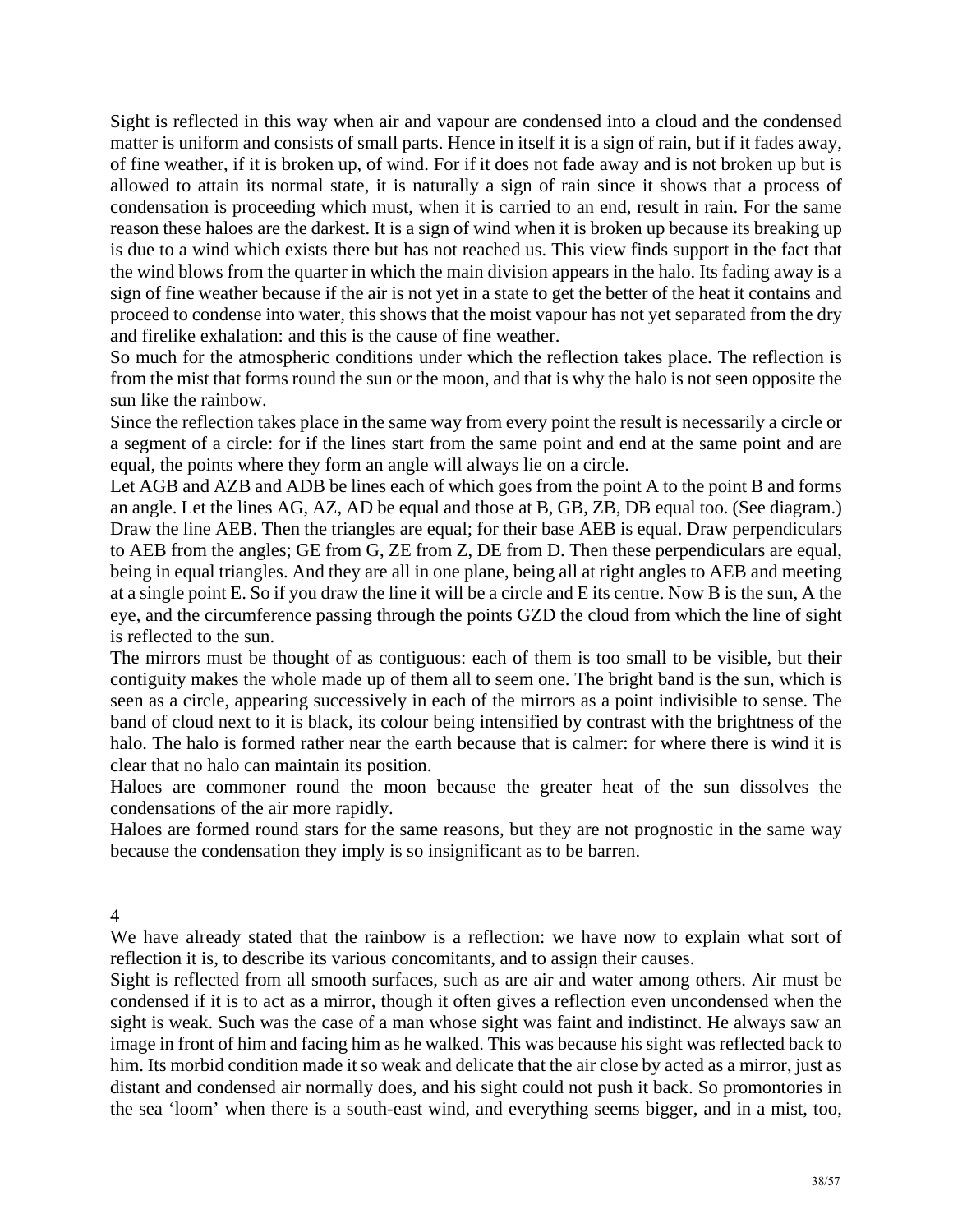Sight is reflected in this way when air and vapour are condensed into a cloud and the condensed matter is uniform and consists of small parts. Hence in itself it is a sign of rain, but if it fades away, of fine weather, if it is broken up, of wind. For if it does not fade away and is not broken up but is allowed to attain its normal state, it is naturally a sign of rain since it shows that a process of condensation is proceeding which must, when it is carried to an end, result in rain. For the same reason these haloes are the darkest. It is a sign of wind when it is broken up because its breaking up is due to a wind which exists there but has not reached us. This view finds support in the fact that the wind blows from the quarter in which the main division appears in the halo. Its fading away is a sign of fine weather because if the air is not yet in a state to get the better of the heat it contains and proceed to condense into water, this shows that the moist vapour has not yet separated from the dry and firelike exhalation: and this is the cause of fine weather.

So much for the atmospheric conditions under which the reflection takes place. The reflection is from the mist that forms round the sun or the moon, and that is why the halo is not seen opposite the sun like the rainbow.

Since the reflection takes place in the same way from every point the result is necessarily a circle or a segment of a circle: for if the lines start from the same point and end at the same point and are equal, the points where they form an angle will always lie on a circle.

Let AGB and AZB and ADB be lines each of which goes from the point A to the point B and forms an angle. Let the lines AG, AZ, AD be equal and those at B, GB, ZB, DB equal too. (See diagram.) Draw the line AEB. Then the triangles are equal; for their base AEB is equal. Draw perpendiculars to AEB from the angles; GE from G, ZE from Z, DE from D. Then these perpendiculars are equal, being in equal triangles. And they are all in one plane, being all at right angles to AEB and meeting at a single point E. So if you draw the line it will be a circle and E its centre. Now B is the sun, A the eye, and the circumference passing through the points GZD the cloud from which the line of sight is reflected to the sun.

The mirrors must be thought of as contiguous: each of them is too small to be visible, but their contiguity makes the whole made up of them all to seem one. The bright band is the sun, which is seen as a circle, appearing successively in each of the mirrors as a point indivisible to sense. The band of cloud next to it is black, its colour being intensified by contrast with the brightness of the halo. The halo is formed rather near the earth because that is calmer: for where there is wind it is clear that no halo can maintain its position.

Haloes are commoner round the moon because the greater heat of the sun dissolves the condensations of the air more rapidly.

Haloes are formed round stars for the same reasons, but they are not prognostic in the same way because the condensation they imply is so insignificant as to be barren.

## 4

We have already stated that the rainbow is a reflection: we have now to explain what sort of reflection it is, to describe its various concomitants, and to assign their causes.

Sight is reflected from all smooth surfaces, such as are air and water among others. Air must be condensed if it is to act as a mirror, though it often gives a reflection even uncondensed when the sight is weak. Such was the case of a man whose sight was faint and indistinct. He always saw an image in front of him and facing him as he walked. This was because his sight was reflected back to him. Its morbid condition made it so weak and delicate that the air close by acted as a mirror, just as distant and condensed air normally does, and his sight could not push it back. So promontories in the sea 'loom' when there is a south-east wind, and everything seems bigger, and in a mist, too,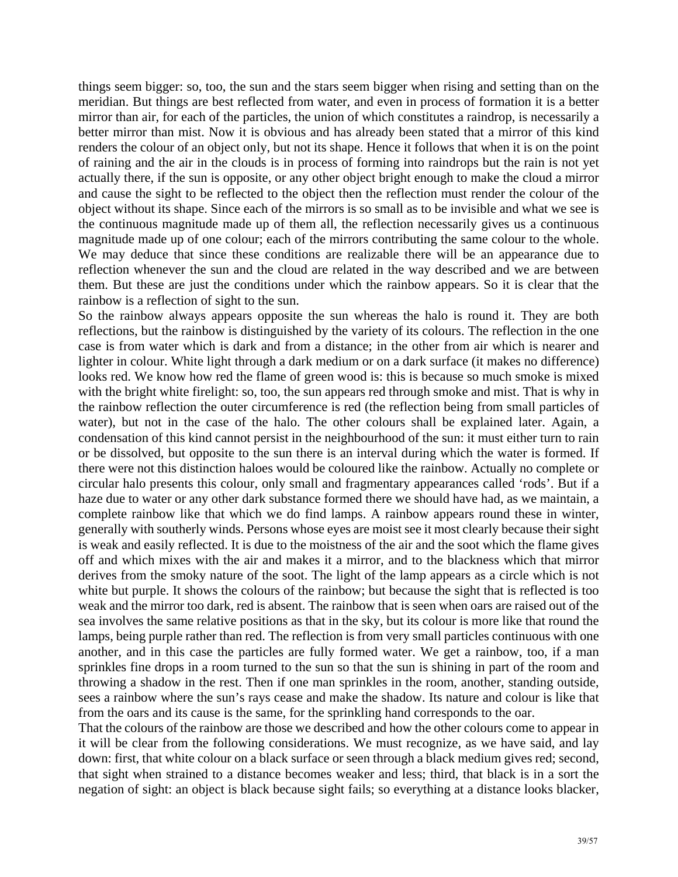things seem bigger: so, too, the sun and the stars seem bigger when rising and setting than on the meridian. But things are best reflected from water, and even in process of formation it is a better mirror than air, for each of the particles, the union of which constitutes a raindrop, is necessarily a better mirror than mist. Now it is obvious and has already been stated that a mirror of this kind renders the colour of an object only, but not its shape. Hence it follows that when it is on the point of raining and the air in the clouds is in process of forming into raindrops but the rain is not yet actually there, if the sun is opposite, or any other object bright enough to make the cloud a mirror and cause the sight to be reflected to the object then the reflection must render the colour of the object without its shape. Since each of the mirrors is so small as to be invisible and what we see is the continuous magnitude made up of them all, the reflection necessarily gives us a continuous magnitude made up of one colour; each of the mirrors contributing the same colour to the whole. We may deduce that since these conditions are realizable there will be an appearance due to reflection whenever the sun and the cloud are related in the way described and we are between them. But these are just the conditions under which the rainbow appears. So it is clear that the rainbow is a reflection of sight to the sun.

So the rainbow always appears opposite the sun whereas the halo is round it. They are both reflections, but the rainbow is distinguished by the variety of its colours. The reflection in the one case is from water which is dark and from a distance; in the other from air which is nearer and lighter in colour. White light through a dark medium or on a dark surface (it makes no difference) looks red. We know how red the flame of green wood is: this is because so much smoke is mixed with the bright white firelight: so, too, the sun appears red through smoke and mist. That is why in the rainbow reflection the outer circumference is red (the reflection being from small particles of water), but not in the case of the halo. The other colours shall be explained later. Again, a condensation of this kind cannot persist in the neighbourhood of the sun: it must either turn to rain or be dissolved, but opposite to the sun there is an interval during which the water is formed. If there were not this distinction haloes would be coloured like the rainbow. Actually no complete or circular halo presents this colour, only small and fragmentary appearances called 'rods'. But if a haze due to water or any other dark substance formed there we should have had, as we maintain, a complete rainbow like that which we do find lamps. A rainbow appears round these in winter, generally with southerly winds. Persons whose eyes are moist see it most clearly because their sight is weak and easily reflected. It is due to the moistness of the air and the soot which the flame gives off and which mixes with the air and makes it a mirror, and to the blackness which that mirror derives from the smoky nature of the soot. The light of the lamp appears as a circle which is not white but purple. It shows the colours of the rainbow; but because the sight that is reflected is too weak and the mirror too dark, red is absent. The rainbow that is seen when oars are raised out of the sea involves the same relative positions as that in the sky, but its colour is more like that round the lamps, being purple rather than red. The reflection is from very small particles continuous with one another, and in this case the particles are fully formed water. We get a rainbow, too, if a man sprinkles fine drops in a room turned to the sun so that the sun is shining in part of the room and throwing a shadow in the rest. Then if one man sprinkles in the room, another, standing outside, sees a rainbow where the sun's rays cease and make the shadow. Its nature and colour is like that from the oars and its cause is the same, for the sprinkling hand corresponds to the oar.

That the colours of the rainbow are those we described and how the other colours come to appear in it will be clear from the following considerations. We must recognize, as we have said, and lay down: first, that white colour on a black surface or seen through a black medium gives red; second, that sight when strained to a distance becomes weaker and less; third, that black is in a sort the negation of sight: an object is black because sight fails; so everything at a distance looks blacker,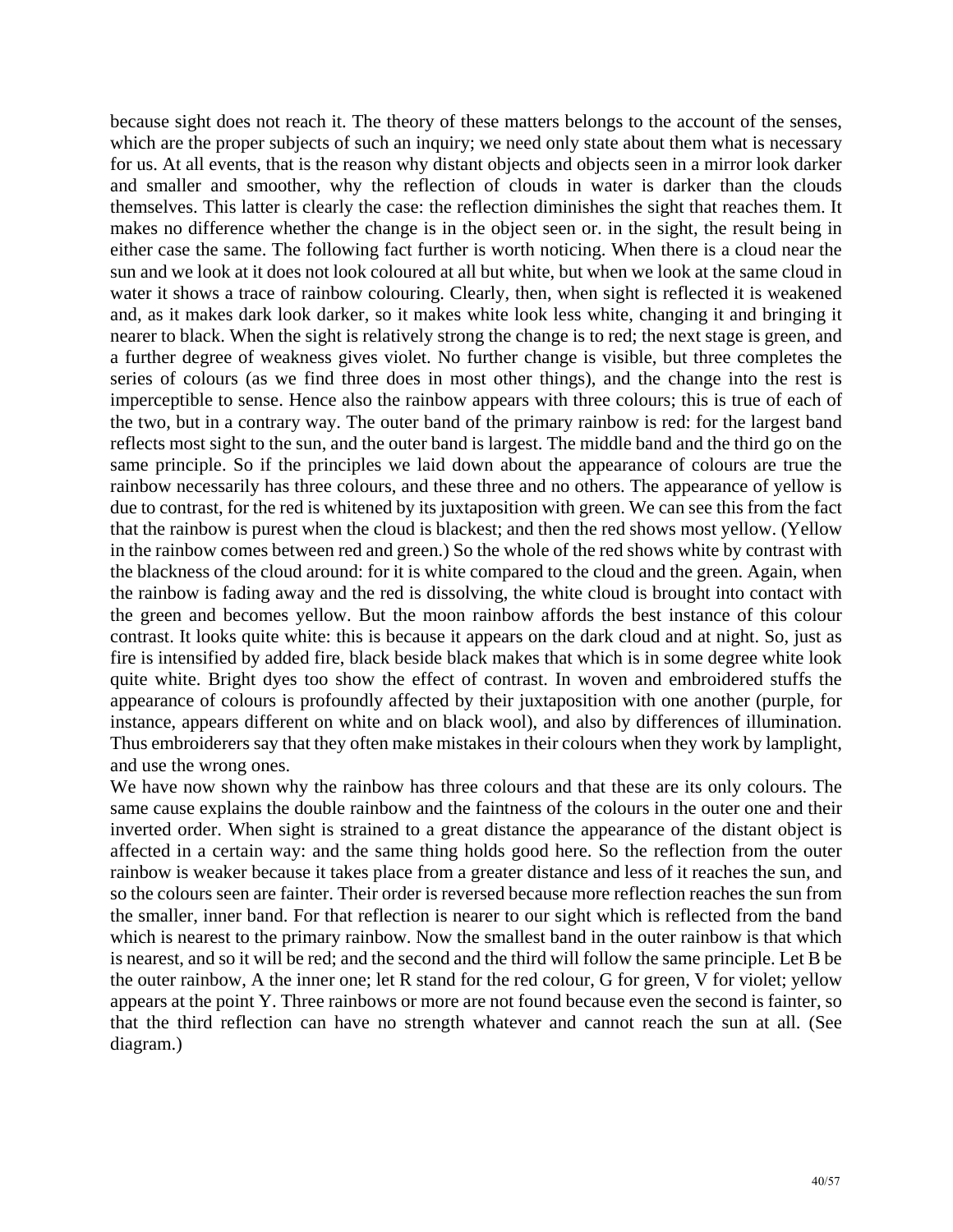because sight does not reach it. The theory of these matters belongs to the account of the senses, which are the proper subjects of such an inquiry; we need only state about them what is necessary for us. At all events, that is the reason why distant objects and objects seen in a mirror look darker and smaller and smoother, why the reflection of clouds in water is darker than the clouds themselves. This latter is clearly the case: the reflection diminishes the sight that reaches them. It makes no difference whether the change is in the object seen or. in the sight, the result being in either case the same. The following fact further is worth noticing. When there is a cloud near the sun and we look at it does not look coloured at all but white, but when we look at the same cloud in water it shows a trace of rainbow colouring. Clearly, then, when sight is reflected it is weakened and, as it makes dark look darker, so it makes white look less white, changing it and bringing it nearer to black. When the sight is relatively strong the change is to red; the next stage is green, and a further degree of weakness gives violet. No further change is visible, but three completes the series of colours (as we find three does in most other things), and the change into the rest is imperceptible to sense. Hence also the rainbow appears with three colours; this is true of each of the two, but in a contrary way. The outer band of the primary rainbow is red: for the largest band reflects most sight to the sun, and the outer band is largest. The middle band and the third go on the same principle. So if the principles we laid down about the appearance of colours are true the rainbow necessarily has three colours, and these three and no others. The appearance of yellow is due to contrast, for the red is whitened by its juxtaposition with green. We can see this from the fact that the rainbow is purest when the cloud is blackest; and then the red shows most yellow. (Yellow in the rainbow comes between red and green.) So the whole of the red shows white by contrast with the blackness of the cloud around: for it is white compared to the cloud and the green. Again, when the rainbow is fading away and the red is dissolving, the white cloud is brought into contact with the green and becomes yellow. But the moon rainbow affords the best instance of this colour contrast. It looks quite white: this is because it appears on the dark cloud and at night. So, just as fire is intensified by added fire, black beside black makes that which is in some degree white look quite white. Bright dyes too show the effect of contrast. In woven and embroidered stuffs the appearance of colours is profoundly affected by their juxtaposition with one another (purple, for instance, appears different on white and on black wool), and also by differences of illumination. Thus embroiderers say that they often make mistakes in their colours when they work by lamplight, and use the wrong ones.

We have now shown why the rainbow has three colours and that these are its only colours. The same cause explains the double rainbow and the faintness of the colours in the outer one and their inverted order. When sight is strained to a great distance the appearance of the distant object is affected in a certain way: and the same thing holds good here. So the reflection from the outer rainbow is weaker because it takes place from a greater distance and less of it reaches the sun, and so the colours seen are fainter. Their order is reversed because more reflection reaches the sun from the smaller, inner band. For that reflection is nearer to our sight which is reflected from the band which is nearest to the primary rainbow. Now the smallest band in the outer rainbow is that which is nearest, and so it will be red; and the second and the third will follow the same principle. Let B be the outer rainbow, A the inner one; let R stand for the red colour, G for green, V for violet; yellow appears at the point Y. Three rainbows or more are not found because even the second is fainter, so that the third reflection can have no strength whatever and cannot reach the sun at all. (See diagram.)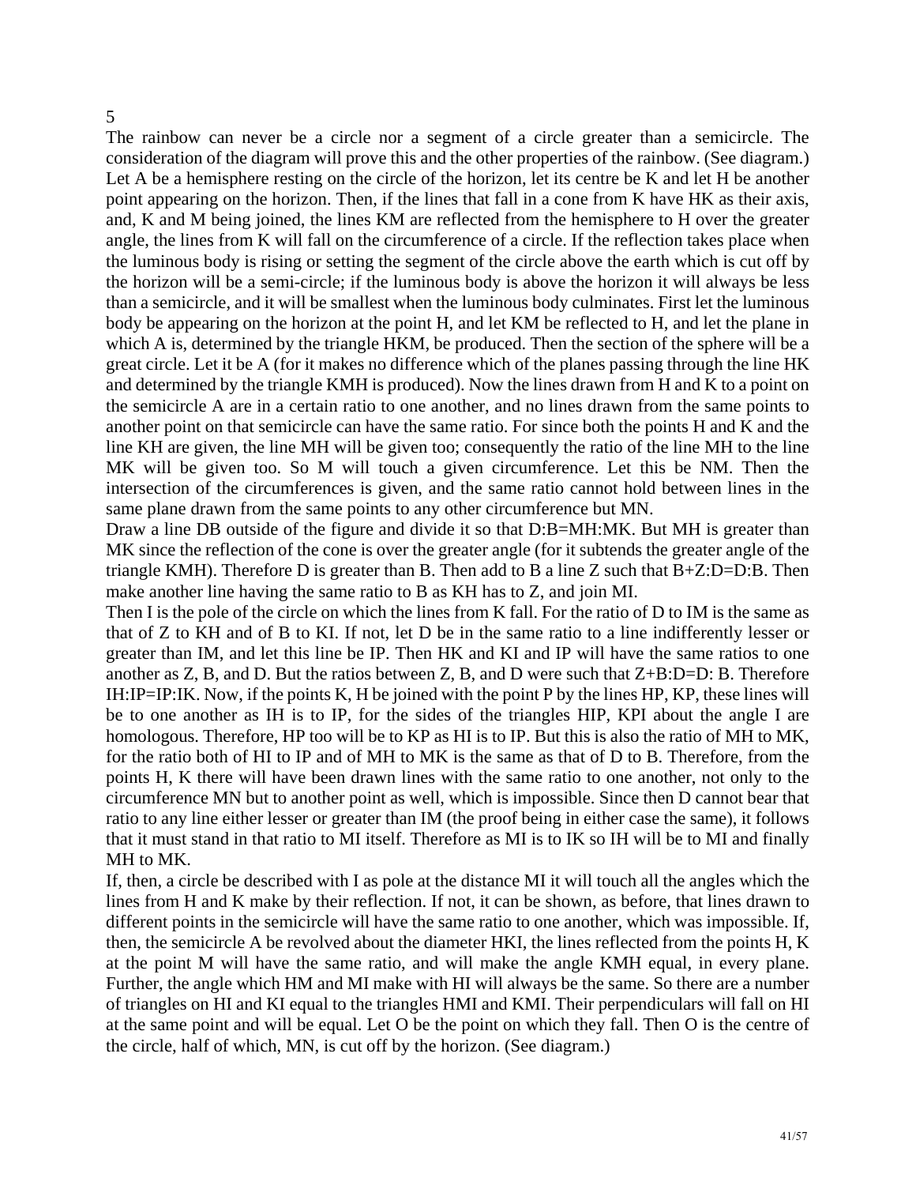5

The rainbow can never be a circle nor a segment of a circle greater than a semicircle. The consideration of the diagram will prove this and the other properties of the rainbow. (See diagram.) Let A be a hemisphere resting on the circle of the horizon, let its centre be K and let H be another point appearing on the horizon. Then, if the lines that fall in a cone from K have HK as their axis, and, K and M being joined, the lines KM are reflected from the hemisphere to H over the greater angle, the lines from K will fall on the circumference of a circle. If the reflection takes place when the luminous body is rising or setting the segment of the circle above the earth which is cut off by the horizon will be a semi-circle; if the luminous body is above the horizon it will always be less than a semicircle, and it will be smallest when the luminous body culminates. First let the luminous body be appearing on the horizon at the point H, and let KM be reflected to H, and let the plane in which A is, determined by the triangle HKM, be produced. Then the section of the sphere will be a great circle. Let it be A (for it makes no difference which of the planes passing through the line HK and determined by the triangle KMH is produced). Now the lines drawn from H and K to a point on the semicircle A are in a certain ratio to one another, and no lines drawn from the same points to another point on that semicircle can have the same ratio. For since both the points H and K and the line KH are given, the line MH will be given too; consequently the ratio of the line MH to the line MK will be given too. So M will touch a given circumference. Let this be NM. Then the intersection of the circumferences is given, and the same ratio cannot hold between lines in the same plane drawn from the same points to any other circumference but MN.

Draw a line DB outside of the figure and divide it so that D:B=MH:MK. But MH is greater than MK since the reflection of the cone is over the greater angle (for it subtends the greater angle of the triangle KMH). Therefore D is greater than B. Then add to B a line Z such that B+Z:D=D:B. Then make another line having the same ratio to B as KH has to Z, and join MI.

Then I is the pole of the circle on which the lines from K fall. For the ratio of D to IM is the same as that of Z to KH and of B to KI. If not, let D be in the same ratio to a line indifferently lesser or greater than IM, and let this line be IP. Then HK and KI and IP will have the same ratios to one another as Z, B, and D. But the ratios between Z, B, and D were such that Z+B:D=D: B. Therefore IH:IP=IP:IK. Now, if the points K, H be joined with the point P by the lines HP, KP, these lines will be to one another as IH is to IP, for the sides of the triangles HIP, KPI about the angle I are homologous. Therefore, HP too will be to KP as HI is to IP. But this is also the ratio of MH to MK, for the ratio both of HI to IP and of MH to MK is the same as that of D to B. Therefore, from the points H, K there will have been drawn lines with the same ratio to one another, not only to the circumference MN but to another point as well, which is impossible. Since then D cannot bear that ratio to any line either lesser or greater than IM (the proof being in either case the same), it follows that it must stand in that ratio to MI itself. Therefore as MI is to IK so IH will be to MI and finally MH to MK.

If, then, a circle be described with I as pole at the distance MI it will touch all the angles which the lines from H and K make by their reflection. If not, it can be shown, as before, that lines drawn to different points in the semicircle will have the same ratio to one another, which was impossible. If, then, the semicircle A be revolved about the diameter HKI, the lines reflected from the points H, K at the point M will have the same ratio, and will make the angle KMH equal, in every plane. Further, the angle which HM and MI make with HI will always be the same. So there are a number of triangles on HI and KI equal to the triangles HMI and KMI. Their perpendiculars will fall on HI at the same point and will be equal. Let O be the point on which they fall. Then O is the centre of the circle, half of which, MN, is cut off by the horizon. (See diagram.)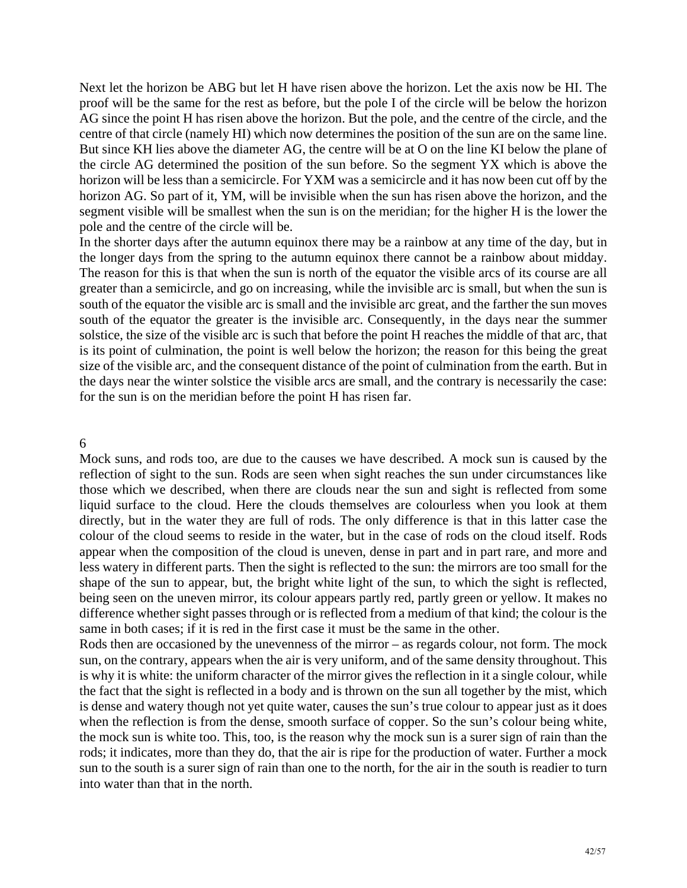Next let the horizon be ABG but let H have risen above the horizon. Let the axis now be HI. The proof will be the same for the rest as before, but the pole I of the circle will be below the horizon AG since the point H has risen above the horizon. But the pole, and the centre of the circle, and the centre of that circle (namely HI) which now determines the position of the sun are on the same line. But since KH lies above the diameter AG, the centre will be at O on the line KI below the plane of the circle AG determined the position of the sun before. So the segment YX which is above the horizon will be less than a semicircle. For YXM was a semicircle and it has now been cut off by the horizon AG. So part of it, YM, will be invisible when the sun has risen above the horizon, and the segment visible will be smallest when the sun is on the meridian; for the higher H is the lower the pole and the centre of the circle will be.

In the shorter days after the autumn equinox there may be a rainbow at any time of the day, but in the longer days from the spring to the autumn equinox there cannot be a rainbow about midday. The reason for this is that when the sun is north of the equator the visible arcs of its course are all greater than a semicircle, and go on increasing, while the invisible arc is small, but when the sun is south of the equator the visible arc is small and the invisible arc great, and the farther the sun moves south of the equator the greater is the invisible arc. Consequently, in the days near the summer solstice, the size of the visible arc is such that before the point H reaches the middle of that arc, that is its point of culmination, the point is well below the horizon; the reason for this being the great size of the visible arc, and the consequent distance of the point of culmination from the earth. But in the days near the winter solstice the visible arcs are small, and the contrary is necessarily the case: for the sun is on the meridian before the point H has risen far.

## 6

Mock suns, and rods too, are due to the causes we have described. A mock sun is caused by the reflection of sight to the sun. Rods are seen when sight reaches the sun under circumstances like those which we described, when there are clouds near the sun and sight is reflected from some liquid surface to the cloud. Here the clouds themselves are colourless when you look at them directly, but in the water they are full of rods. The only difference is that in this latter case the colour of the cloud seems to reside in the water, but in the case of rods on the cloud itself. Rods appear when the composition of the cloud is uneven, dense in part and in part rare, and more and less watery in different parts. Then the sight is reflected to the sun: the mirrors are too small for the shape of the sun to appear, but, the bright white light of the sun, to which the sight is reflected, being seen on the uneven mirror, its colour appears partly red, partly green or yellow. It makes no difference whether sight passes through or is reflected from a medium of that kind; the colour is the same in both cases; if it is red in the first case it must be the same in the other.

Rods then are occasioned by the unevenness of the mirror – as regards colour, not form. The mock sun, on the contrary, appears when the air is very uniform, and of the same density throughout. This is why it is white: the uniform character of the mirror gives the reflection in it a single colour, while the fact that the sight is reflected in a body and is thrown on the sun all together by the mist, which is dense and watery though not yet quite water, causes the sun's true colour to appear just as it does when the reflection is from the dense, smooth surface of copper. So the sun's colour being white, the mock sun is white too. This, too, is the reason why the mock sun is a surer sign of rain than the rods; it indicates, more than they do, that the air is ripe for the production of water. Further a mock sun to the south is a surer sign of rain than one to the north, for the air in the south is readier to turn into water than that in the north.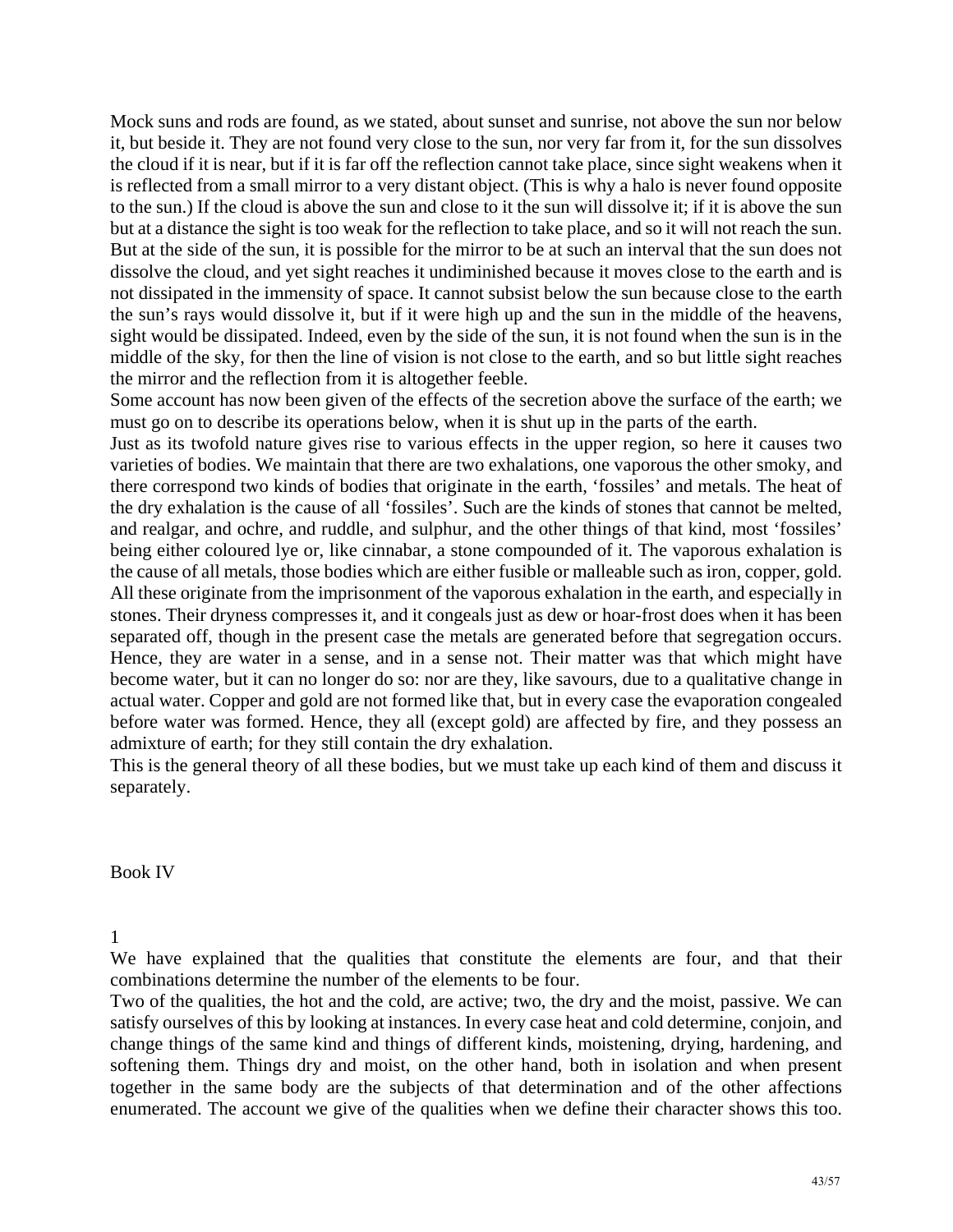Mock suns and rods are found, as we stated, about sunset and sunrise, not above the sun nor below it, but beside it. They are not found very close to the sun, nor very far from it, for the sun dissolves the cloud if it is near, but if it is far off the reflection cannot take place, since sight weakens when it is reflected from a small mirror to a very distant object. (This is why a halo is never found opposite to the sun.) If the cloud is above the sun and close to it the sun will dissolve it; if it is above the sun but at a distance the sight is too weak for the reflection to take place, and so it will not reach the sun. But at the side of the sun, it is possible for the mirror to be at such an interval that the sun does not dissolve the cloud, and yet sight reaches it undiminished because it moves close to the earth and is not dissipated in the immensity of space. It cannot subsist below the sun because close to the earth the sun's rays would dissolve it, but if it were high up and the sun in the middle of the heavens, sight would be dissipated. Indeed, even by the side of the sun, it is not found when the sun is in the middle of the sky, for then the line of vision is not close to the earth, and so but little sight reaches the mirror and the reflection from it is altogether feeble.

Some account has now been given of the effects of the secretion above the surface of the earth; we must go on to describe its operations below, when it is shut up in the parts of the earth.

Just as its twofold nature gives rise to various effects in the upper region, so here it causes two varieties of bodies. We maintain that there are two exhalations, one vaporous the other smoky, and there correspond two kinds of bodies that originate in the earth, 'fossiles' and metals. The heat of the dry exhalation is the cause of all 'fossiles'. Such are the kinds of stones that cannot be melted, and realgar, and ochre, and ruddle, and sulphur, and the other things of that kind, most 'fossiles' being either coloured lye or, like cinnabar, a stone compounded of it. The vaporous exhalation is the cause of all metals, those bodies which are either fusible or malleable such as iron, copper, gold. All these originate from the imprisonment of the vaporous exhalation in the earth, and especially in stones. Their dryness compresses it, and it congeals just as dew or hoar-frost does when it has been separated off, though in the present case the metals are generated before that segregation occurs. Hence, they are water in a sense, and in a sense not. Their matter was that which might have become water, but it can no longer do so: nor are they, like savours, due to a qualitative change in actual water. Copper and gold are not formed like that, but in every case the evaporation congealed before water was formed. Hence, they all (except gold) are affected by fire, and they possess an admixture of earth; for they still contain the dry exhalation.

This is the general theory of all these bodies, but we must take up each kind of them and discuss it separately.

# Book IV

## 1

We have explained that the qualities that constitute the elements are four, and that their combinations determine the number of the elements to be four.

Two of the qualities, the hot and the cold, are active; two, the dry and the moist, passive. We can satisfy ourselves of this by looking at instances. In every case heat and cold determine, conjoin, and change things of the same kind and things of different kinds, moistening, drying, hardening, and softening them. Things dry and moist, on the other hand, both in isolation and when present together in the same body are the subjects of that determination and of the other affections enumerated. The account we give of the qualities when we define their character shows this too.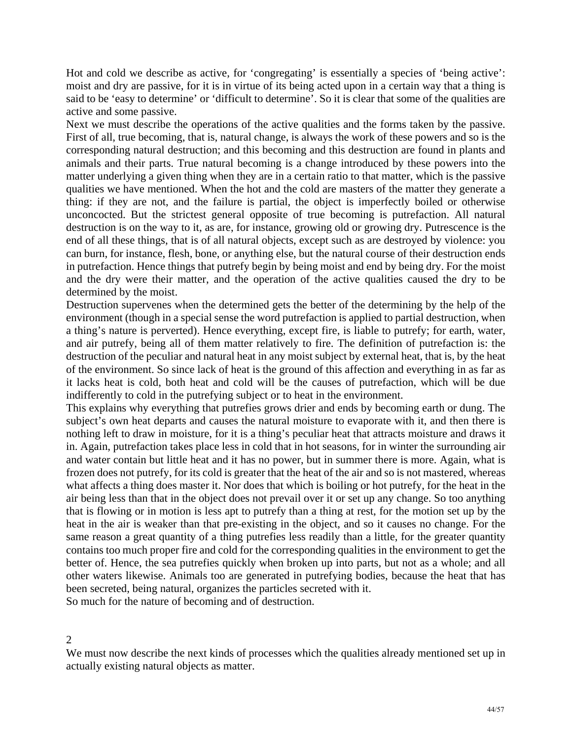Hot and cold we describe as active, for 'congregating' is essentially a species of 'being active': moist and dry are passive, for it is in virtue of its being acted upon in a certain way that a thing is said to be 'easy to determine' or 'difficult to determine'. So it is clear that some of the qualities are active and some passive.

Next we must describe the operations of the active qualities and the forms taken by the passive. First of all, true becoming, that is, natural change, is always the work of these powers and so is the corresponding natural destruction; and this becoming and this destruction are found in plants and animals and their parts. True natural becoming is a change introduced by these powers into the matter underlying a given thing when they are in a certain ratio to that matter, which is the passive qualities we have mentioned. When the hot and the cold are masters of the matter they generate a thing: if they are not, and the failure is partial, the object is imperfectly boiled or otherwise unconcocted. But the strictest general opposite of true becoming is putrefaction. All natural destruction is on the way to it, as are, for instance, growing old or growing dry. Putrescence is the end of all these things, that is of all natural objects, except such as are destroyed by violence: you can burn, for instance, flesh, bone, or anything else, but the natural course of their destruction ends in putrefaction. Hence things that putrefy begin by being moist and end by being dry. For the moist and the dry were their matter, and the operation of the active qualities caused the dry to be determined by the moist.

Destruction supervenes when the determined gets the better of the determining by the help of the environment (though in a special sense the word putrefaction is applied to partial destruction, when a thing's nature is perverted). Hence everything, except fire, is liable to putrefy; for earth, water, and air putrefy, being all of them matter relatively to fire. The definition of putrefaction is: the destruction of the peculiar and natural heat in any moist subject by external heat, that is, by the heat of the environment. So since lack of heat is the ground of this affection and everything in as far as it lacks heat is cold, both heat and cold will be the causes of putrefaction, which will be due indifferently to cold in the putrefying subject or to heat in the environment.

This explains why everything that putrefies grows drier and ends by becoming earth or dung. The subject's own heat departs and causes the natural moisture to evaporate with it, and then there is nothing left to draw in moisture, for it is a thing's peculiar heat that attracts moisture and draws it in. Again, putrefaction takes place less in cold that in hot seasons, for in winter the surrounding air and water contain but little heat and it has no power, but in summer there is more. Again, what is frozen does not putrefy, for its cold is greater that the heat of the air and so is not mastered, whereas what affects a thing does master it. Nor does that which is boiling or hot putrefy, for the heat in the air being less than that in the object does not prevail over it or set up any change. So too anything that is flowing or in motion is less apt to putrefy than a thing at rest, for the motion set up by the heat in the air is weaker than that pre-existing in the object, and so it causes no change. For the same reason a great quantity of a thing putrefies less readily than a little, for the greater quantity contains too much proper fire and cold for the corresponding qualities in the environment to get the better of. Hence, the sea putrefies quickly when broken up into parts, but not as a whole; and all other waters likewise. Animals too are generated in putrefying bodies, because the heat that has been secreted, being natural, organizes the particles secreted with it.

So much for the nature of becoming and of destruction.

## 2

We must now describe the next kinds of processes which the qualities already mentioned set up in actually existing natural objects as matter.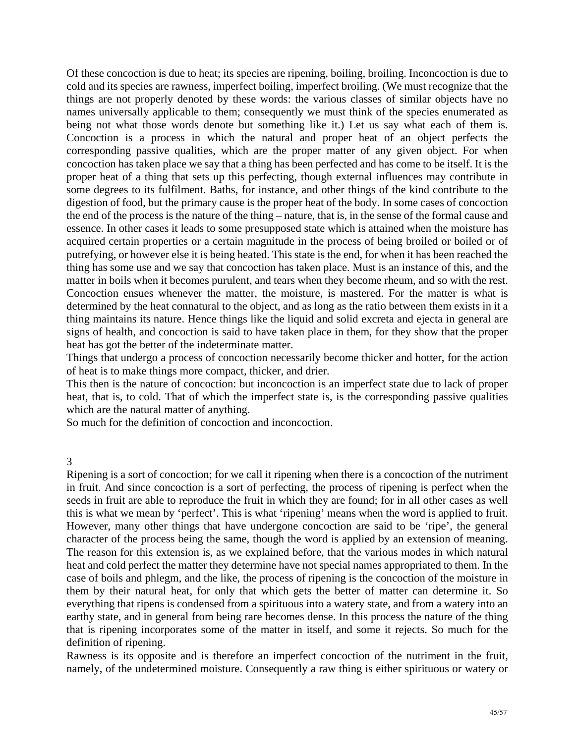Of these concoction is due to heat; its species are ripening, boiling, broiling. Inconcoction is due to cold and its species are rawness, imperfect boiling, imperfect broiling. (We must recognize that the things are not properly denoted by these words: the various classes of similar objects have no names universally applicable to them; consequently we must think of the species enumerated as being not what those words denote but something like it.) Let us say what each of them is. Concoction is a process in which the natural and proper heat of an object perfects the corresponding passive qualities, which are the proper matter of any given object. For when concoction has taken place we say that a thing has been perfected and has come to be itself. It is the proper heat of a thing that sets up this perfecting, though external influences may contribute in some degrees to its fulfilment. Baths, for instance, and other things of the kind contribute to the digestion of food, but the primary cause is the proper heat of the body. In some cases of concoction the end of the process is the nature of the thing – nature, that is, in the sense of the formal cause and essence. In other cases it leads to some presupposed state which is attained when the moisture has acquired certain properties or a certain magnitude in the process of being broiled or boiled or of putrefying, or however else it is being heated. This state is the end, for when it has been reached the thing has some use and we say that concoction has taken place. Must is an instance of this, and the matter in boils when it becomes purulent, and tears when they become rheum, and so with the rest. Concoction ensues whenever the matter, the moisture, is mastered. For the matter is what is determined by the heat connatural to the object, and as long as the ratio between them exists in it a thing maintains its nature. Hence things like the liquid and solid excreta and ejecta in general are signs of health, and concoction is said to have taken place in them, for they show that the proper heat has got the better of the indeterminate matter.

Things that undergo a process of concoction necessarily become thicker and hotter, for the action of heat is to make things more compact, thicker, and drier.

This then is the nature of concoction: but inconcoction is an imperfect state due to lack of proper heat, that is, to cold. That of which the imperfect state is, is the corresponding passive qualities which are the natural matter of anything.

So much for the definition of concoction and inconcoction.

## 3

Ripening is a sort of concoction; for we call it ripening when there is a concoction of the nutriment in fruit. And since concoction is a sort of perfecting, the process of ripening is perfect when the seeds in fruit are able to reproduce the fruit in which they are found; for in all other cases as well this is what we mean by 'perfect'. This is what 'ripening' means when the word is applied to fruit. However, many other things that have undergone concoction are said to be 'ripe', the general character of the process being the same, though the word is applied by an extension of meaning. The reason for this extension is, as we explained before, that the various modes in which natural heat and cold perfect the matter they determine have not special names appropriated to them. In the case of boils and phlegm, and the like, the process of ripening is the concoction of the moisture in them by their natural heat, for only that which gets the better of matter can determine it. So everything that ripens is condensed from a spirituous into a watery state, and from a watery into an earthy state, and in general from being rare becomes dense. In this process the nature of the thing that is ripening incorporates some of the matter in itself, and some it rejects. So much for the definition of ripening.

Rawness is its opposite and is therefore an imperfect concoction of the nutriment in the fruit, namely, of the undetermined moisture. Consequently a raw thing is either spirituous or watery or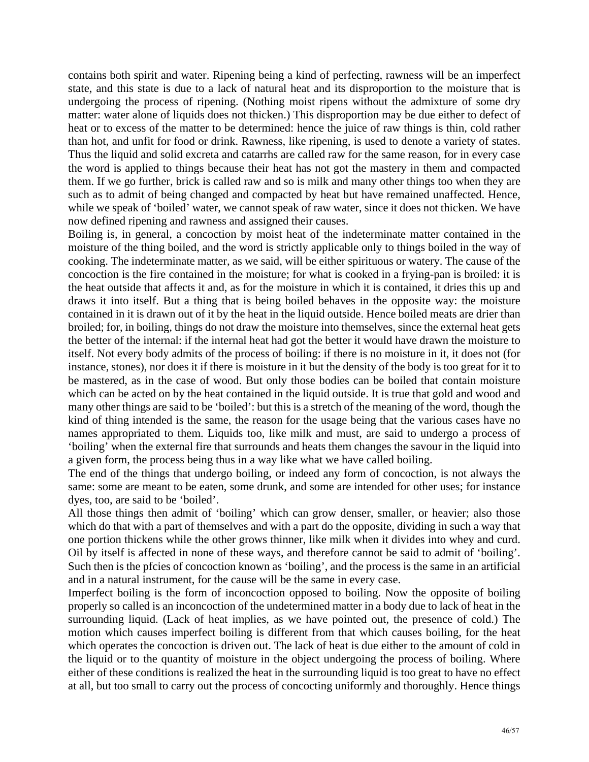contains both spirit and water. Ripening being a kind of perfecting, rawness will be an imperfect state, and this state is due to a lack of natural heat and its disproportion to the moisture that is undergoing the process of ripening. (Nothing moist ripens without the admixture of some dry matter: water alone of liquids does not thicken.) This disproportion may be due either to defect of heat or to excess of the matter to be determined: hence the juice of raw things is thin, cold rather than hot, and unfit for food or drink. Rawness, like ripening, is used to denote a variety of states. Thus the liquid and solid excreta and catarrhs are called raw for the same reason, for in every case the word is applied to things because their heat has not got the mastery in them and compacted them. If we go further, brick is called raw and so is milk and many other things too when they are such as to admit of being changed and compacted by heat but have remained unaffected. Hence, while we speak of 'boiled' water, we cannot speak of raw water, since it does not thicken. We have now defined ripening and rawness and assigned their causes.

Boiling is, in general, a concoction by moist heat of the indeterminate matter contained in the moisture of the thing boiled, and the word is strictly applicable only to things boiled in the way of cooking. The indeterminate matter, as we said, will be either spirituous or watery. The cause of the concoction is the fire contained in the moisture; for what is cooked in a frying-pan is broiled: it is the heat outside that affects it and, as for the moisture in which it is contained, it dries this up and draws it into itself. But a thing that is being boiled behaves in the opposite way: the moisture contained in it is drawn out of it by the heat in the liquid outside. Hence boiled meats are drier than broiled; for, in boiling, things do not draw the moisture into themselves, since the external heat gets the better of the internal: if the internal heat had got the better it would have drawn the moisture to itself. Not every body admits of the process of boiling: if there is no moisture in it, it does not (for instance, stones), nor does it if there is moisture in it but the density of the body is too great for it to be mastered, as in the case of wood. But only those bodies can be boiled that contain moisture which can be acted on by the heat contained in the liquid outside. It is true that gold and wood and many other things are said to be 'boiled': but this is a stretch of the meaning of the word, though the kind of thing intended is the same, the reason for the usage being that the various cases have no names appropriated to them. Liquids too, like milk and must, are said to undergo a process of 'boiling' when the external fire that surrounds and heats them changes the savour in the liquid into a given form, the process being thus in a way like what we have called boiling.

The end of the things that undergo boiling, or indeed any form of concoction, is not always the same: some are meant to be eaten, some drunk, and some are intended for other uses; for instance dyes, too, are said to be 'boiled'.

All those things then admit of 'boiling' which can grow denser, smaller, or heavier; also those which do that with a part of themselves and with a part do the opposite, dividing in such a way that one portion thickens while the other grows thinner, like milk when it divides into whey and curd. Oil by itself is affected in none of these ways, and therefore cannot be said to admit of 'boiling'. Such then is the pfcies of concoction known as 'boiling', and the process is the same in an artificial and in a natural instrument, for the cause will be the same in every case.

Imperfect boiling is the form of inconcoction opposed to boiling. Now the opposite of boiling properly so called is an inconcoction of the undetermined matter in a body due to lack of heat in the surrounding liquid. (Lack of heat implies, as we have pointed out, the presence of cold.) The motion which causes imperfect boiling is different from that which causes boiling, for the heat which operates the concoction is driven out. The lack of heat is due either to the amount of cold in the liquid or to the quantity of moisture in the object undergoing the process of boiling. Where either of these conditions is realized the heat in the surrounding liquid is too great to have no effect at all, but too small to carry out the process of concocting uniformly and thoroughly. Hence things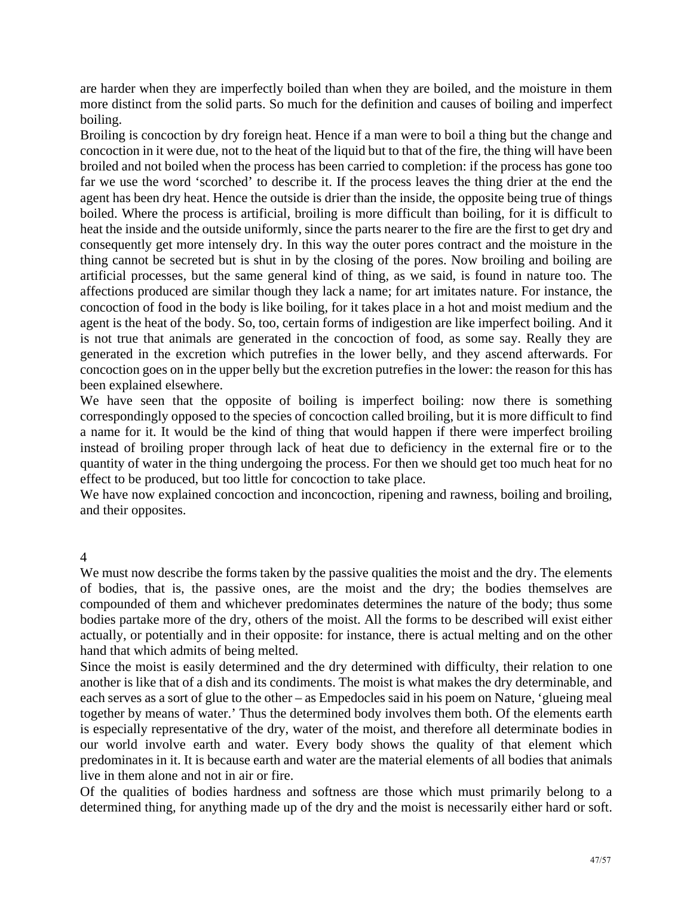are harder when they are imperfectly boiled than when they are boiled, and the moisture in them more distinct from the solid parts. So much for the definition and causes of boiling and imperfect boiling.

Broiling is concoction by dry foreign heat. Hence if a man were to boil a thing but the change and concoction in it were due, not to the heat of the liquid but to that of the fire, the thing will have been broiled and not boiled when the process has been carried to completion: if the process has gone too far we use the word 'scorched' to describe it. If the process leaves the thing drier at the end the agent has been dry heat. Hence the outside is drier than the inside, the opposite being true of things boiled. Where the process is artificial, broiling is more difficult than boiling, for it is difficult to heat the inside and the outside uniformly, since the parts nearer to the fire are the first to get dry and consequently get more intensely dry. In this way the outer pores contract and the moisture in the thing cannot be secreted but is shut in by the closing of the pores. Now broiling and boiling are artificial processes, but the same general kind of thing, as we said, is found in nature too. The affections produced are similar though they lack a name; for art imitates nature. For instance, the concoction of food in the body is like boiling, for it takes place in a hot and moist medium and the agent is the heat of the body. So, too, certain forms of indigestion are like imperfect boiling. And it is not true that animals are generated in the concoction of food, as some say. Really they are generated in the excretion which putrefies in the lower belly, and they ascend afterwards. For concoction goes on in the upper belly but the excretion putrefies in the lower: the reason for this has been explained elsewhere.

We have seen that the opposite of boiling is imperfect boiling: now there is something correspondingly opposed to the species of concoction called broiling, but it is more difficult to find a name for it. It would be the kind of thing that would happen if there were imperfect broiling instead of broiling proper through lack of heat due to deficiency in the external fire or to the quantity of water in the thing undergoing the process. For then we should get too much heat for no effect to be produced, but too little for concoction to take place.

We have now explained concoction and inconcoction, ripening and rawness, boiling and broiling, and their opposites.

## 4

We must now describe the forms taken by the passive qualities the moist and the dry. The elements of bodies, that is, the passive ones, are the moist and the dry; the bodies themselves are compounded of them and whichever predominates determines the nature of the body; thus some bodies partake more of the dry, others of the moist. All the forms to be described will exist either actually, or potentially and in their opposite: for instance, there is actual melting and on the other hand that which admits of being melted.

Since the moist is easily determined and the dry determined with difficulty, their relation to one another is like that of a dish and its condiments. The moist is what makes the dry determinable, and each serves as a sort of glue to the other – as Empedocles said in his poem on Nature, 'glueing meal together by means of water.' Thus the determined body involves them both. Of the elements earth is especially representative of the dry, water of the moist, and therefore all determinate bodies in our world involve earth and water. Every body shows the quality of that element which predominates in it. It is because earth and water are the material elements of all bodies that animals live in them alone and not in air or fire.

Of the qualities of bodies hardness and softness are those which must primarily belong to a determined thing, for anything made up of the dry and the moist is necessarily either hard or soft.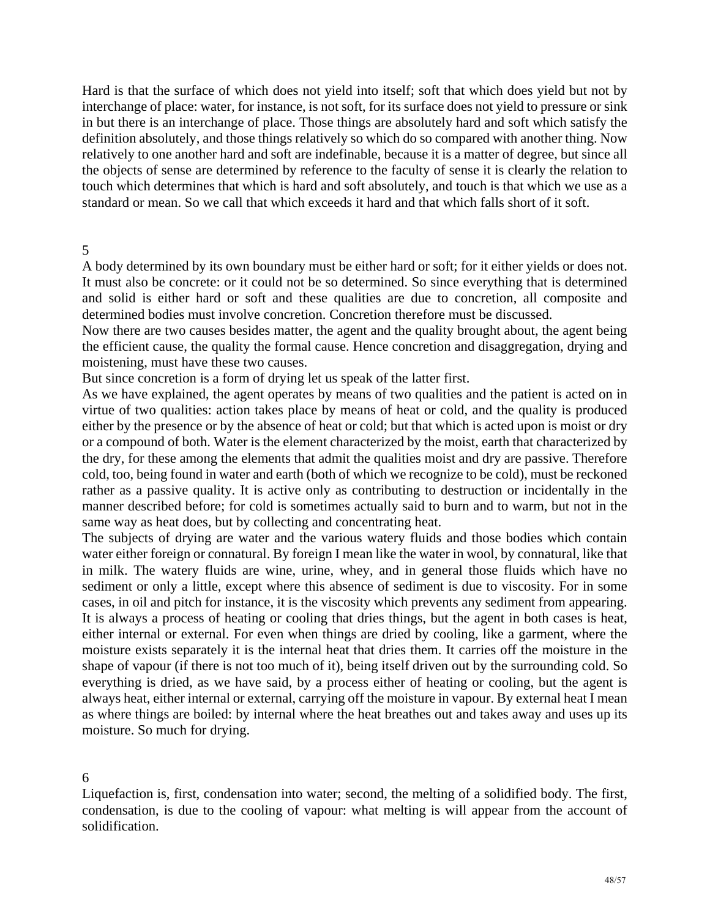Hard is that the surface of which does not yield into itself; soft that which does yield but not by interchange of place: water, for instance, is not soft, for its surface does not yield to pressure or sink in but there is an interchange of place. Those things are absolutely hard and soft which satisfy the definition absolutely, and those things relatively so which do so compared with another thing. Now relatively to one another hard and soft are indefinable, because it is a matter of degree, but since all the objects of sense are determined by reference to the faculty of sense it is clearly the relation to touch which determines that which is hard and soft absolutely, and touch is that which we use as a standard or mean. So we call that which exceeds it hard and that which falls short of it soft.

## 5

A body determined by its own boundary must be either hard or soft; for it either yields or does not. It must also be concrete: or it could not be so determined. So since everything that is determined and solid is either hard or soft and these qualities are due to concretion, all composite and determined bodies must involve concretion. Concretion therefore must be discussed.

Now there are two causes besides matter, the agent and the quality brought about, the agent being the efficient cause, the quality the formal cause. Hence concretion and disaggregation, drying and moistening, must have these two causes.

But since concretion is a form of drying let us speak of the latter first.

As we have explained, the agent operates by means of two qualities and the patient is acted on in virtue of two qualities: action takes place by means of heat or cold, and the quality is produced either by the presence or by the absence of heat or cold; but that which is acted upon is moist or dry or a compound of both. Water is the element characterized by the moist, earth that characterized by the dry, for these among the elements that admit the qualities moist and dry are passive. Therefore cold, too, being found in water and earth (both of which we recognize to be cold), must be reckoned rather as a passive quality. It is active only as contributing to destruction or incidentally in the manner described before; for cold is sometimes actually said to burn and to warm, but not in the same way as heat does, but by collecting and concentrating heat.

The subjects of drying are water and the various watery fluids and those bodies which contain water either foreign or connatural. By foreign I mean like the water in wool, by connatural, like that in milk. The watery fluids are wine, urine, whey, and in general those fluids which have no sediment or only a little, except where this absence of sediment is due to viscosity. For in some cases, in oil and pitch for instance, it is the viscosity which prevents any sediment from appearing. It is always a process of heating or cooling that dries things, but the agent in both cases is heat, either internal or external. For even when things are dried by cooling, like a garment, where the moisture exists separately it is the internal heat that dries them. It carries off the moisture in the shape of vapour (if there is not too much of it), being itself driven out by the surrounding cold. So everything is dried, as we have said, by a process either of heating or cooling, but the agent is always heat, either internal or external, carrying off the moisture in vapour. By external heat I mean as where things are boiled: by internal where the heat breathes out and takes away and uses up its moisture. So much for drying.

## 6

Liquefaction is, first, condensation into water; second, the melting of a solidified body. The first, condensation, is due to the cooling of vapour: what melting is will appear from the account of solidification.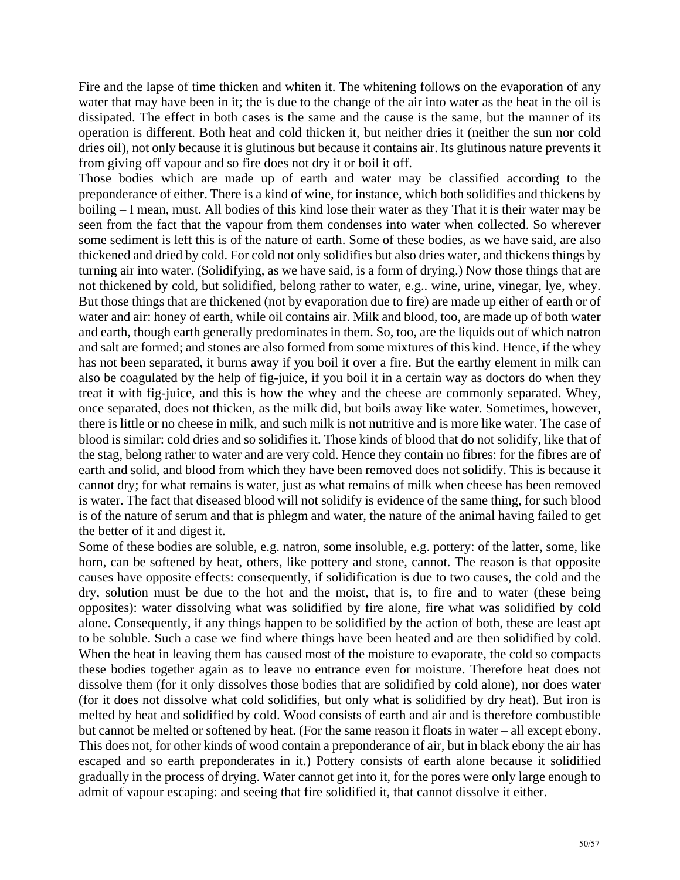Fire and the lapse of time thicken and whiten it. The whitening follows on the evaporation of any water that may have been in it; the is due to the change of the air into water as the heat in the oil is dissipated. The effect in both cases is the same and the cause is the same, but the manner of its operation is different. Both heat and cold thicken it, but neither dries it (neither the sun nor cold dries oil), not only because it is glutinous but because it contains air. Its glutinous nature prevents it from giving off vapour and so fire does not dry it or boil it off.

Those bodies which are made up of earth and water may be classified according to the preponderance of either. There is a kind of wine, for instance, which both solidifies and thickens by boiling – I mean, must. All bodies of this kind lose their water as they That it is their water may be seen from the fact that the vapour from them condenses into water when collected. So wherever some sediment is left this is of the nature of earth. Some of these bodies, as we have said, are also thickened and dried by cold. For cold not only solidifies but also dries water, and thickens things by turning air into water. (Solidifying, as we have said, is a form of drying.) Now those things that are not thickened by cold, but solidified, belong rather to water, e.g.. wine, urine, vinegar, lye, whey. But those things that are thickened (not by evaporation due to fire) are made up either of earth or of water and air: honey of earth, while oil contains air. Milk and blood, too, are made up of both water and earth, though earth generally predominates in them. So, too, are the liquids out of which natron and salt are formed; and stones are also formed from some mixtures of this kind. Hence, if the whey has not been separated, it burns away if you boil it over a fire. But the earthy element in milk can also be coagulated by the help of fig-juice, if you boil it in a certain way as doctors do when they treat it with fig-juice, and this is how the whey and the cheese are commonly separated. Whey, once separated, does not thicken, as the milk did, but boils away like water. Sometimes, however, there is little or no cheese in milk, and such milk is not nutritive and is more like water. The case of blood is similar: cold dries and so solidifies it. Those kinds of blood that do not solidify, like that of the stag, belong rather to water and are very cold. Hence they contain no fibres: for the fibres are of earth and solid, and blood from which they have been removed does not solidify. This is because it cannot dry; for what remains is water, just as what remains of milk when cheese has been removed is water. The fact that diseased blood will not solidify is evidence of the same thing, for such blood is of the nature of serum and that is phlegm and water, the nature of the animal having failed to get the better of it and digest it.

Some of these bodies are soluble, e.g. natron, some insoluble, e.g. pottery: of the latter, some, like horn, can be softened by heat, others, like pottery and stone, cannot. The reason is that opposite causes have opposite effects: consequently, if solidification is due to two causes, the cold and the dry, solution must be due to the hot and the moist, that is, to fire and to water (these being opposites): water dissolving what was solidified by fire alone, fire what was solidified by cold alone. Consequently, if any things happen to be solidified by the action of both, these are least apt to be soluble. Such a case we find where things have been heated and are then solidified by cold. When the heat in leaving them has caused most of the moisture to evaporate, the cold so compacts these bodies together again as to leave no entrance even for moisture. Therefore heat does not dissolve them (for it only dissolves those bodies that are solidified by cold alone), nor does water (for it does not dissolve what cold solidifies, but only what is solidified by dry heat). But iron is melted by heat and solidified by cold. Wood consists of earth and air and is therefore combustible but cannot be melted or softened by heat. (For the same reason it floats in water – all except ebony. This does not, for other kinds of wood contain a preponderance of air, but in black ebony the air has escaped and so earth preponderates in it.) Pottery consists of earth alone because it solidified gradually in the process of drying. Water cannot get into it, for the pores were only large enough to admit of vapour escaping: and seeing that fire solidified it, that cannot dissolve it either.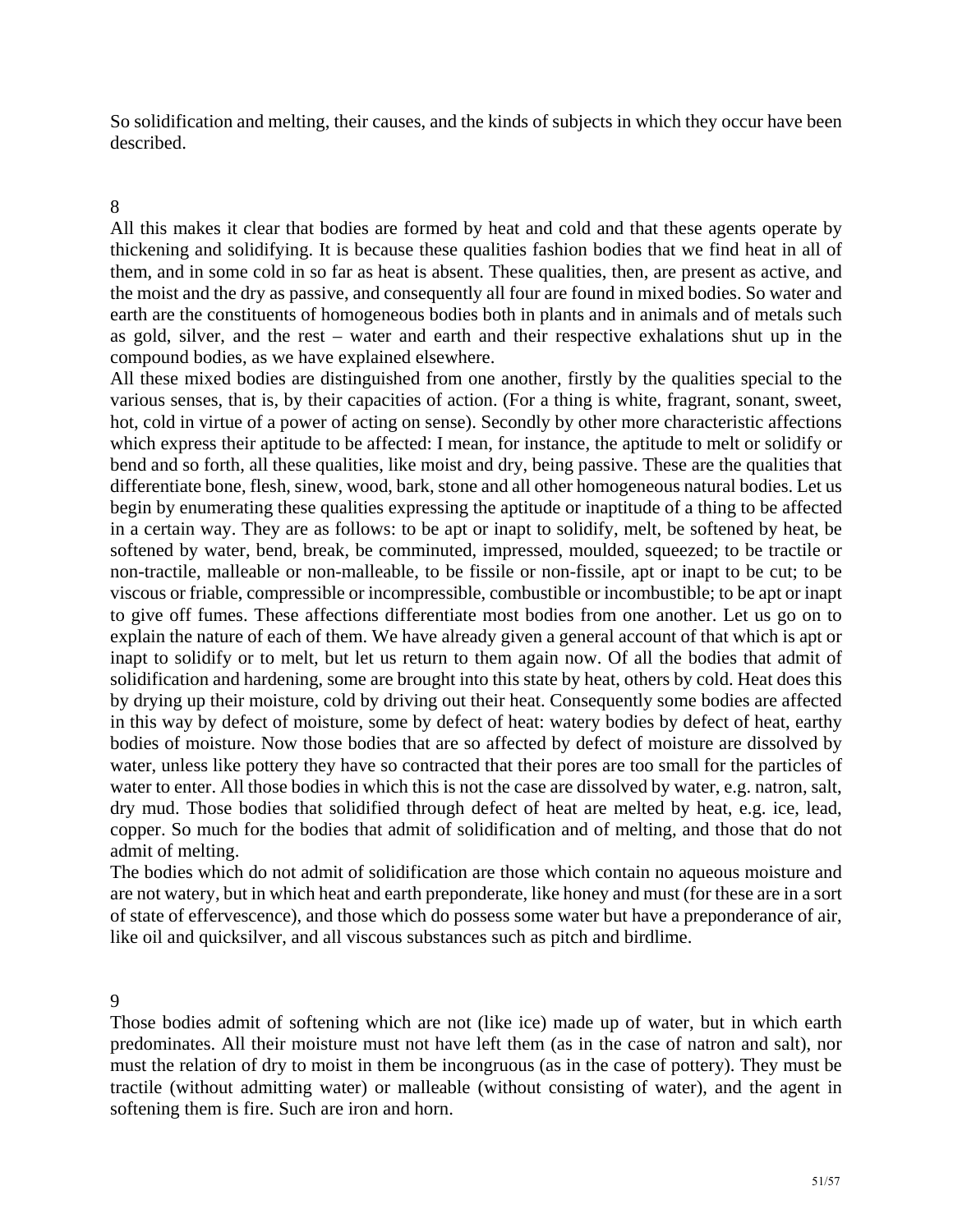So solidification and melting, their causes, and the kinds of subjects in which they occur have been described.

## 8

All this makes it clear that bodies are formed by heat and cold and that these agents operate by thickening and solidifying. It is because these qualities fashion bodies that we find heat in all of them, and in some cold in so far as heat is absent. These qualities, then, are present as active, and the moist and the dry as passive, and consequently all four are found in mixed bodies. So water and earth are the constituents of homogeneous bodies both in plants and in animals and of metals such as gold, silver, and the rest – water and earth and their respective exhalations shut up in the compound bodies, as we have explained elsewhere.

All these mixed bodies are distinguished from one another, firstly by the qualities special to the various senses, that is, by their capacities of action. (For a thing is white, fragrant, sonant, sweet, hot, cold in virtue of a power of acting on sense). Secondly by other more characteristic affections which express their aptitude to be affected: I mean, for instance, the aptitude to melt or solidify or bend and so forth, all these qualities, like moist and dry, being passive. These are the qualities that differentiate bone, flesh, sinew, wood, bark, stone and all other homogeneous natural bodies. Let us begin by enumerating these qualities expressing the aptitude or inaptitude of a thing to be affected in a certain way. They are as follows: to be apt or inapt to solidify, melt, be softened by heat, be softened by water, bend, break, be comminuted, impressed, moulded, squeezed; to be tractile or non-tractile, malleable or non-malleable, to be fissile or non-fissile, apt or inapt to be cut; to be viscous or friable, compressible or incompressible, combustible or incombustible; to be apt or inapt to give off fumes. These affections differentiate most bodies from one another. Let us go on to explain the nature of each of them. We have already given a general account of that which is apt or inapt to solidify or to melt, but let us return to them again now. Of all the bodies that admit of solidification and hardening, some are brought into this state by heat, others by cold. Heat does this by drying up their moisture, cold by driving out their heat. Consequently some bodies are affected in this way by defect of moisture, some by defect of heat: watery bodies by defect of heat, earthy bodies of moisture. Now those bodies that are so affected by defect of moisture are dissolved by water, unless like pottery they have so contracted that their pores are too small for the particles of water to enter. All those bodies in which this is not the case are dissolved by water, e.g. natron, salt, dry mud. Those bodies that solidified through defect of heat are melted by heat, e.g. ice, lead, copper. So much for the bodies that admit of solidification and of melting, and those that do not admit of melting.

The bodies which do not admit of solidification are those which contain no aqueous moisture and are not watery, but in which heat and earth preponderate, like honey and must (for these are in a sort of state of effervescence), and those which do possess some water but have a preponderance of air, like oil and quicksilver, and all viscous substances such as pitch and birdlime.

## 9

Those bodies admit of softening which are not (like ice) made up of water, but in which earth predominates. All their moisture must not have left them (as in the case of natron and salt), nor must the relation of dry to moist in them be incongruous (as in the case of pottery). They must be tractile (without admitting water) or malleable (without consisting of water), and the agent in softening them is fire. Such are iron and horn.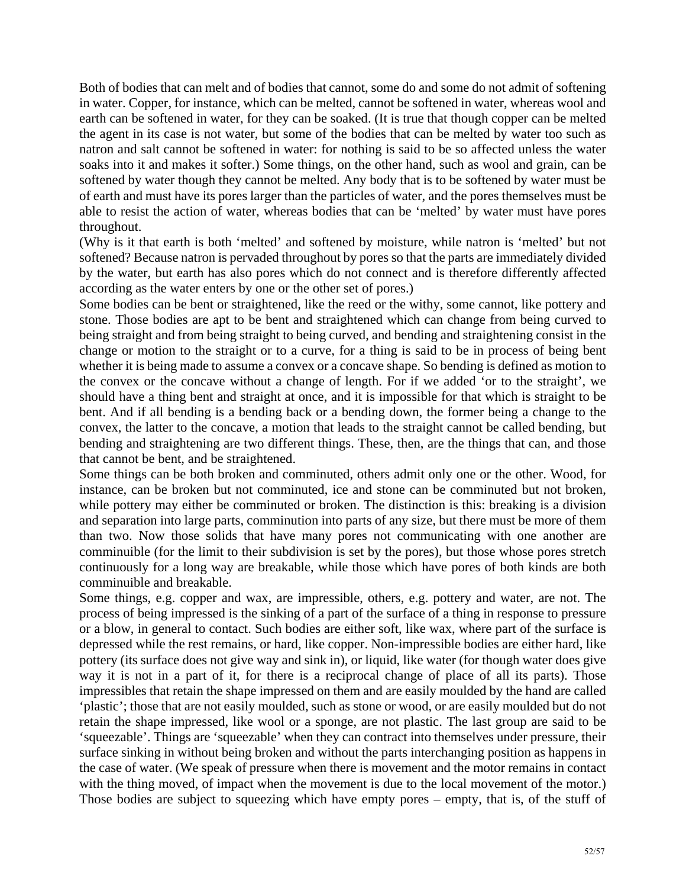Both of bodies that can melt and of bodies that cannot, some do and some do not admit of softening in water. Copper, for instance, which can be melted, cannot be softened in water, whereas wool and earth can be softened in water, for they can be soaked. (It is true that though copper can be melted the agent in its case is not water, but some of the bodies that can be melted by water too such as natron and salt cannot be softened in water: for nothing is said to be so affected unless the water soaks into it and makes it softer.) Some things, on the other hand, such as wool and grain, can be softened by water though they cannot be melted. Any body that is to be softened by water must be of earth and must have its pores larger than the particles of water, and the pores themselves must be able to resist the action of water, whereas bodies that can be 'melted' by water must have pores throughout.

(Why is it that earth is both 'melted' and softened by moisture, while natron is 'melted' but not softened? Because natron is pervaded throughout by pores so that the parts are immediately divided by the water, but earth has also pores which do not connect and is therefore differently affected according as the water enters by one or the other set of pores.)

Some bodies can be bent or straightened, like the reed or the withy, some cannot, like pottery and stone. Those bodies are apt to be bent and straightened which can change from being curved to being straight and from being straight to being curved, and bending and straightening consist in the change or motion to the straight or to a curve, for a thing is said to be in process of being bent whether it is being made to assume a convex or a concave shape. So bending is defined as motion to the convex or the concave without a change of length. For if we added 'or to the straight', we should have a thing bent and straight at once, and it is impossible for that which is straight to be bent. And if all bending is a bending back or a bending down, the former being a change to the convex, the latter to the concave, a motion that leads to the straight cannot be called bending, but bending and straightening are two different things. These, then, are the things that can, and those that cannot be bent, and be straightened.

Some things can be both broken and comminuted, others admit only one or the other. Wood, for instance, can be broken but not comminuted, ice and stone can be comminuted but not broken, while pottery may either be comminuted or broken. The distinction is this: breaking is a division and separation into large parts, comminution into parts of any size, but there must be more of them than two. Now those solids that have many pores not communicating with one another are comminuible (for the limit to their subdivision is set by the pores), but those whose pores stretch continuously for a long way are breakable, while those which have pores of both kinds are both comminuible and breakable.

Some things, e.g. copper and wax, are impressible, others, e.g. pottery and water, are not. The process of being impressed is the sinking of a part of the surface of a thing in response to pressure or a blow, in general to contact. Such bodies are either soft, like wax, where part of the surface is depressed while the rest remains, or hard, like copper. Non-impressible bodies are either hard, like pottery (its surface does not give way and sink in), or liquid, like water (for though water does give way it is not in a part of it, for there is a reciprocal change of place of all its parts). Those impressibles that retain the shape impressed on them and are easily moulded by the hand are called 'plastic'; those that are not easily moulded, such as stone or wood, or are easily moulded but do not retain the shape impressed, like wool or a sponge, are not plastic. The last group are said to be 'squeezable'. Things are 'squeezable' when they can contract into themselves under pressure, their surface sinking in without being broken and without the parts interchanging position as happens in the case of water. (We speak of pressure when there is movement and the motor remains in contact with the thing moved, of impact when the movement is due to the local movement of the motor.) Those bodies are subject to squeezing which have empty pores – empty, that is, of the stuff of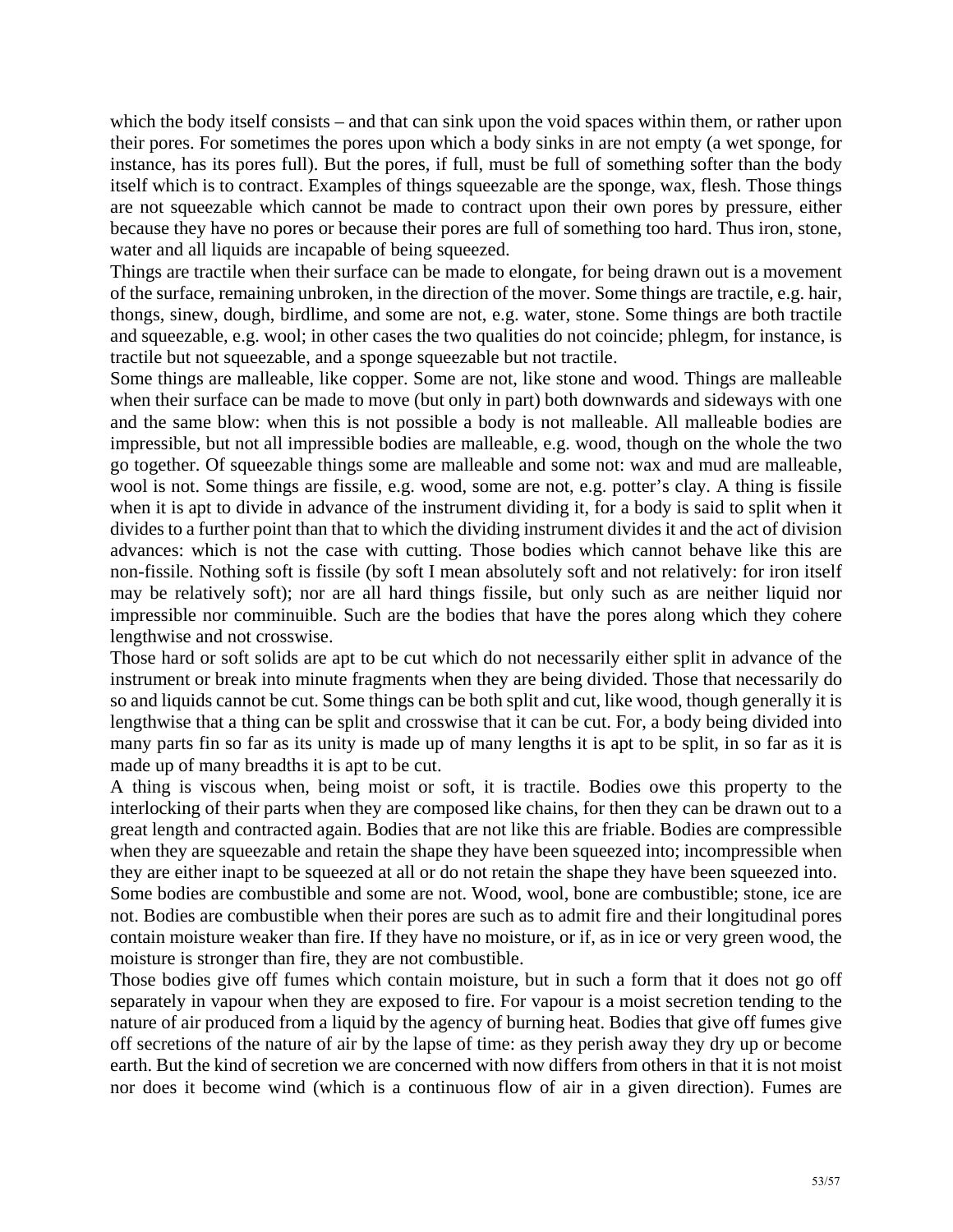which the body itself consists – and that can sink upon the void spaces within them, or rather upon their pores. For sometimes the pores upon which a body sinks in are not empty (a wet sponge, for instance, has its pores full). But the pores, if full, must be full of something softer than the body itself which is to contract. Examples of things squeezable are the sponge, wax, flesh. Those things are not squeezable which cannot be made to contract upon their own pores by pressure, either because they have no pores or because their pores are full of something too hard. Thus iron, stone, water and all liquids are incapable of being squeezed.

Things are tractile when their surface can be made to elongate, for being drawn out is a movement of the surface, remaining unbroken, in the direction of the mover. Some things are tractile, e.g. hair, thongs, sinew, dough, birdlime, and some are not, e.g. water, stone. Some things are both tractile and squeezable, e.g. wool; in other cases the two qualities do not coincide; phlegm, for instance, is tractile but not squeezable, and a sponge squeezable but not tractile.

Some things are malleable, like copper. Some are not, like stone and wood. Things are malleable when their surface can be made to move (but only in part) both downwards and sideways with one and the same blow: when this is not possible a body is not malleable. All malleable bodies are impressible, but not all impressible bodies are malleable, e.g. wood, though on the whole the two go together. Of squeezable things some are malleable and some not: wax and mud are malleable, wool is not. Some things are fissile, e.g. wood, some are not, e.g. potter's clay. A thing is fissile when it is apt to divide in advance of the instrument dividing it, for a body is said to split when it divides to a further point than that to which the dividing instrument divides it and the act of division advances: which is not the case with cutting. Those bodies which cannot behave like this are non-fissile. Nothing soft is fissile (by soft I mean absolutely soft and not relatively: for iron itself may be relatively soft); nor are all hard things fissile, but only such as are neither liquid nor impressible nor comminuible. Such are the bodies that have the pores along which they cohere lengthwise and not crosswise.

Those hard or soft solids are apt to be cut which do not necessarily either split in advance of the instrument or break into minute fragments when they are being divided. Those that necessarily do so and liquids cannot be cut. Some things can be both split and cut, like wood, though generally it is lengthwise that a thing can be split and crosswise that it can be cut. For, a body being divided into many parts fin so far as its unity is made up of many lengths it is apt to be split, in so far as it is made up of many breadths it is apt to be cut.

A thing is viscous when, being moist or soft, it is tractile. Bodies owe this property to the interlocking of their parts when they are composed like chains, for then they can be drawn out to a great length and contracted again. Bodies that are not like this are friable. Bodies are compressible when they are squeezable and retain the shape they have been squeezed into; incompressible when they are either inapt to be squeezed at all or do not retain the shape they have been squeezed into.

Some bodies are combustible and some are not. Wood, wool, bone are combustible; stone, ice are not. Bodies are combustible when their pores are such as to admit fire and their longitudinal pores contain moisture weaker than fire. If they have no moisture, or if, as in ice or very green wood, the moisture is stronger than fire, they are not combustible.

Those bodies give off fumes which contain moisture, but in such a form that it does not go off separately in vapour when they are exposed to fire. For vapour is a moist secretion tending to the nature of air produced from a liquid by the agency of burning heat. Bodies that give off fumes give off secretions of the nature of air by the lapse of time: as they perish away they dry up or become earth. But the kind of secretion we are concerned with now differs from others in that it is not moist nor does it become wind (which is a continuous flow of air in a given direction). Fumes are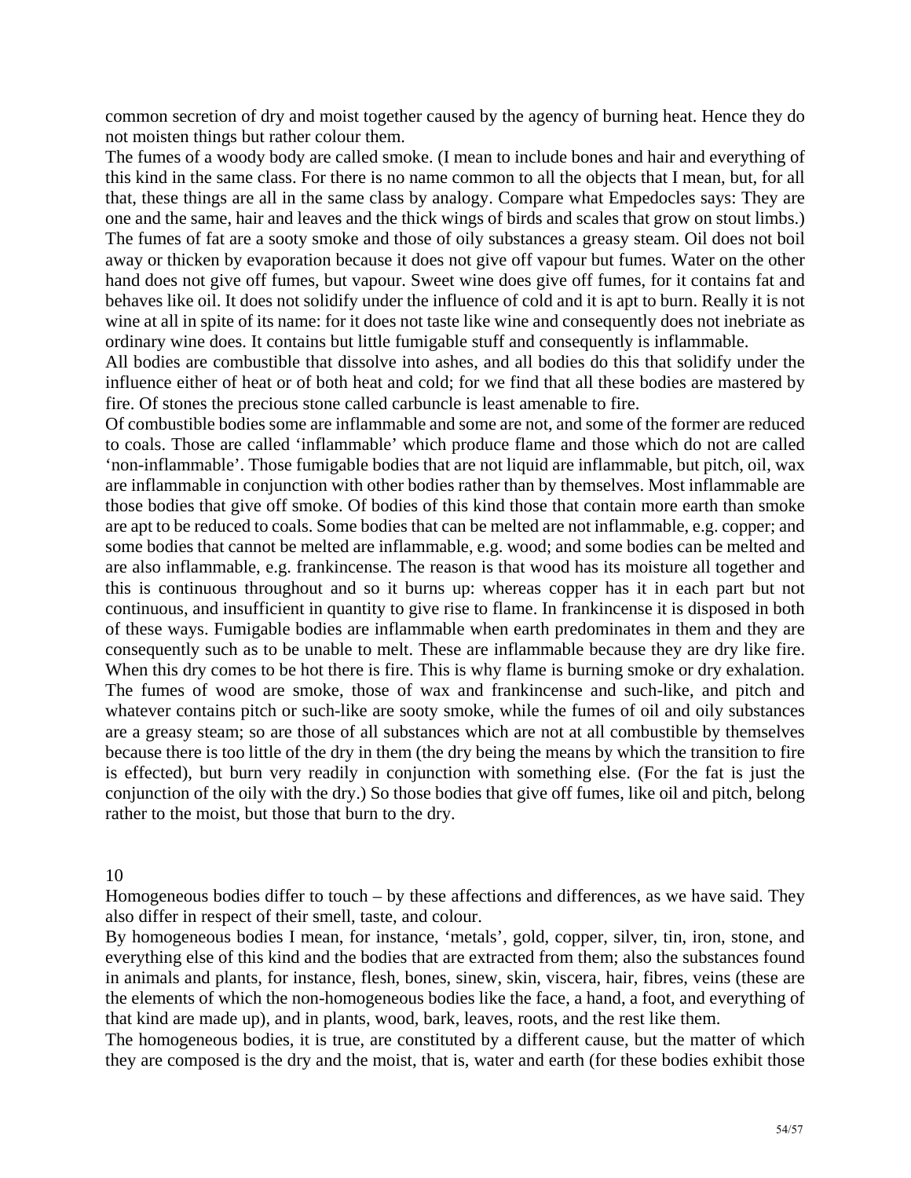common secretion of dry and moist together caused by the agency of burning heat. Hence they do not moisten things but rather colour them.

The fumes of a woody body are called smoke. (I mean to include bones and hair and everything of this kind in the same class. For there is no name common to all the objects that I mean, but, for all that, these things are all in the same class by analogy. Compare what Empedocles says: They are one and the same, hair and leaves and the thick wings of birds and scales that grow on stout limbs.) The fumes of fat are a sooty smoke and those of oily substances a greasy steam. Oil does not boil away or thicken by evaporation because it does not give off vapour but fumes. Water on the other hand does not give off fumes, but vapour. Sweet wine does give off fumes, for it contains fat and behaves like oil. It does not solidify under the influence of cold and it is apt to burn. Really it is not wine at all in spite of its name: for it does not taste like wine and consequently does not inebriate as ordinary wine does. It contains but little fumigable stuff and consequently is inflammable.

All bodies are combustible that dissolve into ashes, and all bodies do this that solidify under the influence either of heat or of both heat and cold; for we find that all these bodies are mastered by fire. Of stones the precious stone called carbuncle is least amenable to fire.

Of combustible bodies some are inflammable and some are not, and some of the former are reduced to coals. Those are called 'inflammable' which produce flame and those which do not are called 'non-inflammable'. Those fumigable bodies that are not liquid are inflammable, but pitch, oil, wax are inflammable in conjunction with other bodies rather than by themselves. Most inflammable are those bodies that give off smoke. Of bodies of this kind those that contain more earth than smoke are apt to be reduced to coals. Some bodies that can be melted are not inflammable, e.g. copper; and some bodies that cannot be melted are inflammable, e.g. wood; and some bodies can be melted and are also inflammable, e.g. frankincense. The reason is that wood has its moisture all together and this is continuous throughout and so it burns up: whereas copper has it in each part but not continuous, and insufficient in quantity to give rise to flame. In frankincense it is disposed in both of these ways. Fumigable bodies are inflammable when earth predominates in them and they are consequently such as to be unable to melt. These are inflammable because they are dry like fire. When this dry comes to be hot there is fire. This is why flame is burning smoke or dry exhalation. The fumes of wood are smoke, those of wax and frankincense and such-like, and pitch and whatever contains pitch or such-like are sooty smoke, while the fumes of oil and oily substances are a greasy steam; so are those of all substances which are not at all combustible by themselves because there is too little of the dry in them (the dry being the means by which the transition to fire is effected), but burn very readily in conjunction with something else. (For the fat is just the conjunction of the oily with the dry.) So those bodies that give off fumes, like oil and pitch, belong rather to the moist, but those that burn to the dry.

## 10

Homogeneous bodies differ to touch – by these affections and differences, as we have said. They also differ in respect of their smell, taste, and colour.

By homogeneous bodies I mean, for instance, 'metals', gold, copper, silver, tin, iron, stone, and everything else of this kind and the bodies that are extracted from them; also the substances found in animals and plants, for instance, flesh, bones, sinew, skin, viscera, hair, fibres, veins (these are the elements of which the non-homogeneous bodies like the face, a hand, a foot, and everything of that kind are made up), and in plants, wood, bark, leaves, roots, and the rest like them.

The homogeneous bodies, it is true, are constituted by a different cause, but the matter of which they are composed is the dry and the moist, that is, water and earth (for these bodies exhibit those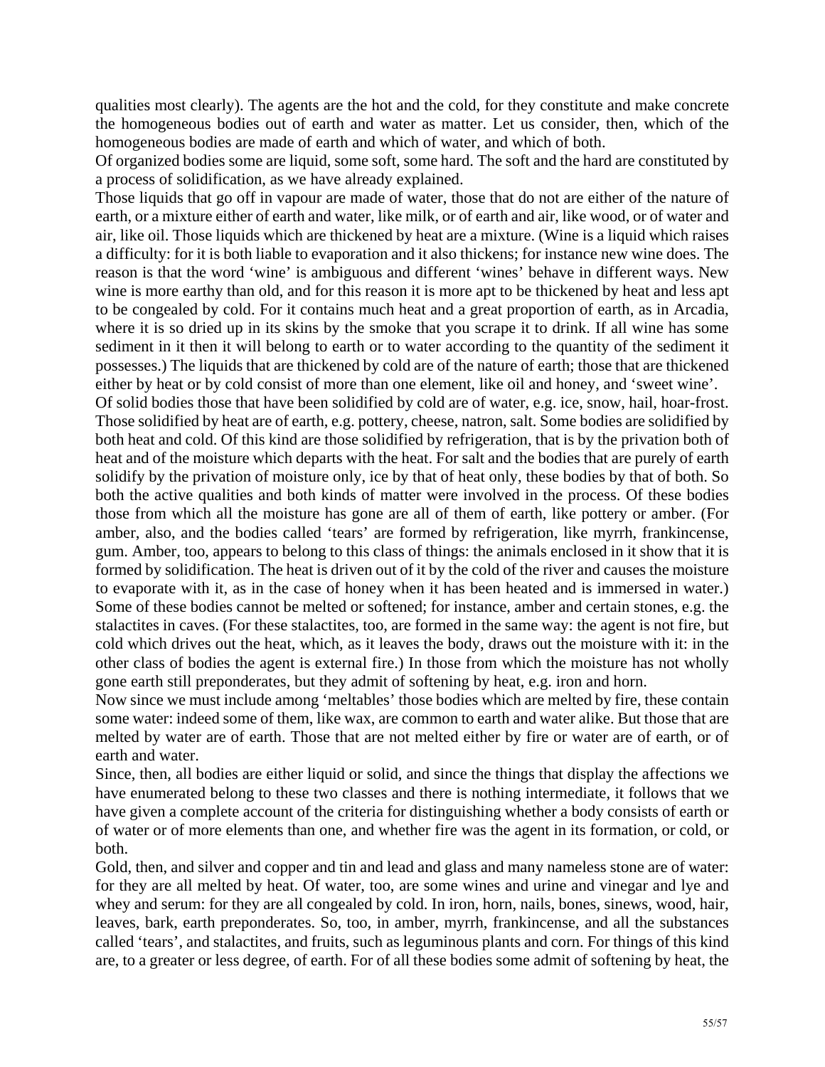qualities most clearly). The agents are the hot and the cold, for they constitute and make concrete the homogeneous bodies out of earth and water as matter. Let us consider, then, which of the homogeneous bodies are made of earth and which of water, and which of both.

Of organized bodies some are liquid, some soft, some hard. The soft and the hard are constituted by a process of solidification, as we have already explained.

Those liquids that go off in vapour are made of water, those that do not are either of the nature of earth, or a mixture either of earth and water, like milk, or of earth and air, like wood, or of water and air, like oil. Those liquids which are thickened by heat are a mixture. (Wine is a liquid which raises a difficulty: for it is both liable to evaporation and it also thickens; for instance new wine does. The reason is that the word 'wine' is ambiguous and different 'wines' behave in different ways. New wine is more earthy than old, and for this reason it is more apt to be thickened by heat and less apt to be congealed by cold. For it contains much heat and a great proportion of earth, as in Arcadia, where it is so dried up in its skins by the smoke that you scrape it to drink. If all wine has some sediment in it then it will belong to earth or to water according to the quantity of the sediment it possesses.) The liquids that are thickened by cold are of the nature of earth; those that are thickened either by heat or by cold consist of more than one element, like oil and honey, and 'sweet wine'.

Of solid bodies those that have been solidified by cold are of water, e.g. ice, snow, hail, hoar-frost. Those solidified by heat are of earth, e.g. pottery, cheese, natron, salt. Some bodies are solidified by both heat and cold. Of this kind are those solidified by refrigeration, that is by the privation both of heat and of the moisture which departs with the heat. For salt and the bodies that are purely of earth solidify by the privation of moisture only, ice by that of heat only, these bodies by that of both. So both the active qualities and both kinds of matter were involved in the process. Of these bodies those from which all the moisture has gone are all of them of earth, like pottery or amber. (For amber, also, and the bodies called 'tears' are formed by refrigeration, like myrrh, frankincense, gum. Amber, too, appears to belong to this class of things: the animals enclosed in it show that it is formed by solidification. The heat is driven out of it by the cold of the river and causes the moisture to evaporate with it, as in the case of honey when it has been heated and is immersed in water.) Some of these bodies cannot be melted or softened; for instance, amber and certain stones, e.g. the stalactites in caves. (For these stalactites, too, are formed in the same way: the agent is not fire, but cold which drives out the heat, which, as it leaves the body, draws out the moisture with it: in the other class of bodies the agent is external fire.) In those from which the moisture has not wholly gone earth still preponderates, but they admit of softening by heat, e.g. iron and horn.

Now since we must include among 'meltables' those bodies which are melted by fire, these contain some water: indeed some of them, like wax, are common to earth and water alike. But those that are melted by water are of earth. Those that are not melted either by fire or water are of earth, or of earth and water.

Since, then, all bodies are either liquid or solid, and since the things that display the affections we have enumerated belong to these two classes and there is nothing intermediate, it follows that we have given a complete account of the criteria for distinguishing whether a body consists of earth or of water or of more elements than one, and whether fire was the agent in its formation, or cold, or both.

Gold, then, and silver and copper and tin and lead and glass and many nameless stone are of water: for they are all melted by heat. Of water, too, are some wines and urine and vinegar and lye and whey and serum: for they are all congealed by cold. In iron, horn, nails, bones, sinews, wood, hair, leaves, bark, earth preponderates. So, too, in amber, myrrh, frankincense, and all the substances called 'tears', and stalactites, and fruits, such as leguminous plants and corn. For things of this kind are, to a greater or less degree, of earth. For of all these bodies some admit of softening by heat, the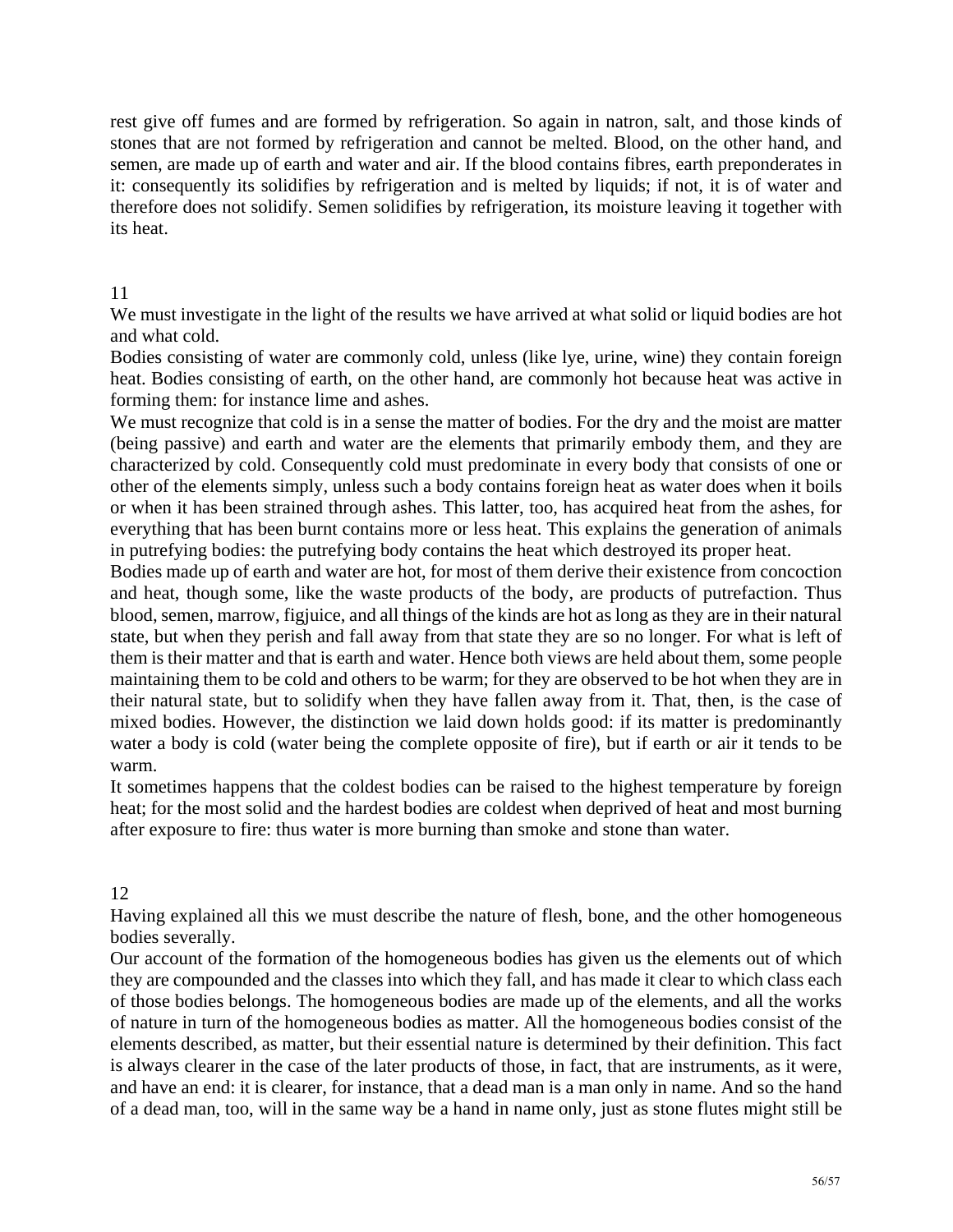rest give off fumes and are formed by refrigeration. So again in natron, salt, and those kinds of stones that are not formed by refrigeration and cannot be melted. Blood, on the other hand, and semen, are made up of earth and water and air. If the blood contains fibres, earth preponderates in it: consequently its solidifies by refrigeration and is melted by liquids; if not, it is of water and therefore does not solidify. Semen solidifies by refrigeration, its moisture leaving it together with its heat.

## 11

We must investigate in the light of the results we have arrived at what solid or liquid bodies are hot and what cold.

Bodies consisting of water are commonly cold, unless (like lye, urine, wine) they contain foreign heat. Bodies consisting of earth, on the other hand, are commonly hot because heat was active in forming them: for instance lime and ashes.

We must recognize that cold is in a sense the matter of bodies. For the dry and the moist are matter (being passive) and earth and water are the elements that primarily embody them, and they are characterized by cold. Consequently cold must predominate in every body that consists of one or other of the elements simply, unless such a body contains foreign heat as water does when it boils or when it has been strained through ashes. This latter, too, has acquired heat from the ashes, for everything that has been burnt contains more or less heat. This explains the generation of animals in putrefying bodies: the putrefying body contains the heat which destroyed its proper heat.

Bodies made up of earth and water are hot, for most of them derive their existence from concoction and heat, though some, like the waste products of the body, are products of putrefaction. Thus blood, semen, marrow, figjuice, and all things of the kinds are hot as long as they are in their natural state, but when they perish and fall away from that state they are so no longer. For what is left of them is their matter and that is earth and water. Hence both views are held about them, some people maintaining them to be cold and others to be warm; for they are observed to be hot when they are in their natural state, but to solidify when they have fallen away from it. That, then, is the case of mixed bodies. However, the distinction we laid down holds good: if its matter is predominantly water a body is cold (water being the complete opposite of fire), but if earth or air it tends to be warm.

It sometimes happens that the coldest bodies can be raised to the highest temperature by foreign heat; for the most solid and the hardest bodies are coldest when deprived of heat and most burning after exposure to fire: thus water is more burning than smoke and stone than water.

## 12

Having explained all this we must describe the nature of flesh, bone, and the other homogeneous bodies severally.

Our account of the formation of the homogeneous bodies has given us the elements out of which they are compounded and the classes into which they fall, and has made it clear to which class each of those bodies belongs. The homogeneous bodies are made up of the elements, and all the works of nature in turn of the homogeneous bodies as matter. All the homogeneous bodies consist of the elements described, as matter, but their essential nature is determined by their definition. This fact is always clearer in the case of the later products of those, in fact, that are instruments, as it were, and have an end: it is clearer, for instance, that a dead man is a man only in name. And so the hand of a dead man, too, will in the same way be a hand in name only, just as stone flutes might still be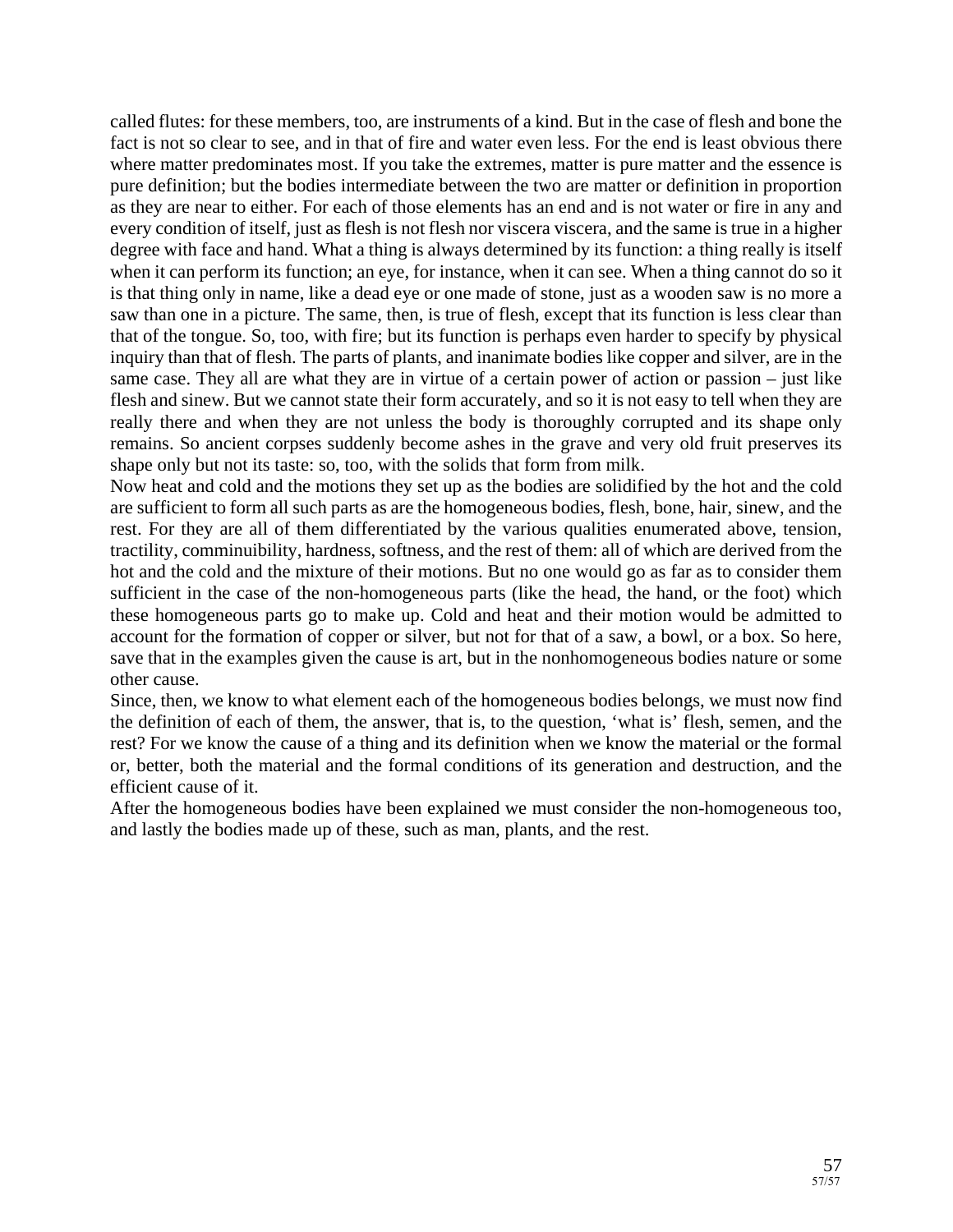called flutes: for these members, too, are instruments of a kind. But in the case of flesh and bone the fact is not so clear to see, and in that of fire and water even less. For the end is least obvious there where matter predominates most. If you take the extremes, matter is pure matter and the essence is pure definition; but the bodies intermediate between the two are matter or definition in proportion as they are near to either. For each of those elements has an end and is not water or fire in any and every condition of itself, just as flesh is not flesh nor viscera viscera, and the same is true in a higher degree with face and hand. What a thing is always determined by its function: a thing really is itself when it can perform its function; an eye, for instance, when it can see. When a thing cannot do so it is that thing only in name, like a dead eye or one made of stone, just as a wooden saw is no more a saw than one in a picture. The same, then, is true of flesh, except that its function is less clear than that of the tongue. So, too, with fire; but its function is perhaps even harder to specify by physical inquiry than that of flesh. The parts of plants, and inanimate bodies like copper and silver, are in the same case. They all are what they are in virtue of a certain power of action or passion – just like flesh and sinew. But we cannot state their form accurately, and so it is not easy to tell when they are really there and when they are not unless the body is thoroughly corrupted and its shape only remains. So ancient corpses suddenly become ashes in the grave and very old fruit preserves its shape only but not its taste: so, too, with the solids that form from milk.

Now heat and cold and the motions they set up as the bodies are solidified by the hot and the cold are sufficient to form all such parts as are the homogeneous bodies, flesh, bone, hair, sinew, and the rest. For they are all of them differentiated by the various qualities enumerated above, tension, tractility, comminuibility, hardness, softness, and the rest of them: all of which are derived from the hot and the cold and the mixture of their motions. But no one would go as far as to consider them sufficient in the case of the non-homogeneous parts (like the head, the hand, or the foot) which these homogeneous parts go to make up. Cold and heat and their motion would be admitted to account for the formation of copper or silver, but not for that of a saw, a bowl, or a box. So here, save that in the examples given the cause is art, but in the nonhomogeneous bodies nature or some other cause.

Since, then, we know to what element each of the homogeneous bodies belongs, we must now find the definition of each of them, the answer, that is, to the question, 'what is' flesh, semen, and the rest? For we know the cause of a thing and its definition when we know the material or the formal or, better, both the material and the formal conditions of its generation and destruction, and the efficient cause of it.

After the homogeneous bodies have been explained we must consider the non-homogeneous too, and lastly the bodies made up of these, such as man, plants, and the rest.